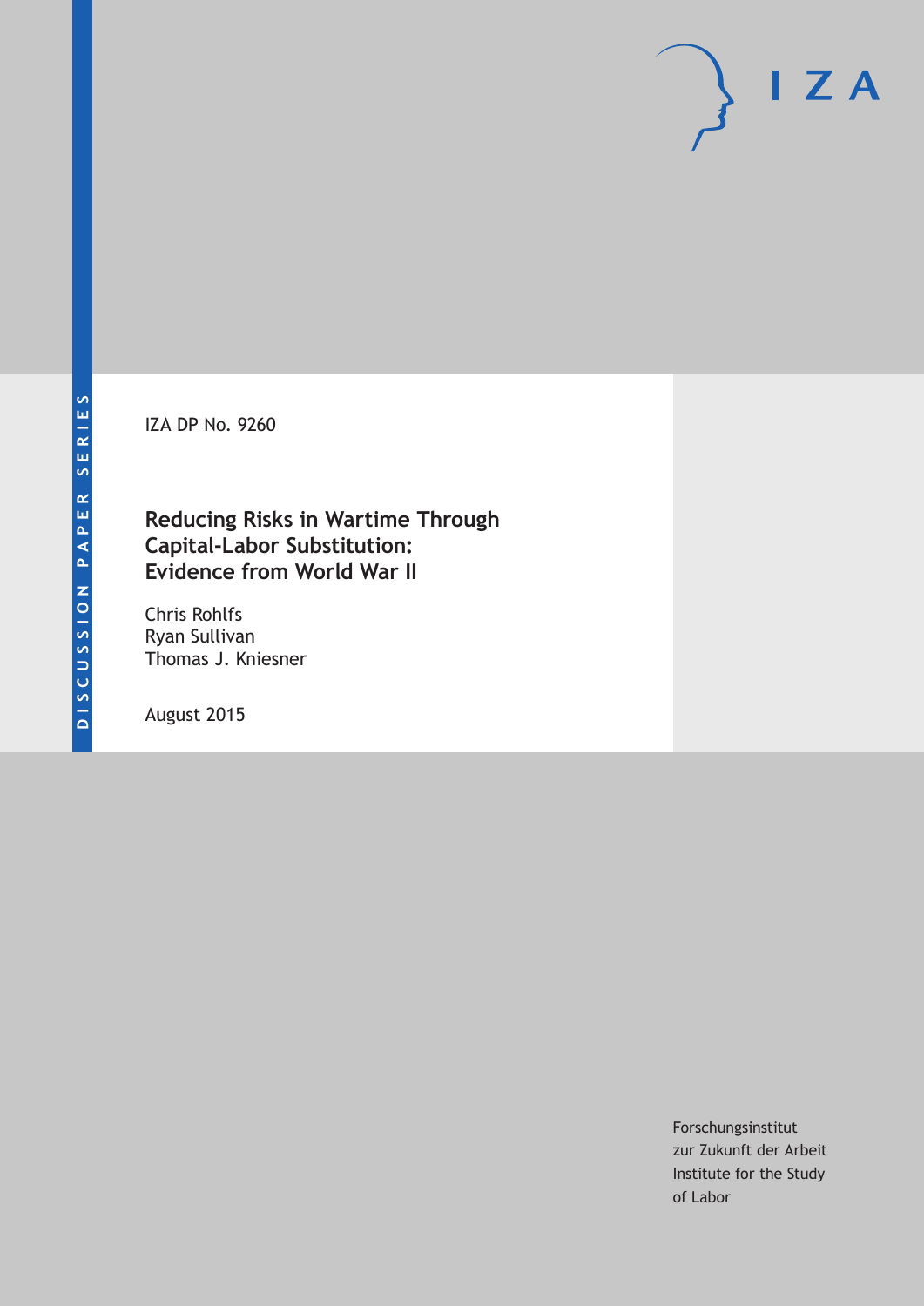DISCUSSION PAPER SERIES

IZA DP No. 9260

# Reducing Risks in Wartime Through Capital-Labor Substitution: Evidence from World War II

Chris Rohlfs
Ryan Sullivan
Thomas J. Kniesner

August 2015

Forschungsinstitut
zur Zukunft der Arbeit
Institute for the Study
of Labor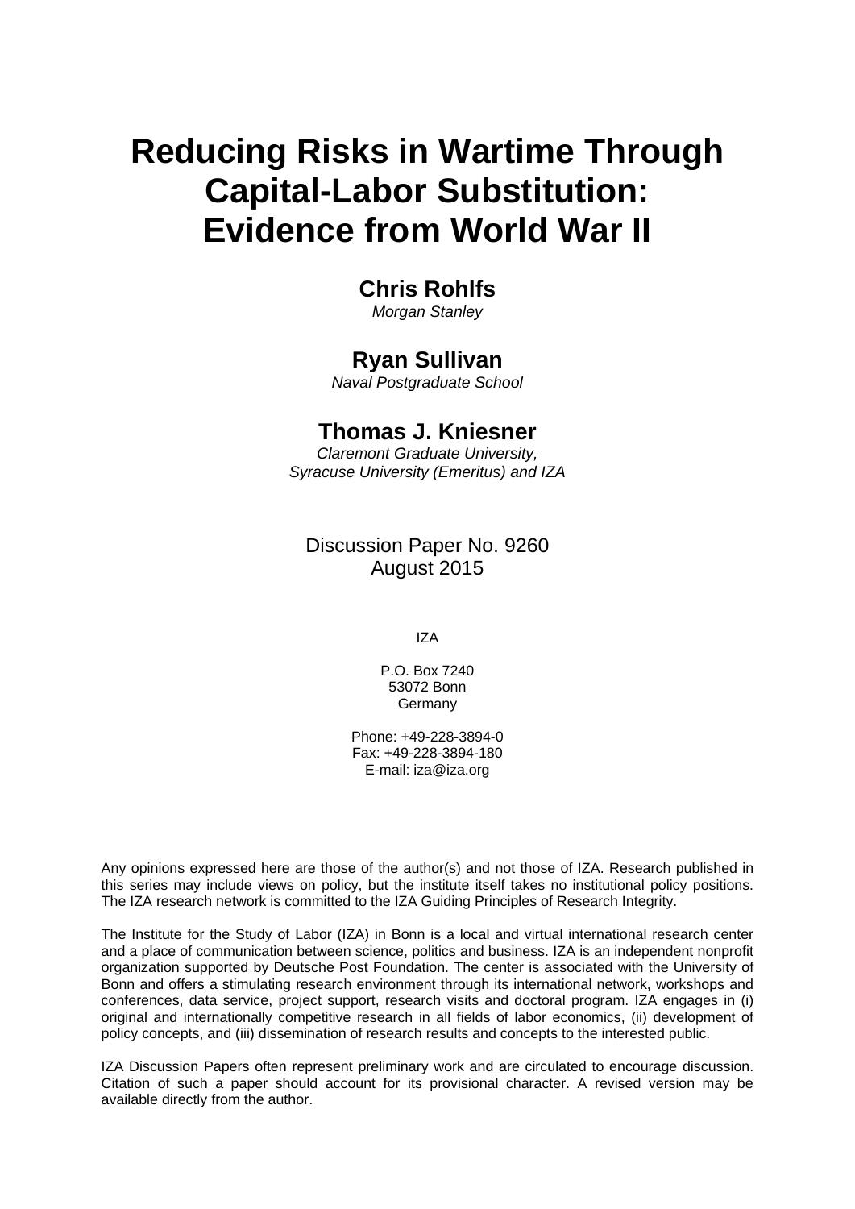# Reducing Risks in Wartime Through Capital-Labor Substitution: Evidence from World War II

**Chris Rohlfs**
*Morgan Stanley*

**Ryan Sullivan**
*Naval Postgraduate School*

**Thomas J. Kniesner**
*Claremont Graduate University, Syracuse University (Emeritus) and IZA*

Discussion Paper No. 9260
August 2015

IZA

P.O. Box 7240
53072 Bonn
Germany

Phone: +49-228-3894-0
Fax: +49-228-3894-180
E-mail: iza@iza.org

Any opinions expressed here are those of the author(s) and not those of IZA. Research published in this series may include views on policy, but the institute itself takes no institutional policy positions. The IZA research network is committed to the IZA Guiding Principles of Research Integrity.

The Institute for the Study of Labor (IZA) in Bonn is a local and virtual international research center and a place of communication between science, politics and business. IZA is an independent nonprofit organization supported by Deutsche Post Foundation. The center is associated with the University of Bonn and offers a stimulating research environment through its international network, workshops and conferences, data service, project support, research visits and doctoral program. IZA engages in (i) original and internationally competitive research in all fields of labor economics, (ii) development of policy concepts, and (iii) dissemination of research results and concepts to the interested public.

IZA Discussion Papers often represent preliminary work and are circulated to encourage discussion. Citation of such a paper should account for its provisional character. A revised version may be available directly from the author.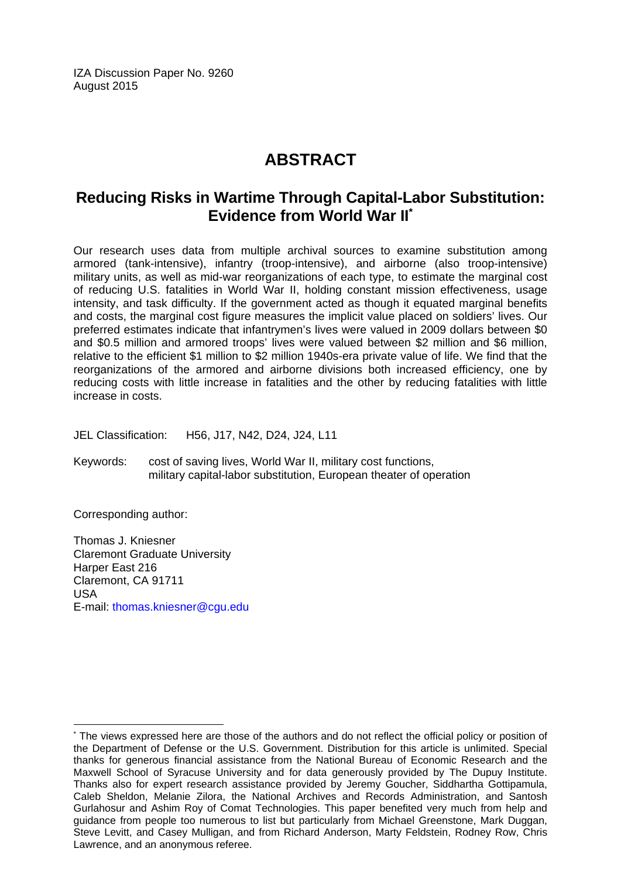IZA Discussion Paper No. 9260
August 2015

# ABSTRACT

## Reducing Risks in Wartime Through Capital-Labor Substitution: Evidence from World War II*

Our research uses data from multiple archival sources to examine substitution among armored (tank-intensive), infantry (troop-intensive), and airborne (also troop-intensive) military units, as well as mid-war reorganizations of each type, to estimate the marginal cost of reducing U.S. fatalities in World War II, holding constant mission effectiveness, usage intensity, and task difficulty. If the government acted as though it equated marginal benefits and costs, the marginal cost figure measures the implicit value placed on soldiers' lives. Our preferred estimates indicate that infantrymen's lives were valued in 2009 dollars between $0 and $0.5 million and armored troops' lives were valued between $2 million and $6 million, relative to the efficient $1 million to $2 million 1940s-era private value of life. We find that the reorganizations of the armored and airborne divisions both increased efficiency, one by reducing costs with little increase in fatalities and the other by reducing fatalities with little increase in costs.

JEL Classification: H56, J17, N42, D24, J24, L11

Keywords: cost of saving lives, World War II, military cost functions, military capital-labor substitution, European theater of operation

Corresponding author:

Thomas J. Kniesner
Claremont Graduate University
Harper East 216
Claremont, CA 91711
USA
E-mail: thomas.kniesner@cgu.edu

---

* The views expressed here are those of the authors and do not reflect the official policy or position of the Department of Defense or the U.S. Government. Distribution for this article is unlimited. Special thanks for generous financial assistance from the National Bureau of Economic Research and the Maxwell School of Syracuse University and for data generously provided by The Dupuy Institute. Thanks also for expert research assistance provided by Jeremy Goucher, Siddhartha Gottipamula, Caleb Sheldon, Melanie Zilora, the National Archives and Records Administration, and Santosh Gurlahosur and Ashim Roy of Comat Technologies. This paper benefited very much from help and guidance from people too numerous to list but particularly from Michael Greenstone, Mark Duggan, Steve Levitt, and Casey Mulligan, and from Richard Anderson, Marty Feldstein, Rodney Row, Chris Lawrence, and an anonymous referee.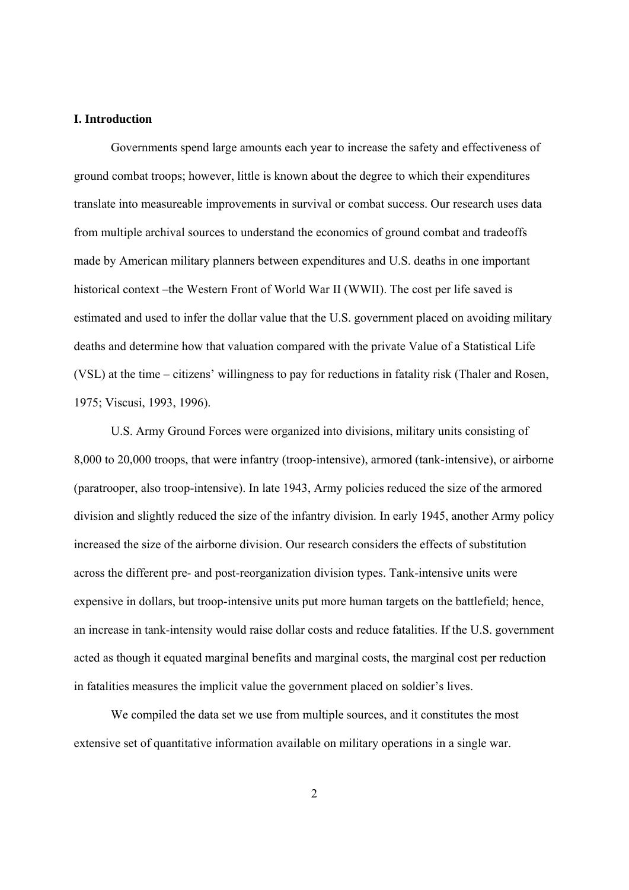**I. Introduction**

Governments spend large amounts each year to increase the safety and effectiveness of ground combat troops; however, little is known about the degree to which their expenditures translate into measureable improvements in survival or combat success. Our research uses data from multiple archival sources to understand the economics of ground combat and tradeoffs made by American military planners between expenditures and U.S. deaths in one important historical context –the Western Front of World War II (WWII). The cost per life saved is estimated and used to infer the dollar value that the U.S. government placed on avoiding military deaths and determine how that valuation compared with the private Value of a Statistical Life (VSL) at the time – citizens' willingness to pay for reductions in fatality risk (Thaler and Rosen, 1975; Viscusi, 1993, 1996).

U.S. Army Ground Forces were organized into divisions, military units consisting of 8,000 to 20,000 troops, that were infantry (troop-intensive), armored (tank-intensive), or airborne (paratrooper, also troop-intensive). In late 1943, Army policies reduced the size of the armored division and slightly reduced the size of the infantry division. In early 1945, another Army policy increased the size of the airborne division. Our research considers the effects of substitution across the different pre- and post-reorganization division types. Tank-intensive units were expensive in dollars, but troop-intensive units put more human targets on the battlefield; hence, an increase in tank-intensity would raise dollar costs and reduce fatalities. If the U.S. government acted as though it equated marginal benefits and marginal costs, the marginal cost per reduction in fatalities measures the implicit value the government placed on soldier's lives.

We compiled the data set we use from multiple sources, and it constitutes the most extensive set of quantitative information available on military operations in a single war.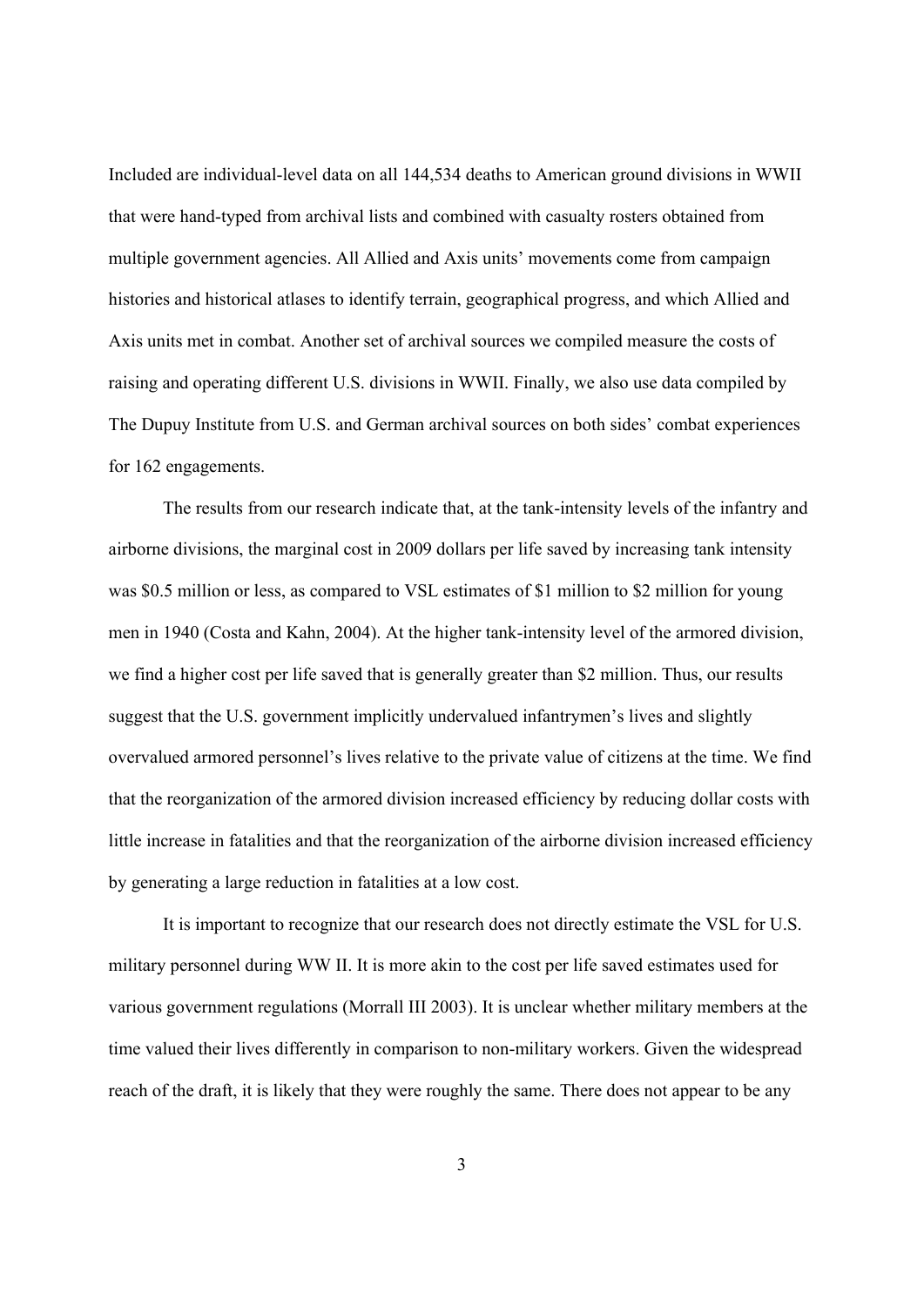Included are individual-level data on all 144,534 deaths to American ground divisions in WWII that were hand-typed from archival lists and combined with casualty rosters obtained from multiple government agencies. All Allied and Axis units' movements come from campaign histories and historical atlases to identify terrain, geographical progress, and which Allied and Axis units met in combat. Another set of archival sources we compiled measure the costs of raising and operating different U.S. divisions in WWII. Finally, we also use data compiled by The Dupuy Institute from U.S. and German archival sources on both sides' combat experiences for 162 engagements.

The results from our research indicate that, at the tank-intensity levels of the infantry and airborne divisions, the marginal cost in 2009 dollars per life saved by increasing tank intensity was $0.5 million or less, as compared to VSL estimates of $1 million to $2 million for young men in 1940 (Costa and Kahn, 2004). At the higher tank-intensity level of the armored division, we find a higher cost per life saved that is generally greater than $2 million. Thus, our results suggest that the U.S. government implicitly undervalued infantrymen's lives and slightly overvalued armored personnel's lives relative to the private value of citizens at the time. We find that the reorganization of the armored division increased efficiency by reducing dollar costs with little increase in fatalities and that the reorganization of the airborne division increased efficiency by generating a large reduction in fatalities at a low cost.

It is important to recognize that our research does not directly estimate the VSL for U.S. military personnel during WW II. It is more akin to the cost per life saved estimates used for various government regulations (Morrall III 2003). It is unclear whether military members at the time valued their lives differently in comparison to non-military workers. Given the widespread reach of the draft, it is likely that they were roughly the same. There does not appear to be any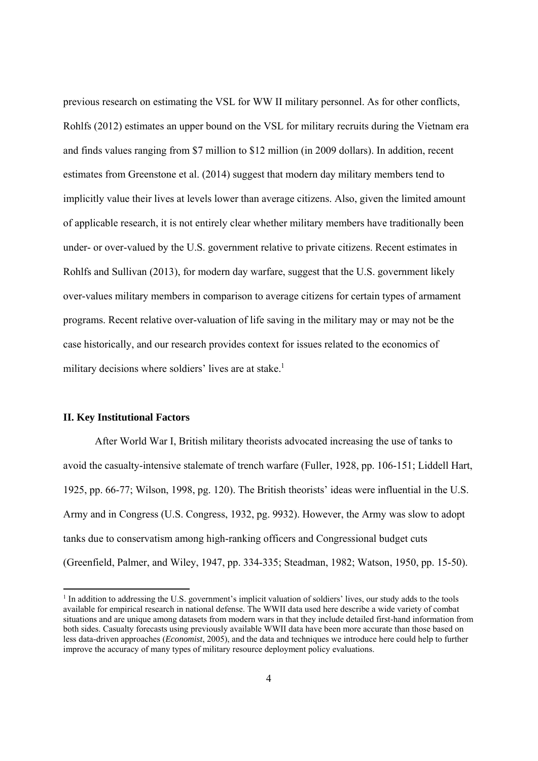previous research on estimating the VSL for WW II military personnel. As for other conflicts, Rohlfs (2012) estimates an upper bound on the VSL for military recruits during the Vietnam era and finds values ranging from $7 million to $12 million (in 2009 dollars). In addition, recent estimates from Greenstone et al. (2014) suggest that modern day military members tend to implicitly value their lives at levels lower than average citizens. Also, given the limited amount of applicable research, it is not entirely clear whether military members have traditionally been under- or over-valued by the U.S. government relative to private citizens. Recent estimates in Rohlfs and Sullivan (2013), for modern day warfare, suggest that the U.S. government likely over-values military members in comparison to average citizens for certain types of armament programs. Recent relative over-valuation of life saving in the military may or may not be the case historically, and our research provides context for issues related to the economics of military decisions where soldiers' lives are at stake.[1]

## II. Key Institutional Factors

After World War I, British military theorists advocated increasing the use of tanks to avoid the casualty-intensive stalemate of trench warfare (Fuller, 1928, pp. 106-151; Liddell Hart, 1925, pp. 66-77; Wilson, 1998, pg. 120). The British theorists' ideas were influential in the U.S. Army and in Congress (U.S. Congress, 1932, pg. 9932). However, the Army was slow to adopt tanks due to conservatism among high-ranking officers and Congressional budget cuts (Greenfield, Palmer, and Wiley, 1947, pp. 334-335; Steadman, 1982; Watson, 1950, pp. 15-50).

---

[1] In addition to addressing the U.S. government's implicit valuation of soldiers' lives, our study adds to the tools available for empirical research in national defense. The WWII data used here describe a wide variety of combat situations and are unique among datasets from modern wars in that they include detailed first-hand information from both sides. Casualty forecasts using previously available WWII data have been more accurate than those based on less data-driven approaches (*Economist*, 2005), and the data and techniques we introduce here could help to further improve the accuracy of many types of military resource deployment policy evaluations.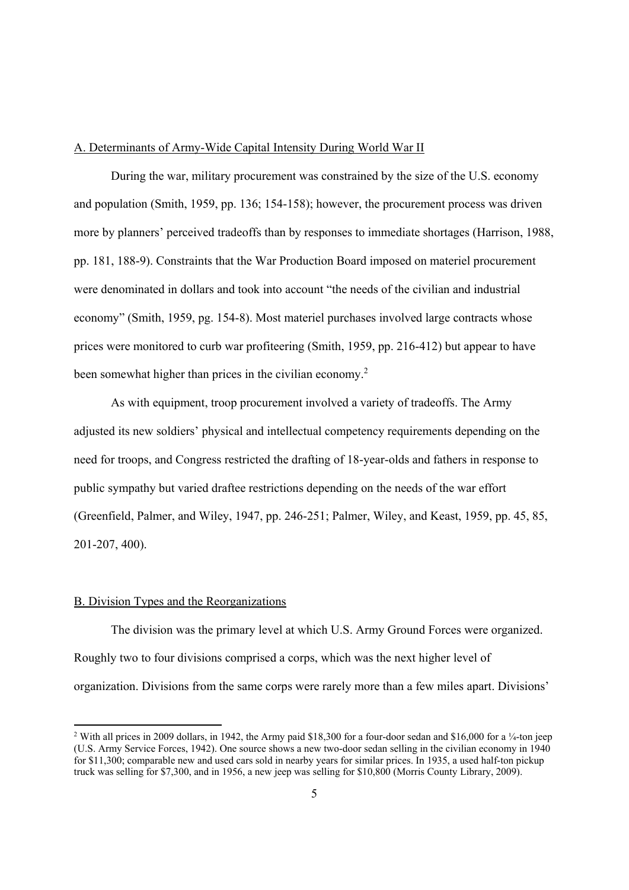A. Determinants of Army-Wide Capital Intensity During World War II

During the war, military procurement was constrained by the size of the U.S. economy and population (Smith, 1959, pp. 136; 154-158); however, the procurement process was driven more by planners' perceived tradeoffs than by responses to immediate shortages (Harrison, 1988, pp. 181, 188-9). Constraints that the War Production Board imposed on materiel procurement were denominated in dollars and took into account "the needs of the civilian and industrial economy" (Smith, 1959, pg. 154-8). Most materiel purchases involved large contracts whose prices were monitored to curb war profiteering (Smith, 1959, pp. 216-412) but appear to have been somewhat higher than prices in the civilian economy.[2]

As with equipment, troop procurement involved a variety of tradeoffs. The Army adjusted its new soldiers' physical and intellectual competency requirements depending on the need for troops, and Congress restricted the drafting of 18-year-olds and fathers in response to public sympathy but varied draftee restrictions depending on the needs of the war effort (Greenfield, Palmer, and Wiley, 1947, pp. 246-251; Palmer, Wiley, and Keast, 1959, pp. 45, 85, 201-207, 400).

B. Division Types and the Reorganizations

The division was the primary level at which U.S. Army Ground Forces were organized. Roughly two to four divisions comprised a corps, which was the next higher level of organization. Divisions from the same corps were rarely more than a few miles apart. Divisions'

[2] With all prices in 2009 dollars, in 1942, the Army paid $18,300 for a four-door sedan and $16,000 for a ¼-ton jeep (U.S. Army Service Forces, 1942). One source shows a new two-door sedan selling in the civilian economy in 1940 for $11,300; comparable new and used cars sold in nearby years for similar prices. In 1935, a used half-ton pickup truck was selling for $7,300, and in 1956, a new jeep was selling for $10,800 (Morris County Library, 2009).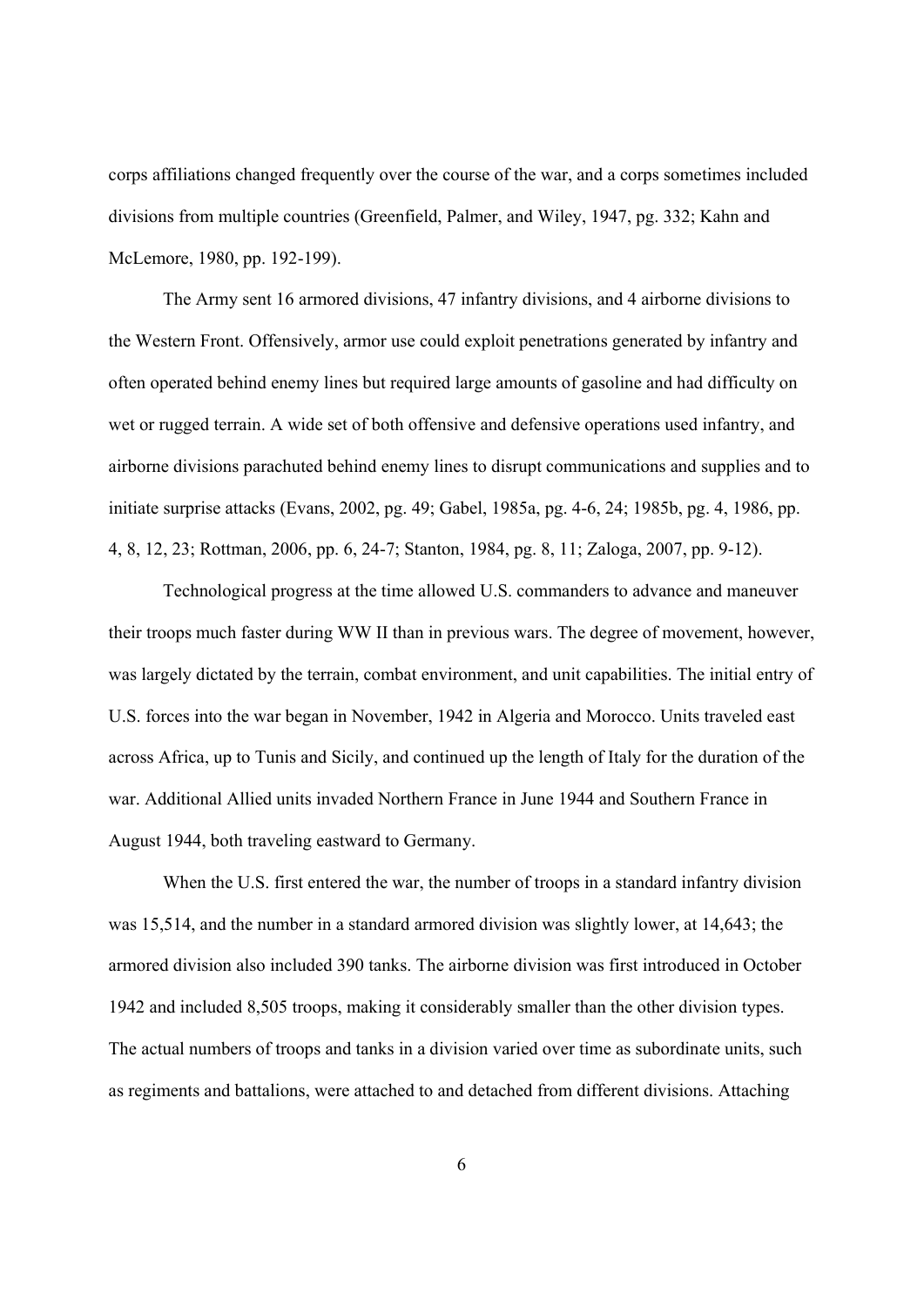corps affiliations changed frequently over the course of the war, and a corps sometimes included divisions from multiple countries (Greenfield, Palmer, and Wiley, 1947, pg. 332; Kahn and McLemore, 1980, pp. 192-199).

The Army sent 16 armored divisions, 47 infantry divisions, and 4 airborne divisions to the Western Front. Offensively, armor use could exploit penetrations generated by infantry and often operated behind enemy lines but required large amounts of gasoline and had difficulty on wet or rugged terrain. A wide set of both offensive and defensive operations used infantry, and airborne divisions parachuted behind enemy lines to disrupt communications and supplies and to initiate surprise attacks (Evans, 2002, pg. 49; Gabel, 1985a, pg. 4-6, 24; 1985b, pg. 4, 1986, pp. 4, 8, 12, 23; Rottman, 2006, pp. 6, 24-7; Stanton, 1984, pg. 8, 11; Zaloga, 2007, pp. 9-12).

Technological progress at the time allowed U.S. commanders to advance and maneuver their troops much faster during WW II than in previous wars. The degree of movement, however, was largely dictated by the terrain, combat environment, and unit capabilities. The initial entry of U.S. forces into the war began in November, 1942 in Algeria and Morocco. Units traveled east across Africa, up to Tunis and Sicily, and continued up the length of Italy for the duration of the war. Additional Allied units invaded Northern France in June 1944 and Southern France in August 1944, both traveling eastward to Germany.

When the U.S. first entered the war, the number of troops in a standard infantry division was 15,514, and the number in a standard armored division was slightly lower, at 14,643; the armored division also included 390 tanks. The airborne division was first introduced in October 1942 and included 8,505 troops, making it considerably smaller than the other division types. The actual numbers of troops and tanks in a division varied over time as subordinate units, such as regiments and battalions, were attached to and detached from different divisions. Attaching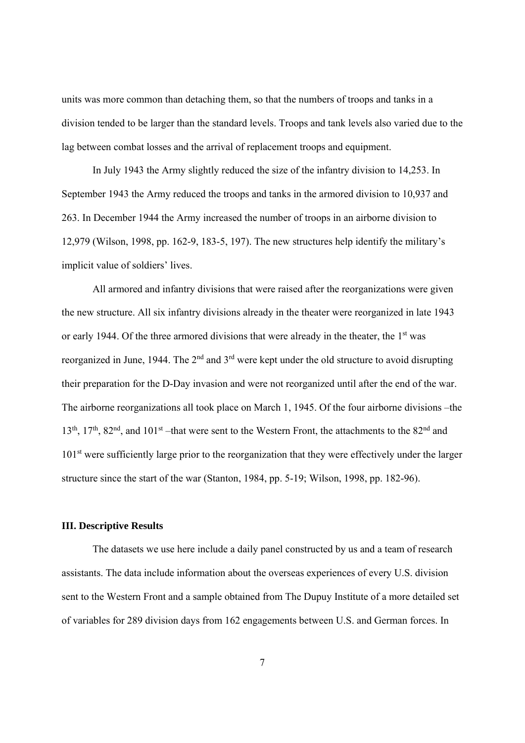units was more common than detaching them, so that the numbers of troops and tanks in a division tended to be larger than the standard levels. Troops and tank levels also varied due to the lag between combat losses and the arrival of replacement troops and equipment.

In July 1943 the Army slightly reduced the size of the infantry division to 14,253. In September 1943 the Army reduced the troops and tanks in the armored division to 10,937 and 263. In December 1944 the Army increased the number of troops in an airborne division to 12,979 (Wilson, 1998, pp. 162-9, 183-5, 197). The new structures help identify the military's implicit value of soldiers' lives.

All armored and infantry divisions that were raised after the reorganizations were given the new structure. All six infantry divisions already in the theater were reorganized in late 1943 or early 1944. Of the three armored divisions that were already in the theater, the 1st was reorganized in June, 1944. The 2nd and 3rd were kept under the old structure to avoid disrupting their preparation for the D-Day invasion and were not reorganized until after the end of the war. The airborne reorganizations all took place on March 1, 1945. Of the four airborne divisions –the 13th, 17th, 82nd, and 101st –that were sent to the Western Front, the attachments to the 82nd and 101st were sufficiently large prior to the reorganization that they were effectively under the larger structure since the start of the war (Stanton, 1984, pp. 5-19; Wilson, 1998, pp. 182-96).

### III. Descriptive Results

The datasets we use here include a daily panel constructed by us and a team of research assistants. The data include information about the overseas experiences of every U.S. division sent to the Western Front and a sample obtained from The Dupuy Institute of a more detailed set of variables for 289 division days from 162 engagements between U.S. and German forces. In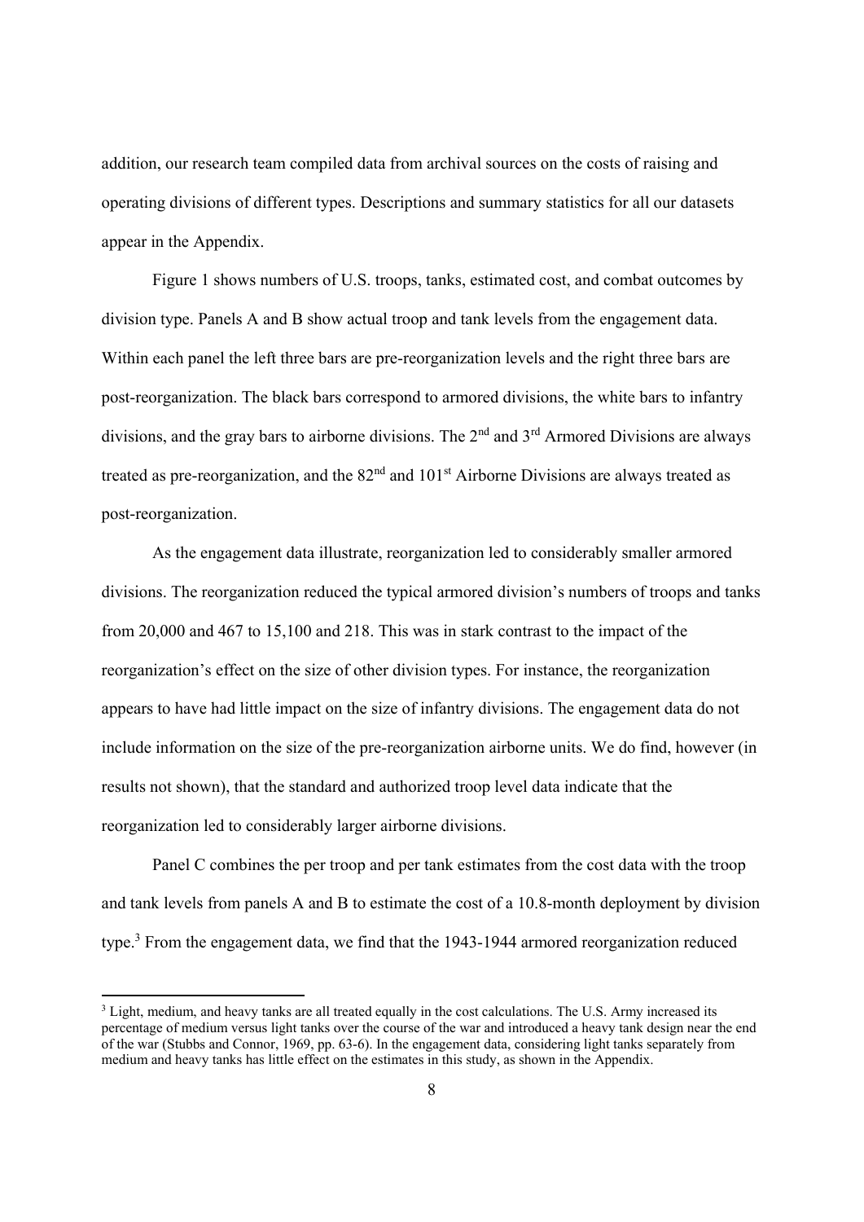addition, our research team compiled data from archival sources on the costs of raising and operating divisions of different types. Descriptions and summary statistics for all our datasets appear in the Appendix.

Figure 1 shows numbers of U.S. troops, tanks, estimated cost, and combat outcomes by division type. Panels A and B show actual troop and tank levels from the engagement data. Within each panel the left three bars are pre-reorganization levels and the right three bars are post-reorganization. The black bars correspond to armored divisions, the white bars to infantry divisions, and the gray bars to airborne divisions. The 2nd and 3rd Armored Divisions are always treated as pre-reorganization, and the 82nd and 101st Airborne Divisions are always treated as post-reorganization.

As the engagement data illustrate, reorganization led to considerably smaller armored divisions. The reorganization reduced the typical armored division's numbers of troops and tanks from 20,000 and 467 to 15,100 and 218. This was in stark contrast to the impact of the reorganization's effect on the size of other division types. For instance, the reorganization appears to have had little impact on the size of infantry divisions. The engagement data do not include information on the size of the pre-reorganization airborne units. We do find, however (in results not shown), that the standard and authorized troop level data indicate that the reorganization led to considerably larger airborne divisions.

Panel C combines the per troop and per tank estimates from the cost data with the troop and tank levels from panels A and B to estimate the cost of a 10.8-month deployment by division type.[3] From the engagement data, we find that the 1943-1944 armored reorganization reduced

[3] Light, medium, and heavy tanks are all treated equally in the cost calculations. The U.S. Army increased its percentage of medium versus light tanks over the course of the war and introduced a heavy tank design near the end of the war (Stubbs and Connor, 1969, pp. 63-6). In the engagement data, considering light tanks separately from medium and heavy tanks has little effect on the estimates in this study, as shown in the Appendix.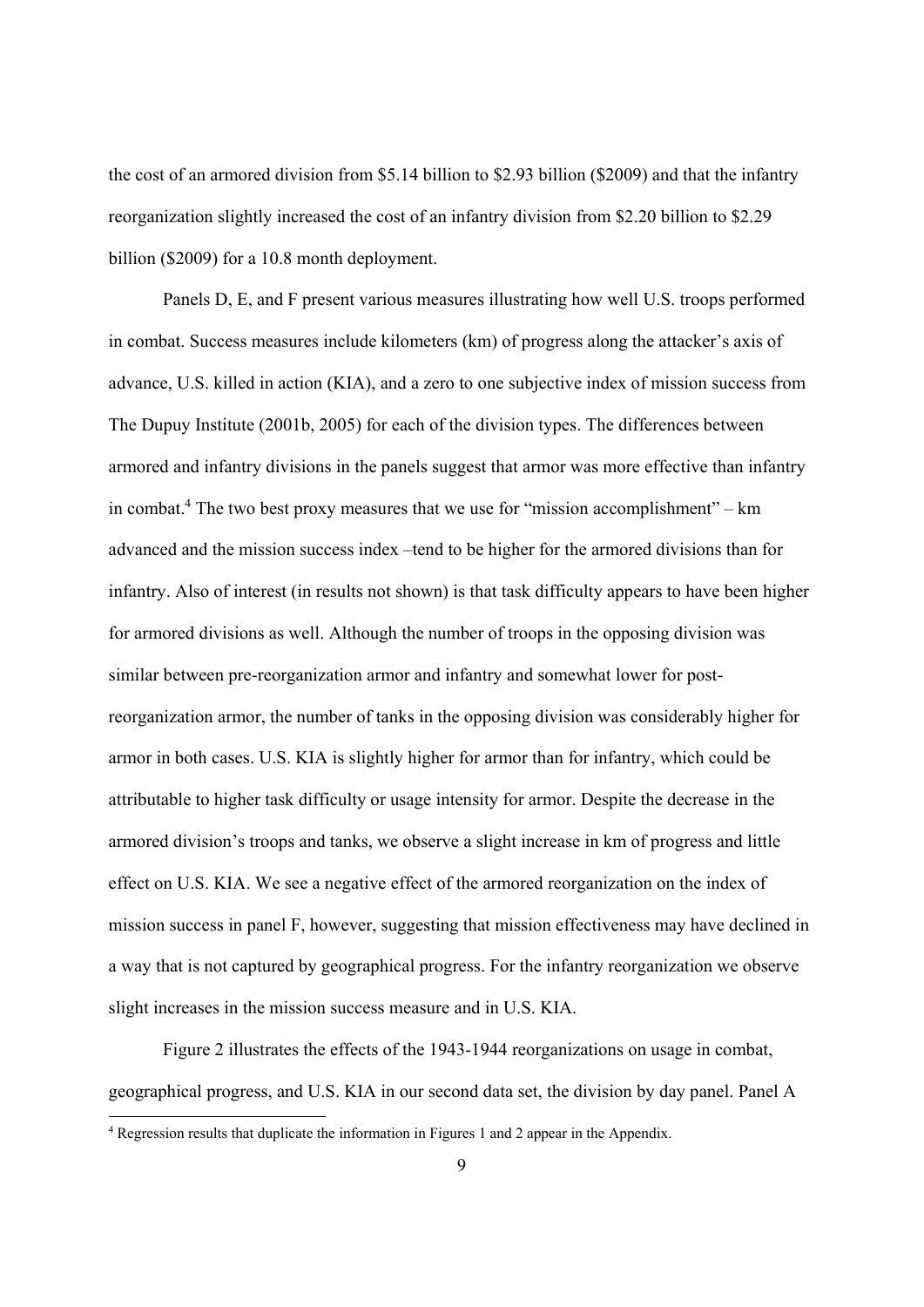the cost of an armored division from $5.14 billion to $2.93 billion ($2009) and that the infantry reorganization slightly increased the cost of an infantry division from $2.20 billion to $2.29 billion ($2009) for a 10.8 month deployment.

Panels D, E, and F present various measures illustrating how well U.S. troops performed in combat. Success measures include kilometers (km) of progress along the attacker's axis of advance, U.S. killed in action (KIA), and a zero to one subjective index of mission success from The Dupuy Institute (2001b, 2005) for each of the division types. The differences between armored and infantry divisions in the panels suggest that armor was more effective than infantry in combat.[4] The two best proxy measures that we use for "mission accomplishment" – km advanced and the mission success index –tend to be higher for the armored divisions than for infantry. Also of interest (in results not shown) is that task difficulty appears to have been higher for armored divisions as well. Although the number of troops in the opposing division was similar between pre-reorganization armor and infantry and somewhat lower for post-reorganization armor, the number of tanks in the opposing division was considerably higher for armor in both cases. U.S. KIA is slightly higher for armor than for infantry, which could be attributable to higher task difficulty or usage intensity for armor. Despite the decrease in the armored division's troops and tanks, we observe a slight increase in km of progress and little effect on U.S. KIA. We see a negative effect of the armored reorganization on the index of mission success in panel F, however, suggesting that mission effectiveness may have declined in a way that is not captured by geographical progress. For the infantry reorganization we observe slight increases in the mission success measure and in U.S. KIA.

Figure 2 illustrates the effects of the 1943-1944 reorganizations on usage in combat, geographical progress, and U.S. KIA in our second data set, the division by day panel. Panel A

[4] Regression results that duplicate the information in Figures 1 and 2 appear in the Appendix.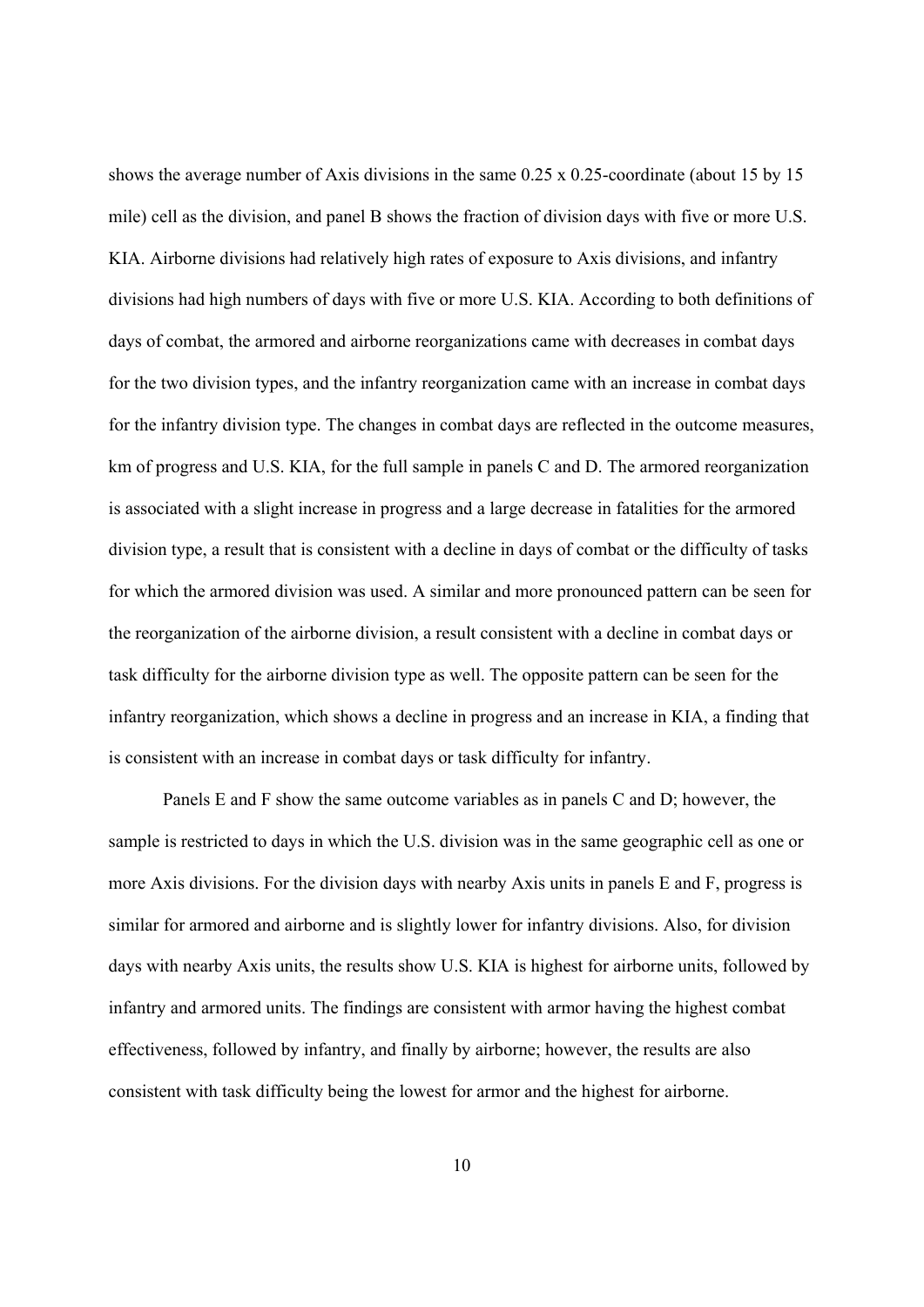shows the average number of Axis divisions in the same 0.25 x 0.25-coordinate (about 15 by 15 mile) cell as the division, and panel B shows the fraction of division days with five or more U.S. KIA. Airborne divisions had relatively high rates of exposure to Axis divisions, and infantry divisions had high numbers of days with five or more U.S. KIA. According to both definitions of days of combat, the armored and airborne reorganizations came with decreases in combat days for the two division types, and the infantry reorganization came with an increase in combat days for the infantry division type. The changes in combat days are reflected in the outcome measures, km of progress and U.S. KIA, for the full sample in panels C and D. The armored reorganization is associated with a slight increase in progress and a large decrease in fatalities for the armored division type, a result that is consistent with a decline in days of combat or the difficulty of tasks for which the armored division was used. A similar and more pronounced pattern can be seen for the reorganization of the airborne division, a result consistent with a decline in combat days or task difficulty for the airborne division type as well. The opposite pattern can be seen for the infantry reorganization, which shows a decline in progress and an increase in KIA, a finding that is consistent with an increase in combat days or task difficulty for infantry.

Panels E and F show the same outcome variables as in panels C and D; however, the sample is restricted to days in which the U.S. division was in the same geographic cell as one or more Axis divisions. For the division days with nearby Axis units in panels E and F, progress is similar for armored and airborne and is slightly lower for infantry divisions. Also, for division days with nearby Axis units, the results show U.S. KIA is highest for airborne units, followed by infantry and armored units. The findings are consistent with armor having the highest combat effectiveness, followed by infantry, and finally by airborne; however, the results are also consistent with task difficulty being the lowest for armor and the highest for airborne.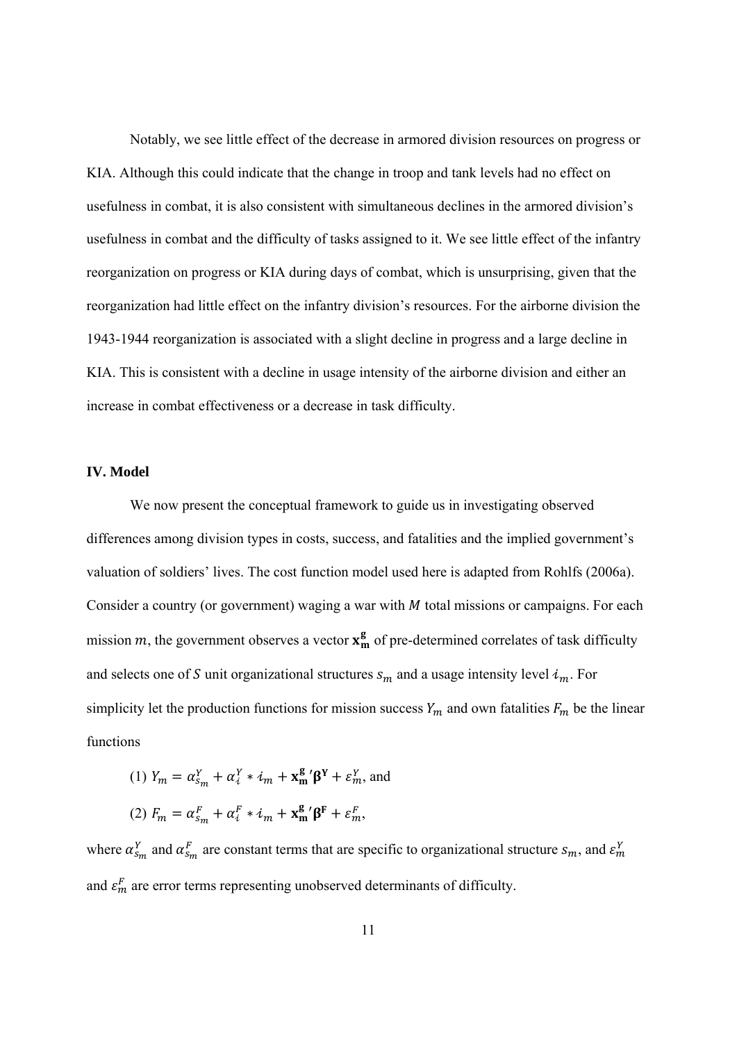Notably, we see little effect of the decrease in armored division resources on progress or KIA. Although this could indicate that the change in troop and tank levels had no effect on usefulness in combat, it is also consistent with simultaneous declines in the armored division's usefulness in combat and the difficulty of tasks assigned to it. We see little effect of the infantry reorganization on progress or KIA during days of combat, which is unsurprising, given that the reorganization had little effect on the infantry division's resources. For the airborne division the 1943-1944 reorganization is associated with a slight decline in progress and a large decline in KIA. This is consistent with a decline in usage intensity of the airborne division and either an increase in combat effectiveness or a decrease in task difficulty.

### IV. Model

We now present the conceptual framework to guide us in investigating observed differences among division types in costs, success, and fatalities and the implied government's valuation of soldiers' lives. The cost function model used here is adapted from Rohlfs (2006a). Consider a country (or government) waging a war with $M$ total missions or campaigns. For each mission $m$, the government observes a vector $\mathbf{x_m^g}$ of pre-determined correlates of task difficulty and selects one of $S$ unit organizational structures $s_m$ and a usage intensity level $\imath_m$. For simplicity let the production functions for mission success $Y_m$ and own fatalities $F_m$ be the linear functions

(1) $Y_m = \alpha_{s_m}^Y + \alpha_\imath^Y * \imath_m + \mathbf{x_m^g}'\boldsymbol{\beta}^\mathbf{Y} + \varepsilon_m^Y$, and

(2) $F_m = \alpha_{s_m}^F + \alpha_\imath^F * \imath_m + \mathbf{x_m^g}'\boldsymbol{\beta}^\mathbf{F} + \varepsilon_m^F$,

where $\alpha_{s_m}^Y$ and $\alpha_{s_m}^F$ are constant terms that are specific to organizational structure $s_m$, and $\varepsilon_m^Y$ and $\varepsilon_m^F$ are error terms representing unobserved determinants of difficulty.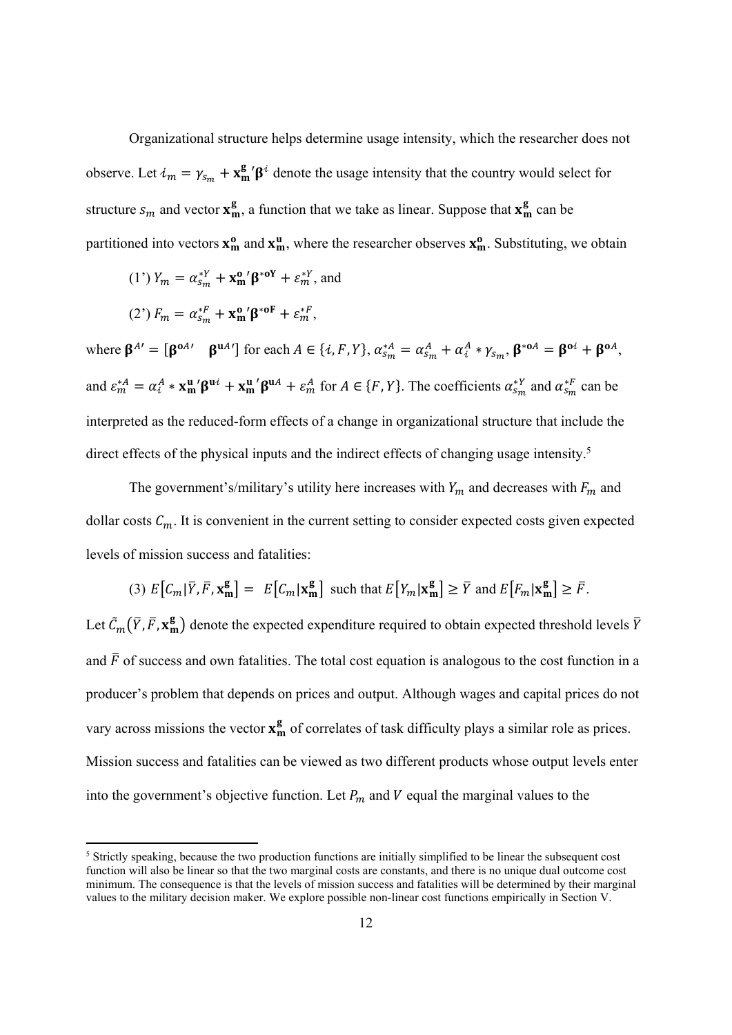Organizational structure helps determine usage intensity, which the researcher does not observe. Let $\imath_m = \gamma_{s_m} + \mathbf{x_m^g}'\boldsymbol{\beta}^{\imath}$ denote the usage intensity that the country would select for structure $s_m$ and vector $\mathbf{x_m^g}$, a function that we take as linear. Suppose that $\mathbf{x_m^g}$ can be partitioned into vectors $\mathbf{x_m^o}$ and $\mathbf{x_m^u}$, where the researcher observes $\mathbf{x_m^o}$. Substituting, we obtain

(1') $Y_m = \alpha_{s_m}^{*Y} + \mathbf{x_m^o}'\boldsymbol{\beta}^{*\mathbf{oY}} + \varepsilon_m^{*Y}$, and

(2') $F_m = \alpha_{s_m}^{*F} + \mathbf{x_m^o}'\boldsymbol{\beta}^{*\mathbf{oF}} + \varepsilon_m^{*F}$,

where $\boldsymbol{\beta}^{A\prime} = [\boldsymbol{\beta}^{\mathbf{o}A\prime} \quad \boldsymbol{\beta}^{\mathbf{u}A\prime}]$ for each $A \in \{\imath, F, Y\}$, $\alpha_{s_m}^{*A} = \alpha_{s_m}^{A} + \alpha_{\imath}^{A} * \gamma_{s_m}$, $\boldsymbol{\beta}^{*\mathbf{o}A} = \boldsymbol{\beta}^{\mathbf{o}\imath} + \boldsymbol{\beta}^{\mathbf{o}A}$, and $\varepsilon_m^{*A} = \alpha_{\imath}^{A} * \mathbf{x_m^u}'\boldsymbol{\beta}^{\mathbf{u}\imath} + \mathbf{x_m^u}'\boldsymbol{\beta}^{\mathbf{u}A} + \varepsilon_m^{A}$ for $A \in \{F, Y\}$. The coefficients $\alpha_{s_m}^{*Y}$ and $\alpha_{s_m}^{*F}$ can be interpreted as the reduced-form effects of a change in organizational structure that include the direct effects of the physical inputs and the indirect effects of changing usage intensity.[5]

The government's/military's utility here increases with $Y_m$ and decreases with $F_m$ and dollar costs $C_m$. It is convenient in the current setting to consider expected costs given expected levels of mission success and fatalities:

(3) $E[C_m | \bar{Y}, \bar{F}, \mathbf{x_m^g}] = E[C_m | \mathbf{x_m^g}]$ such that $E[Y_m | \mathbf{x_m^g}] \geq \bar{Y}$ and $E[F_m | \mathbf{x_m^g}] \geq \bar{F}$.

Let $\tilde{C}_m(\bar{Y}, \bar{F}, \mathbf{x_m^g})$ denote the expected expenditure required to obtain expected threshold levels $\bar{Y}$ and $\bar{F}$ of success and own fatalities. The total cost equation is analogous to the cost function in a producer's problem that depends on prices and output. Although wages and capital prices do not vary across missions the vector $\mathbf{x_m^g}$ of correlates of task difficulty plays a similar role as prices. Mission success and fatalities can be viewed as two different products whose output levels enter into the government's objective function. Let $P_m$ and $V$ equal the marginal values to the

[5] Strictly speaking, because the two production functions are initially simplified to be linear the subsequent cost function will also be linear so that the two marginal costs are constants, and there is no unique dual outcome cost minimum. The consequence is that the levels of mission success and fatalities will be determined by their marginal values to the military decision maker. We explore possible non-linear cost functions empirically in Section V.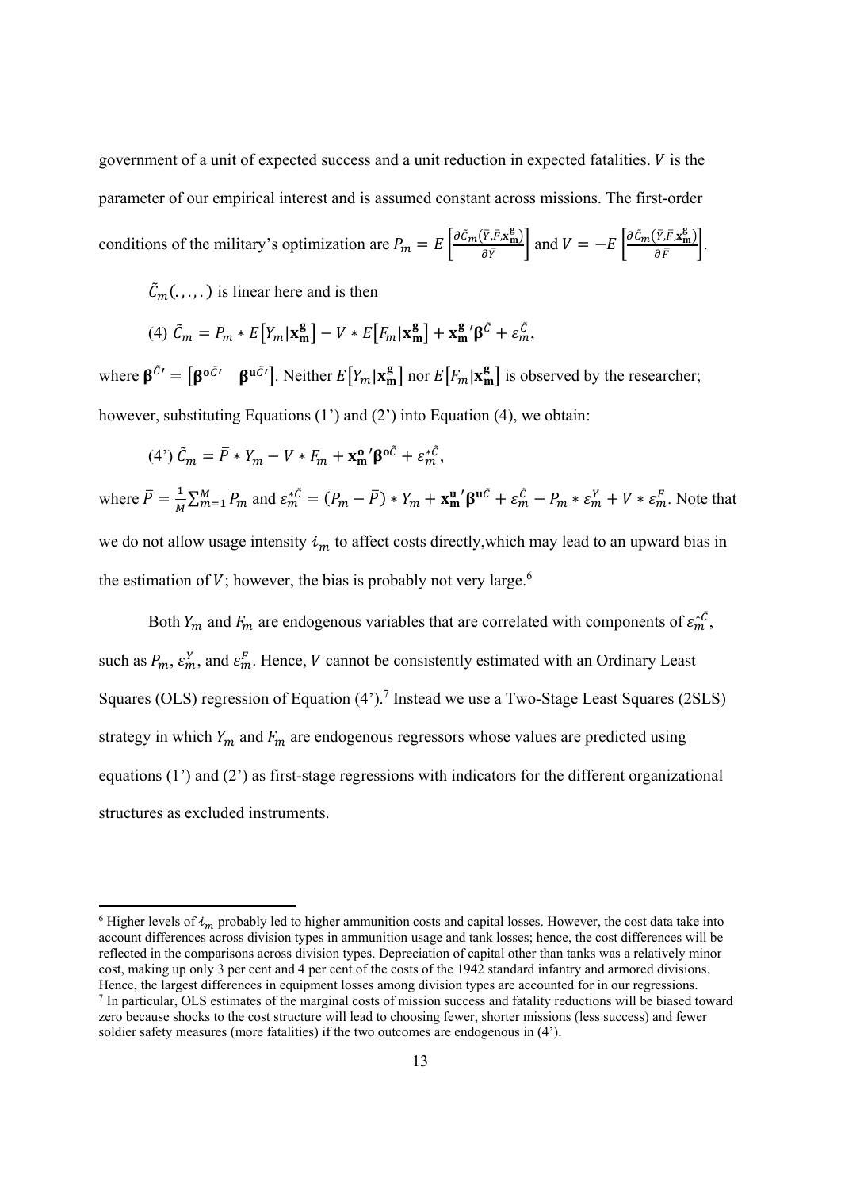government of a unit of expected success and a unit reduction in expected fatalities. $V$ is the parameter of our empirical interest and is assumed constant across missions. The first-order conditions of the military's optimization are $P_m = E\left[\frac{\partial \tilde{C}_m(\bar{Y},\bar{F},\mathbf{x_m^g})}{\partial \bar{Y}}\right]$ and $V = -E\left[\frac{\partial \tilde{C}_m(\bar{Y},\bar{F},\mathbf{x_m^g})}{\partial \bar{F}}\right]$.

$\tilde{C}_m(.,.,.)$ is linear here and is then

$$(4)\ \tilde{C}_m = P_m * E\left[Y_m|\mathbf{x_m^g}\right] - V * E\left[F_m|\mathbf{x_m^g}\right] + \mathbf{x_m^g}'\boldsymbol{\beta}^{\tilde{C}} + \varepsilon_m^{\tilde{C}},$$

where $\boldsymbol{\beta}^{\tilde{C}\prime} = \left[\boldsymbol{\beta}^{\mathbf{o}\tilde{C}\prime} \quad \boldsymbol{\beta}^{\mathbf{u}\tilde{C}\prime}\right]$. Neither $E\left[Y_m|\mathbf{x_m^g}\right]$ nor $E\left[F_m|\mathbf{x_m^g}\right]$ is observed by the researcher; however, substituting Equations (1') and (2') into Equation (4), we obtain:

$$(4')\ \tilde{C}_m = \bar{P} * Y_m - V * F_m + \mathbf{x_m^o}'\boldsymbol{\beta}^{\mathbf{o}\tilde{C}} + \varepsilon_m^{*\tilde{C}},$$

where $\bar{P} = \frac{1}{M}\sum_{m=1}^{M} P_m$ and $\varepsilon_m^{*\tilde{C}} = (P_m - \bar{P}) * Y_m + \mathbf{x_m^u}'\boldsymbol{\beta}^{\mathbf{u}\tilde{C}} + \varepsilon_m^{\tilde{C}} - P_m * \varepsilon_m^{Y} + V * \varepsilon_m^{F}$. Note that we do not allow usage intensity $i_m$ to affect costs directly,which may lead to an upward bias in the estimation of $V$; however, the bias is probably not very large.[6]

Both $Y_m$ and $F_m$ are endogenous variables that are correlated with components of $\varepsilon_m^{*\tilde{C}}$, such as $P_m$, $\varepsilon_m^{Y}$, and $\varepsilon_m^{F}$. Hence, $V$ cannot be consistently estimated with an Ordinary Least Squares (OLS) regression of Equation (4').[7] Instead we use a Two-Stage Least Squares (2SLS) strategy in which $Y_m$ and $F_m$ are endogenous regressors whose values are predicted using equations (1') and (2') as first-stage regressions with indicators for the different organizational structures as excluded instruments.

---

[6] Higher levels of $i_m$ probably led to higher ammunition costs and capital losses. However, the cost data take into account differences across division types in ammunition usage and tank losses; hence, the cost differences will be reflected in the comparisons across division types. Depreciation of capital other than tanks was a relatively minor cost, making up only 3 per cent and 4 per cent of the costs of the 1942 standard infantry and armored divisions. Hence, the largest differences in equipment losses among division types are accounted for in our regressions.

[7] In particular, OLS estimates of the marginal costs of mission success and fatality reductions will be biased toward zero because shocks to the cost structure will lead to choosing fewer, shorter missions (less success) and fewer soldier safety measures (more fatalities) if the two outcomes are endogenous in (4').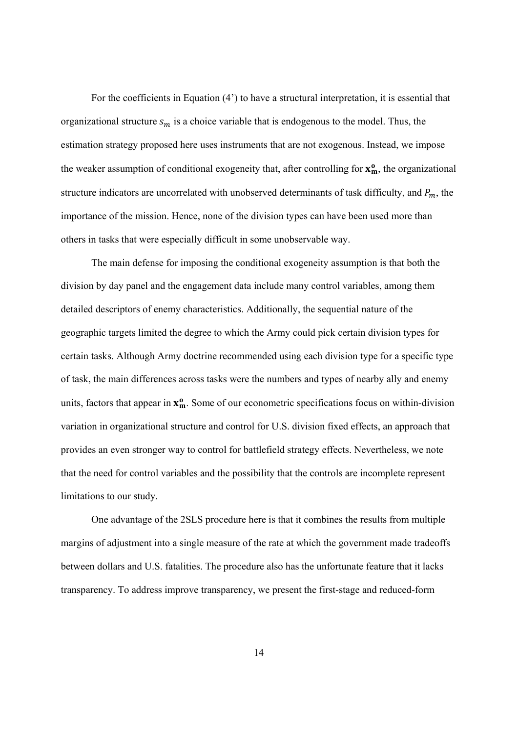For the coefficients in Equation (4') to have a structural interpretation, it is essential that organizational structure $s_m$ is a choice variable that is endogenous to the model. Thus, the estimation strategy proposed here uses instruments that are not exogenous. Instead, we impose the weaker assumption of conditional exogeneity that, after controlling for $\mathbf{x_m^o}$, the organizational structure indicators are uncorrelated with unobserved determinants of task difficulty, and $P_m$, the importance of the mission. Hence, none of the division types can have been used more than others in tasks that were especially difficult in some unobservable way.

The main defense for imposing the conditional exogeneity assumption is that both the division by day panel and the engagement data include many control variables, among them detailed descriptors of enemy characteristics. Additionally, the sequential nature of the geographic targets limited the degree to which the Army could pick certain division types for certain tasks. Although Army doctrine recommended using each division type for a specific type of task, the main differences across tasks were the numbers and types of nearby ally and enemy units, factors that appear in $\mathbf{x_m^o}$. Some of our econometric specifications focus on within-division variation in organizational structure and control for U.S. division fixed effects, an approach that provides an even stronger way to control for battlefield strategy effects. Nevertheless, we note that the need for control variables and the possibility that the controls are incomplete represent limitations to our study.

One advantage of the 2SLS procedure here is that it combines the results from multiple margins of adjustment into a single measure of the rate at which the government made tradeoffs between dollars and U.S. fatalities. The procedure also has the unfortunate feature that it lacks transparency. To address improve transparency, we present the first-stage and reduced-form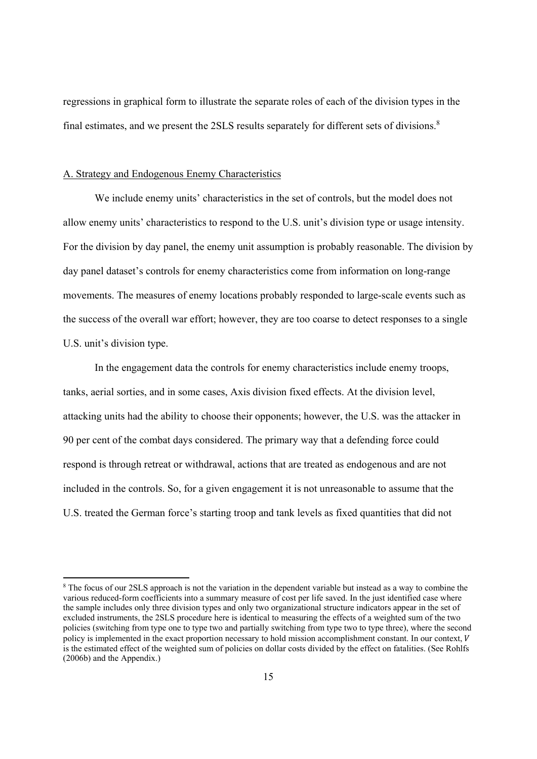regressions in graphical form to illustrate the separate roles of each of the division types in the final estimates, and we present the 2SLS results separately for different sets of divisions.[8]

A. Strategy and Endogenous Enemy Characteristics

We include enemy units' characteristics in the set of controls, but the model does not allow enemy units' characteristics to respond to the U.S. unit's division type or usage intensity. For the division by day panel, the enemy unit assumption is probably reasonable. The division by day panel dataset's controls for enemy characteristics come from information on long-range movements. The measures of enemy locations probably responded to large-scale events such as the success of the overall war effort; however, they are too coarse to detect responses to a single U.S. unit's division type.

In the engagement data the controls for enemy characteristics include enemy troops, tanks, aerial sorties, and in some cases, Axis division fixed effects. At the division level, attacking units had the ability to choose their opponents; however, the U.S. was the attacker in 90 per cent of the combat days considered. The primary way that a defending force could respond is through retreat or withdrawal, actions that are treated as endogenous and are not included in the controls. So, for a given engagement it is not unreasonable to assume that the U.S. treated the German force's starting troop and tank levels as fixed quantities that did not

[8] The focus of our 2SLS approach is not the variation in the dependent variable but instead as a way to combine the various reduced-form coefficients into a summary measure of cost per life saved. In the just identified case where the sample includes only three division types and only two organizational structure indicators appear in the set of excluded instruments, the 2SLS procedure here is identical to measuring the effects of a weighted sum of the two policies (switching from type one to type two and partially switching from type two to type three), where the second policy is implemented in the exact proportion necessary to hold mission accomplishment constant. In our context, $V$ is the estimated effect of the weighted sum of policies on dollar costs divided by the effect on fatalities. (See Rohlfs (2006b) and the Appendix.)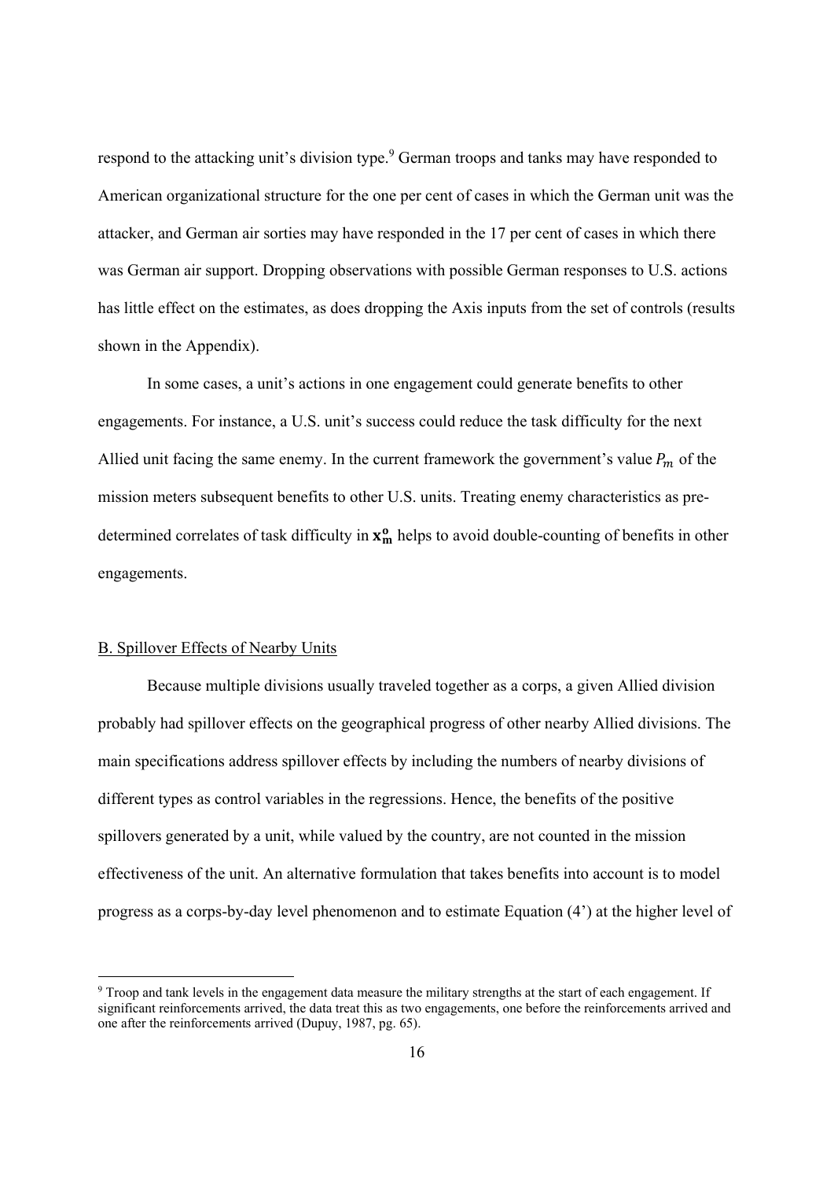respond to the attacking unit's division type.[9] German troops and tanks may have responded to American organizational structure for the one per cent of cases in which the German unit was the attacker, and German air sorties may have responded in the 17 per cent of cases in which there was German air support. Dropping observations with possible German responses to U.S. actions has little effect on the estimates, as does dropping the Axis inputs from the set of controls (results shown in the Appendix).

In some cases, a unit's actions in one engagement could generate benefits to other engagements. For instance, a U.S. unit's success could reduce the task difficulty for the next Allied unit facing the same enemy. In the current framework the government's value $P_m$ of the mission meters subsequent benefits to other U.S. units. Treating enemy characteristics as pre-determined correlates of task difficulty in $\mathbf{x_m^o}$ helps to avoid double-counting of benefits in other engagements.

## B. Spillover Effects of Nearby Units

Because multiple divisions usually traveled together as a corps, a given Allied division probably had spillover effects on the geographical progress of other nearby Allied divisions. The main specifications address spillover effects by including the numbers of nearby divisions of different types as control variables in the regressions. Hence, the benefits of the positive spillovers generated by a unit, while valued by the country, are not counted in the mission effectiveness of the unit. An alternative formulation that takes benefits into account is to model progress as a corps-by-day level phenomenon and to estimate Equation (4') at the higher level of

[9] Troop and tank levels in the engagement data measure the military strengths at the start of each engagement. If significant reinforcements arrived, the data treat this as two engagements, one before the reinforcements arrived and one after the reinforcements arrived (Dupuy, 1987, pg. 65).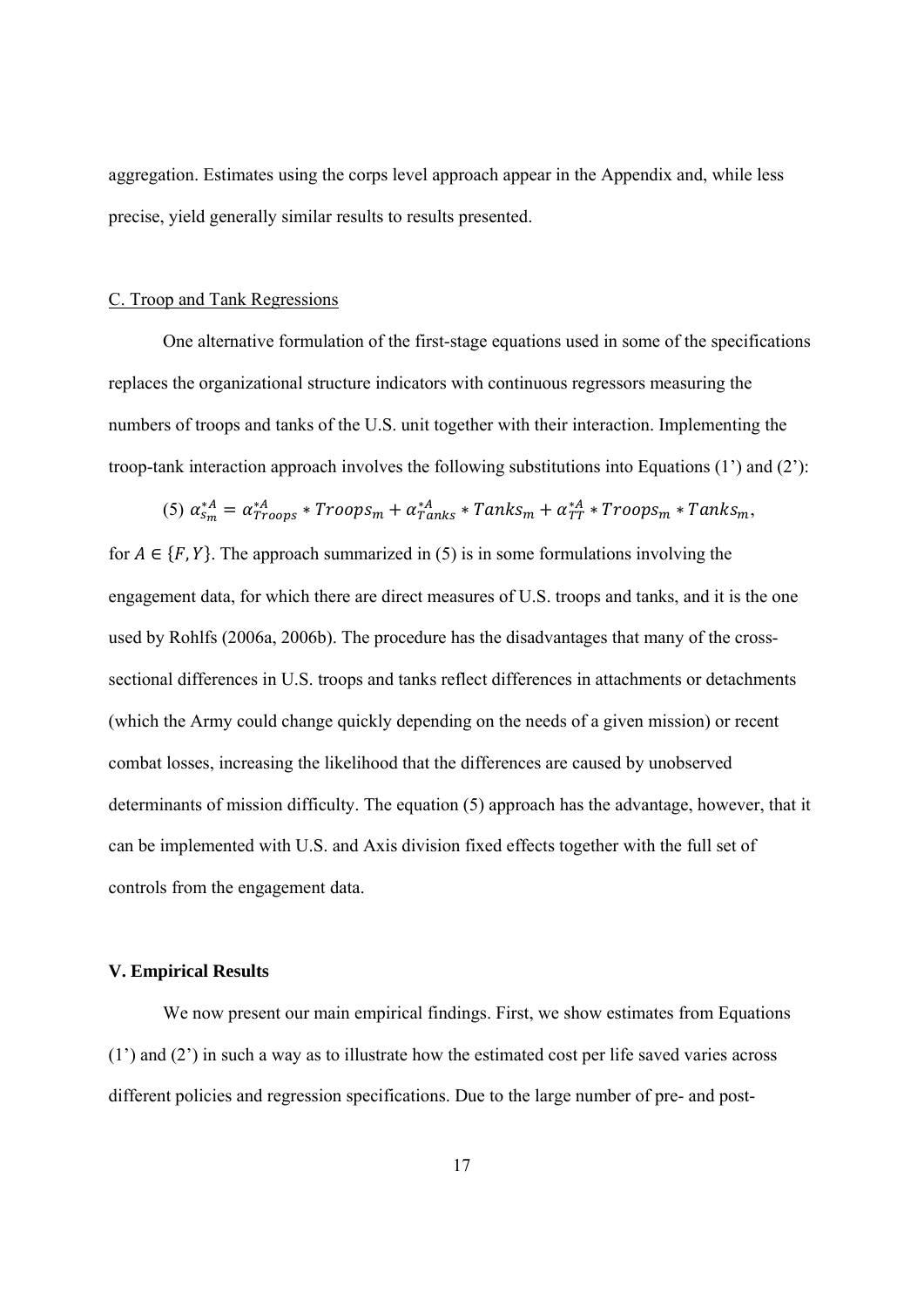aggregation. Estimates using the corps level approach appear in the Appendix and, while less precise, yield generally similar results to results presented.

C. Troop and Tank Regressions

One alternative formulation of the first-stage equations used in some of the specifications replaces the organizational structure indicators with continuous regressors measuring the numbers of troops and tanks of the U.S. unit together with their interaction. Implementing the troop-tank interaction approach involves the following substitutions into Equations (1') and (2'):

$$(5)\ \alpha_{s_m}^{*A} = \alpha_{Troops}^{*A} * Troops_m + \alpha_{Tanks}^{*A} * Tanks_m + \alpha_{TT}^{*A} * Troops_m * Tanks_m,$$

for $A \in \{F, Y\}$. The approach summarized in (5) is in some formulations involving the engagement data, for which there are direct measures of U.S. troops and tanks, and it is the one used by Rohlfs (2006a, 2006b). The procedure has the disadvantages that many of the cross-sectional differences in U.S. troops and tanks reflect differences in attachments or detachments (which the Army could change quickly depending on the needs of a given mission) or recent combat losses, increasing the likelihood that the differences are caused by unobserved determinants of mission difficulty. The equation (5) approach has the advantage, however, that it can be implemented with U.S. and Axis division fixed effects together with the full set of controls from the engagement data.

## V. Empirical Results

We now present our main empirical findings. First, we show estimates from Equations (1') and (2') in such a way as to illustrate how the estimated cost per life saved varies across different policies and regression specifications. Due to the large number of pre- and post-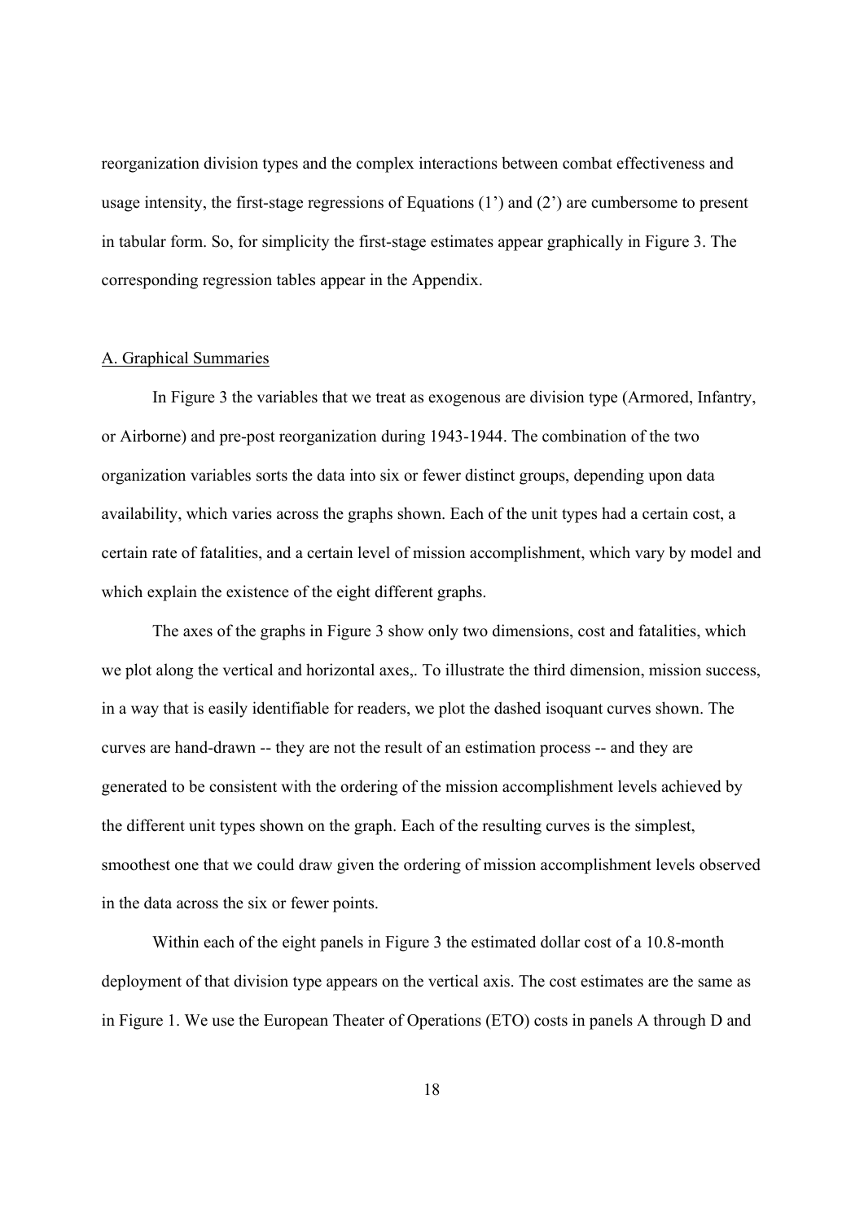reorganization division types and the complex interactions between combat effectiveness and usage intensity, the first-stage regressions of Equations (1') and (2') are cumbersome to present in tabular form. So, for simplicity the first-stage estimates appear graphically in Figure 3. The corresponding regression tables appear in the Appendix.

### A. Graphical Summaries

In Figure 3 the variables that we treat as exogenous are division type (Armored, Infantry, or Airborne) and pre-post reorganization during 1943-1944. The combination of the two organization variables sorts the data into six or fewer distinct groups, depending upon data availability, which varies across the graphs shown. Each of the unit types had a certain cost, a certain rate of fatalities, and a certain level of mission accomplishment, which vary by model and which explain the existence of the eight different graphs.

The axes of the graphs in Figure 3 show only two dimensions, cost and fatalities, which we plot along the vertical and horizontal axes,. To illustrate the third dimension, mission success, in a way that is easily identifiable for readers, we plot the dashed isoquant curves shown. The curves are hand-drawn -- they are not the result of an estimation process -- and they are generated to be consistent with the ordering of the mission accomplishment levels achieved by the different unit types shown on the graph. Each of the resulting curves is the simplest, smoothest one that we could draw given the ordering of mission accomplishment levels observed in the data across the six or fewer points.

Within each of the eight panels in Figure 3 the estimated dollar cost of a 10.8-month deployment of that division type appears on the vertical axis. The cost estimates are the same as in Figure 1. We use the European Theater of Operations (ETO) costs in panels A through D and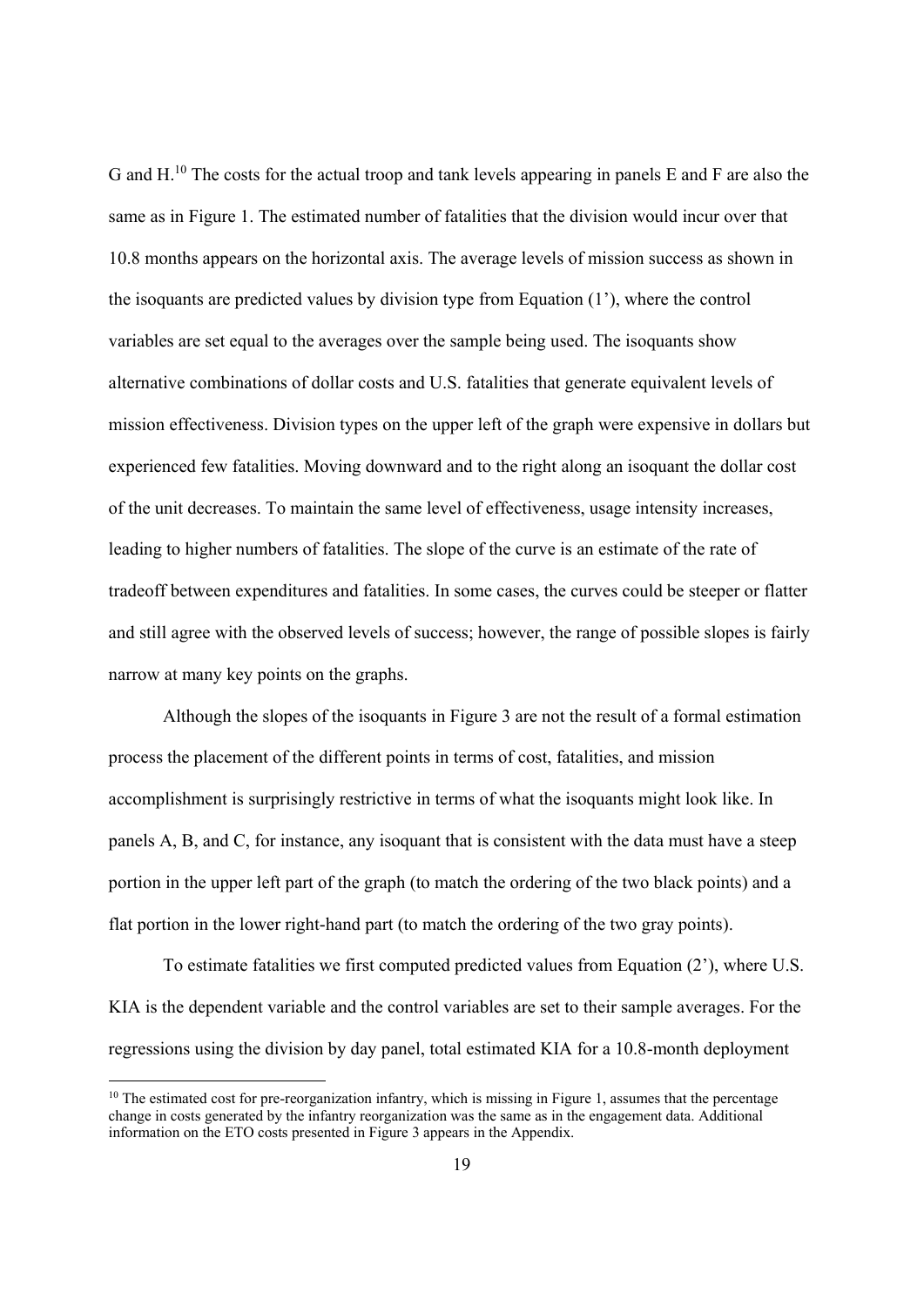G and H.[10] The costs for the actual troop and tank levels appearing in panels E and F are also the same as in Figure 1. The estimated number of fatalities that the division would incur over that 10.8 months appears on the horizontal axis. The average levels of mission success as shown in the isoquants are predicted values by division type from Equation (1'), where the control variables are set equal to the averages over the sample being used. The isoquants show alternative combinations of dollar costs and U.S. fatalities that generate equivalent levels of mission effectiveness. Division types on the upper left of the graph were expensive in dollars but experienced few fatalities. Moving downward and to the right along an isoquant the dollar cost of the unit decreases. To maintain the same level of effectiveness, usage intensity increases, leading to higher numbers of fatalities. The slope of the curve is an estimate of the rate of tradeoff between expenditures and fatalities. In some cases, the curves could be steeper or flatter and still agree with the observed levels of success; however, the range of possible slopes is fairly narrow at many key points on the graphs.

Although the slopes of the isoquants in Figure 3 are not the result of a formal estimation process the placement of the different points in terms of cost, fatalities, and mission accomplishment is surprisingly restrictive in terms of what the isoquants might look like. In panels A, B, and C, for instance, any isoquant that is consistent with the data must have a steep portion in the upper left part of the graph (to match the ordering of the two black points) and a flat portion in the lower right-hand part (to match the ordering of the two gray points).

To estimate fatalities we first computed predicted values from Equation (2'), where U.S. KIA is the dependent variable and the control variables are set to their sample averages. For the regressions using the division by day panel, total estimated KIA for a 10.8-month deployment

[10] The estimated cost for pre-reorganization infantry, which is missing in Figure 1, assumes that the percentage change in costs generated by the infantry reorganization was the same as in the engagement data. Additional information on the ETO costs presented in Figure 3 appears in the Appendix.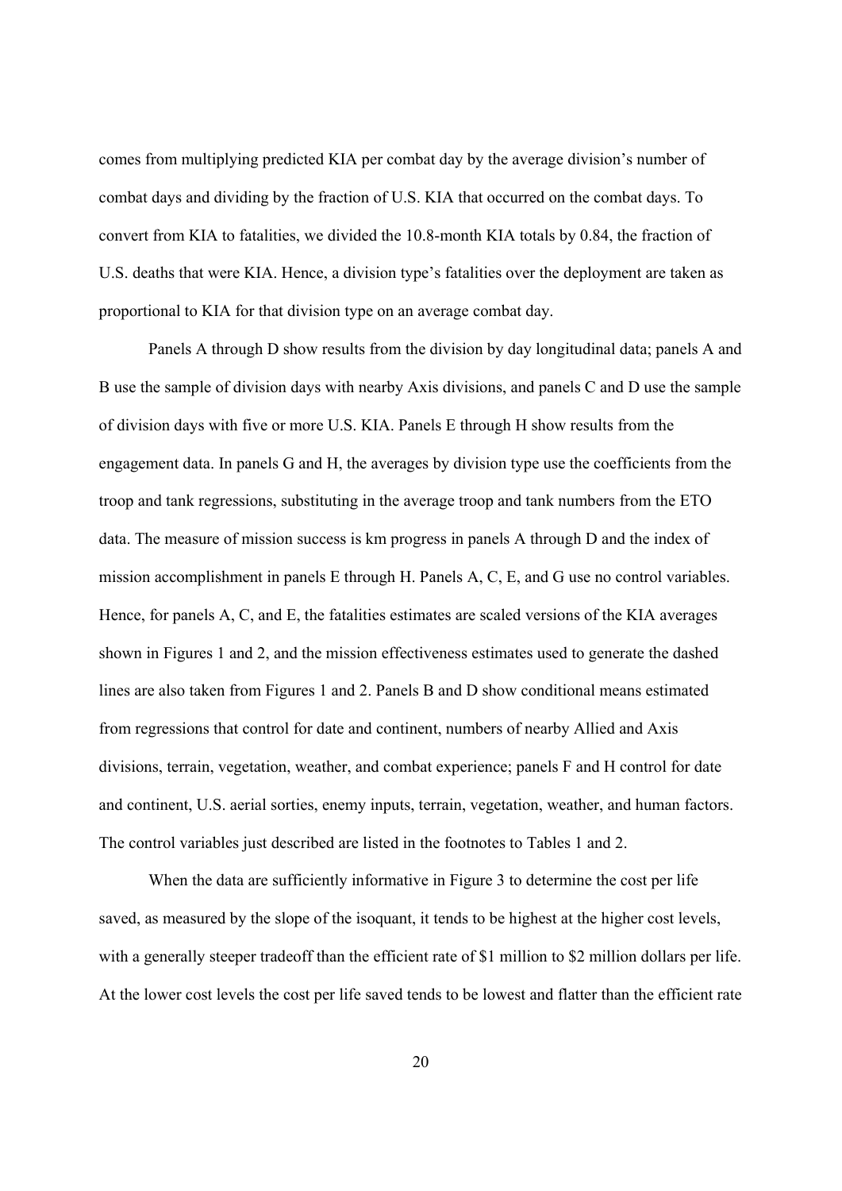comes from multiplying predicted KIA per combat day by the average division's number of combat days and dividing by the fraction of U.S. KIA that occurred on the combat days. To convert from KIA to fatalities, we divided the 10.8-month KIA totals by 0.84, the fraction of U.S. deaths that were KIA. Hence, a division type's fatalities over the deployment are taken as proportional to KIA for that division type on an average combat day.

Panels A through D show results from the division by day longitudinal data; panels A and B use the sample of division days with nearby Axis divisions, and panels C and D use the sample of division days with five or more U.S. KIA. Panels E through H show results from the engagement data. In panels G and H, the averages by division type use the coefficients from the troop and tank regressions, substituting in the average troop and tank numbers from the ETO data. The measure of mission success is km progress in panels A through D and the index of mission accomplishment in panels E through H. Panels A, C, E, and G use no control variables. Hence, for panels A, C, and E, the fatalities estimates are scaled versions of the KIA averages shown in Figures 1 and 2, and the mission effectiveness estimates used to generate the dashed lines are also taken from Figures 1 and 2. Panels B and D show conditional means estimated from regressions that control for date and continent, numbers of nearby Allied and Axis divisions, terrain, vegetation, weather, and combat experience; panels F and H control for date and continent, U.S. aerial sorties, enemy inputs, terrain, vegetation, weather, and human factors. The control variables just described are listed in the footnotes to Tables 1 and 2.

When the data are sufficiently informative in Figure 3 to determine the cost per life saved, as measured by the slope of the isoquant, it tends to be highest at the higher cost levels, with a generally steeper tradeoff than the efficient rate of $1 million to $2 million dollars per life. At the lower cost levels the cost per life saved tends to be lowest and flatter than the efficient rate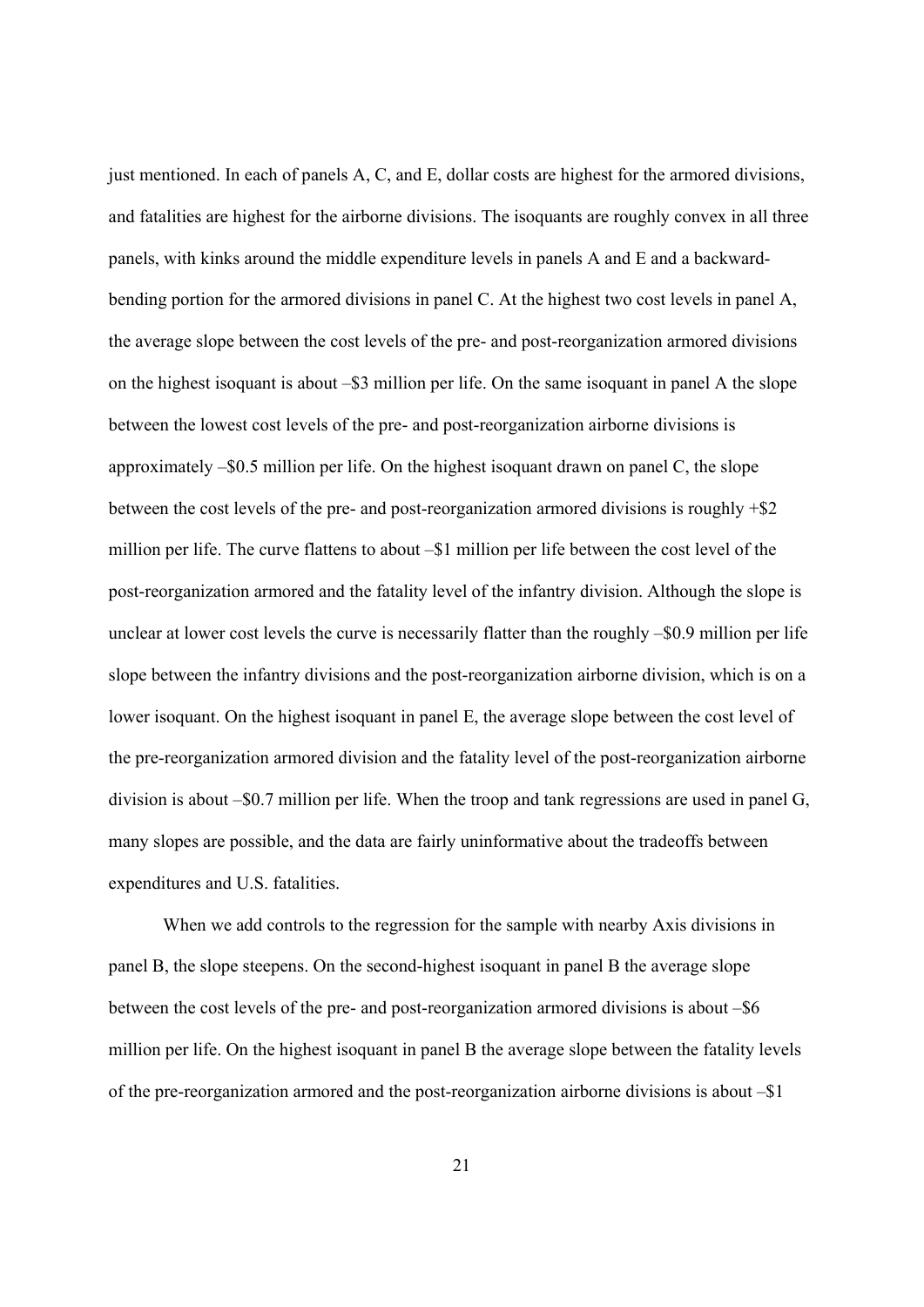just mentioned. In each of panels A, C, and E, dollar costs are highest for the armored divisions, and fatalities are highest for the airborne divisions. The isoquants are roughly convex in all three panels, with kinks around the middle expenditure levels in panels A and E and a backward-bending portion for the armored divisions in panel C. At the highest two cost levels in panel A, the average slope between the cost levels of the pre- and post-reorganization armored divisions on the highest isoquant is about –$3 million per life. On the same isoquant in panel A the slope between the lowest cost levels of the pre- and post-reorganization airborne divisions is approximately –$0.5 million per life. On the highest isoquant drawn on panel C, the slope between the cost levels of the pre- and post-reorganization armored divisions is roughly +$2 million per life. The curve flattens to about –$1 million per life between the cost level of the post-reorganization armored and the fatality level of the infantry division. Although the slope is unclear at lower cost levels the curve is necessarily flatter than the roughly –$0.9 million per life slope between the infantry divisions and the post-reorganization airborne division, which is on a lower isoquant. On the highest isoquant in panel E, the average slope between the cost level of the pre-reorganization armored division and the fatality level of the post-reorganization airborne division is about –$0.7 million per life. When the troop and tank regressions are used in panel G, many slopes are possible, and the data are fairly uninformative about the tradeoffs between expenditures and U.S. fatalities.

When we add controls to the regression for the sample with nearby Axis divisions in panel B, the slope steepens. On the second-highest isoquant in panel B the average slope between the cost levels of the pre- and post-reorganization armored divisions is about –$6 million per life. On the highest isoquant in panel B the average slope between the fatality levels of the pre-reorganization armored and the post-reorganization airborne divisions is about –$1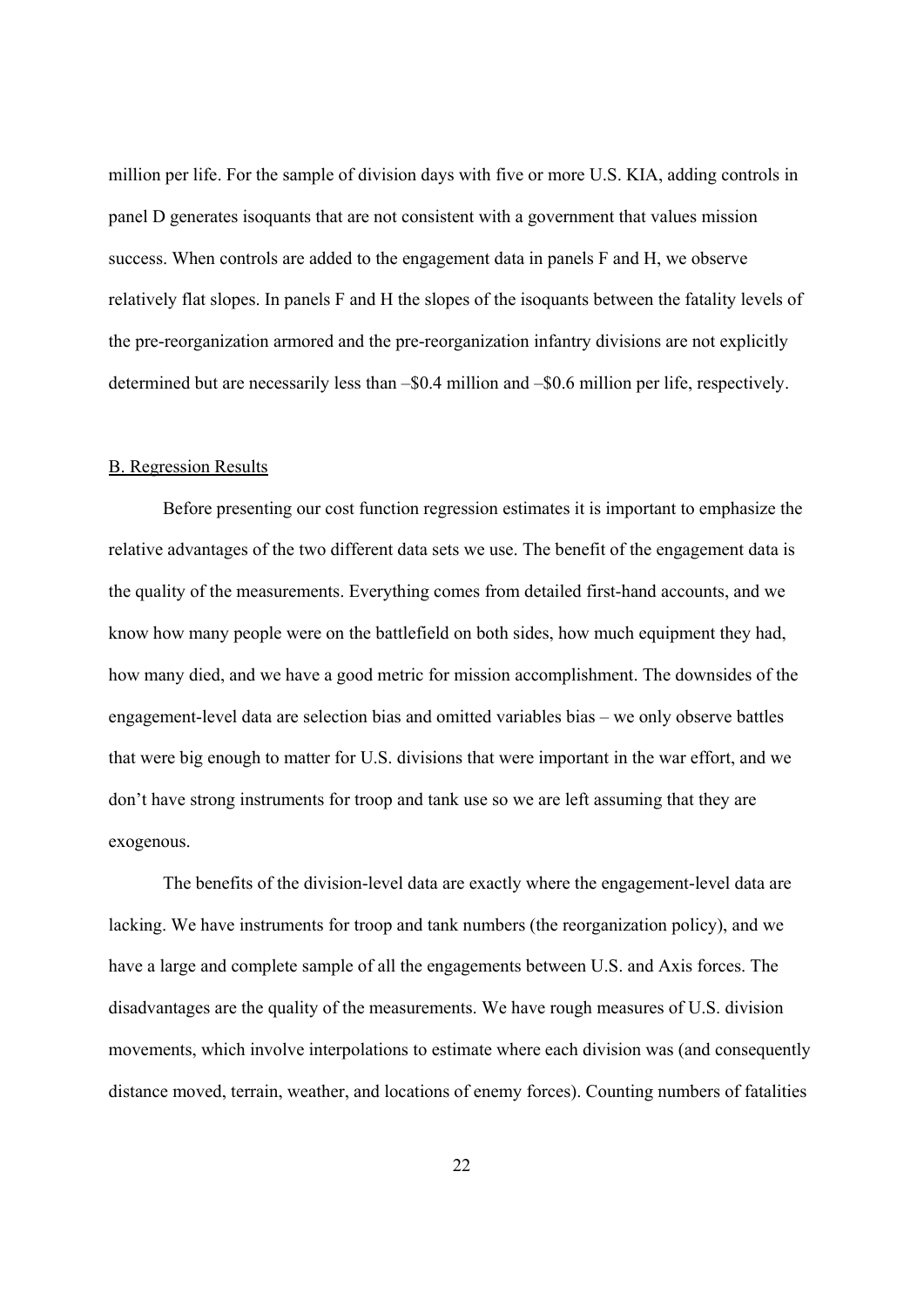million per life. For the sample of division days with five or more U.S. KIA, adding controls in panel D generates isoquants that are not consistent with a government that values mission success. When controls are added to the engagement data in panels F and H, we observe relatively flat slopes. In panels F and H the slopes of the isoquants between the fatality levels of the pre-reorganization armored and the pre-reorganization infantry divisions are not explicitly determined but are necessarily less than –$0.4 million and –$0.6 million per life, respectively.

## B. Regression Results

Before presenting our cost function regression estimates it is important to emphasize the relative advantages of the two different data sets we use. The benefit of the engagement data is the quality of the measurements. Everything comes from detailed first-hand accounts, and we know how many people were on the battlefield on both sides, how much equipment they had, how many died, and we have a good metric for mission accomplishment. The downsides of the engagement-level data are selection bias and omitted variables bias – we only observe battles that were big enough to matter for U.S. divisions that were important in the war effort, and we don't have strong instruments for troop and tank use so we are left assuming that they are exogenous.

The benefits of the division-level data are exactly where the engagement-level data are lacking. We have instruments for troop and tank numbers (the reorganization policy), and we have a large and complete sample of all the engagements between U.S. and Axis forces. The disadvantages are the quality of the measurements. We have rough measures of U.S. division movements, which involve interpolations to estimate where each division was (and consequently distance moved, terrain, weather, and locations of enemy forces). Counting numbers of fatalities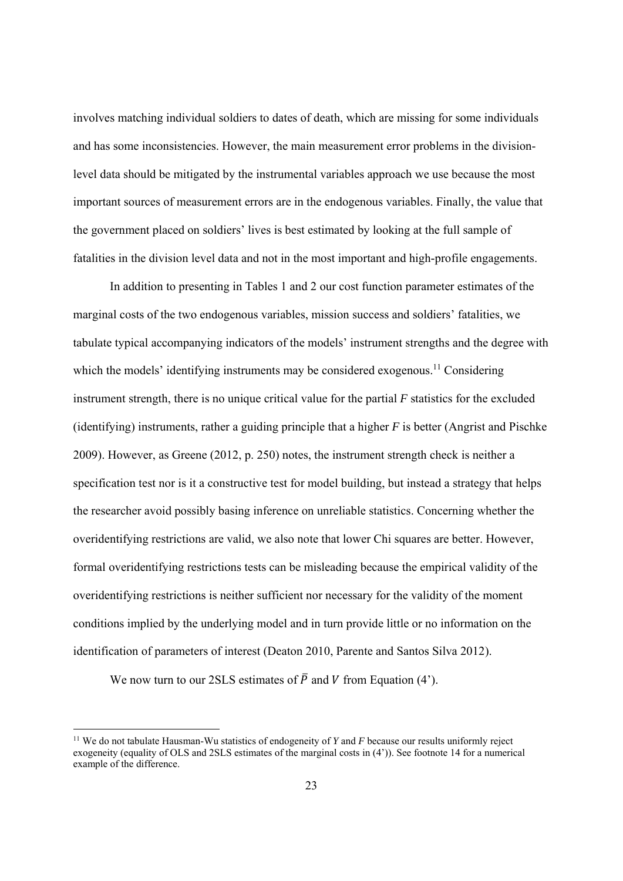involves matching individual soldiers to dates of death, which are missing for some individuals and has some inconsistencies. However, the main measurement error problems in the division-level data should be mitigated by the instrumental variables approach we use because the most important sources of measurement errors are in the endogenous variables. Finally, the value that the government placed on soldiers' lives is best estimated by looking at the full sample of fatalities in the division level data and not in the most important and high-profile engagements.

In addition to presenting in Tables 1 and 2 our cost function parameter estimates of the marginal costs of the two endogenous variables, mission success and soldiers' fatalities, we tabulate typical accompanying indicators of the models' instrument strengths and the degree with which the models' identifying instruments may be considered exogenous.[11] Considering instrument strength, there is no unique critical value for the partial $F$ statistics for the excluded (identifying) instruments, rather a guiding principle that a higher $F$ is better (Angrist and Pischke 2009). However, as Greene (2012, p. 250) notes, the instrument strength check is neither a specification test nor is it a constructive test for model building, but instead a strategy that helps the researcher avoid possibly basing inference on unreliable statistics. Concerning whether the overidentifying restrictions are valid, we also note that lower Chi squares are better. However, formal overidentifying restrictions tests can be misleading because the empirical validity of the overidentifying restrictions is neither sufficient nor necessary for the validity of the moment conditions implied by the underlying model and in turn provide little or no information on the identification of parameters of interest (Deaton 2010, Parente and Santos Silva 2012).

We now turn to our 2SLS estimates of $\bar{P}$ and $V$ from Equation (4').

[11] We do not tabulate Hausman-Wu statistics of endogeneity of $Y$ and $F$ because our results uniformly reject exogeneity (equality of OLS and 2SLS estimates of the marginal costs in (4')). See footnote 14 for a numerical example of the difference.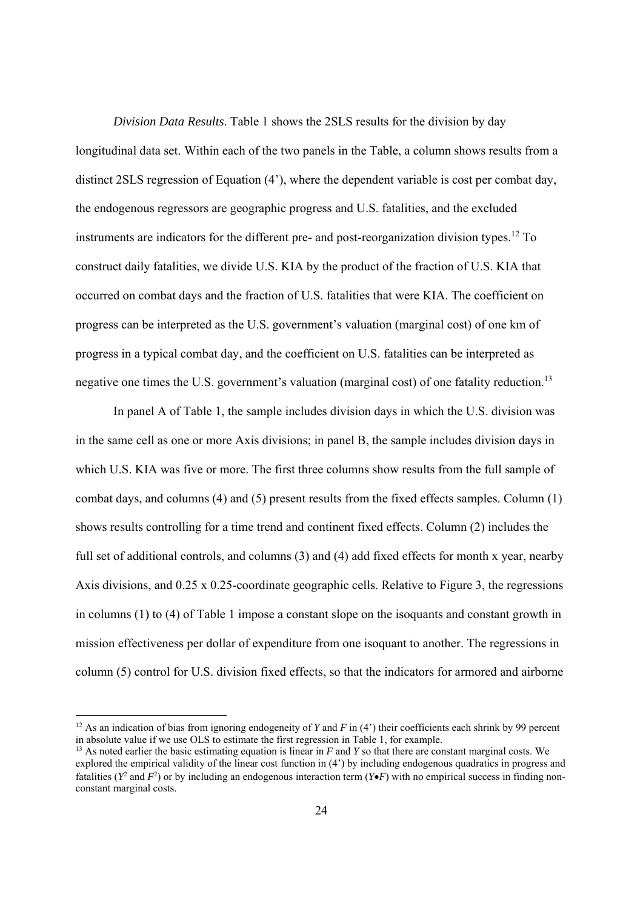*Division Data Results*. Table 1 shows the 2SLS results for the division by day longitudinal data set. Within each of the two panels in the Table, a column shows results from a distinct 2SLS regression of Equation (4'), where the dependent variable is cost per combat day, the endogenous regressors are geographic progress and U.S. fatalities, and the excluded instruments are indicators for the different pre- and post-reorganization division types.[12] To construct daily fatalities, we divide U.S. KIA by the product of the fraction of U.S. KIA that occurred on combat days and the fraction of U.S. fatalities that were KIA. The coefficient on progress can be interpreted as the U.S. government's valuation (marginal cost) of one km of progress in a typical combat day, and the coefficient on U.S. fatalities can be interpreted as negative one times the U.S. government's valuation (marginal cost) of one fatality reduction.[13]

In panel A of Table 1, the sample includes division days in which the U.S. division was in the same cell as one or more Axis divisions; in panel B, the sample includes division days in which U.S. KIA was five or more. The first three columns show results from the full sample of combat days, and columns (4) and (5) present results from the fixed effects samples. Column (1) shows results controlling for a time trend and continent fixed effects. Column (2) includes the full set of additional controls, and columns (3) and (4) add fixed effects for month x year, nearby Axis divisions, and 0.25 x 0.25-coordinate geographic cells. Relative to Figure 3, the regressions in columns (1) to (4) of Table 1 impose a constant slope on the isoquants and constant growth in mission effectiveness per dollar of expenditure from one isoquant to another. The regressions in column (5) control for U.S. division fixed effects, so that the indicators for armored and airborne

[12] As an indication of bias from ignoring endogeneity of $Y$ and $F$ in (4') their coefficients each shrink by 99 percent in absolute value if we use OLS to estimate the first regression in Table 1, for example.

[13] As noted earlier the basic estimating equation is linear in $F$ and $Y$ so that there are constant marginal costs. We explored the empirical validity of the linear cost function in (4') by including endogenous quadratics in progress and fatalities ($Y^2$ and $F^2$) or by including an endogenous interaction term ($Y \bullet F$) with no empirical success in finding non-constant marginal costs.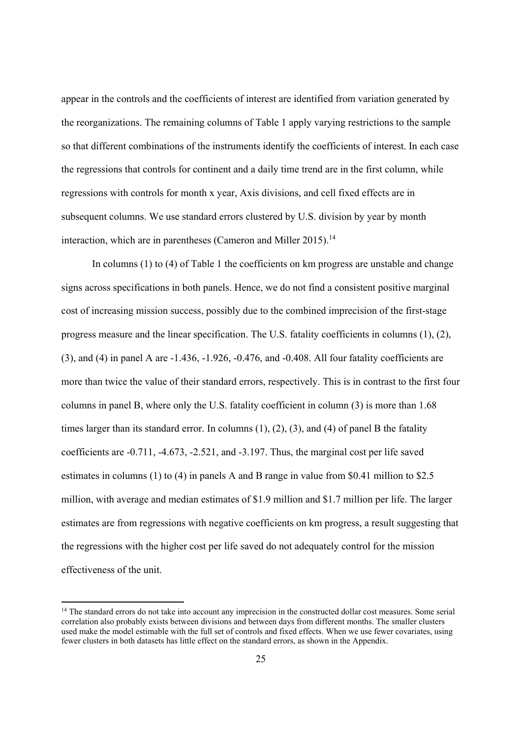appear in the controls and the coefficients of interest are identified from variation generated by the reorganizations. The remaining columns of Table 1 apply varying restrictions to the sample so that different combinations of the instruments identify the coefficients of interest. In each case the regressions that controls for continent and a daily time trend are in the first column, while regressions with controls for month x year, Axis divisions, and cell fixed effects are in subsequent columns. We use standard errors clustered by U.S. division by year by month interaction, which are in parentheses (Cameron and Miller 2015).[14]

In columns (1) to (4) of Table 1 the coefficients on km progress are unstable and change signs across specifications in both panels. Hence, we do not find a consistent positive marginal cost of increasing mission success, possibly due to the combined imprecision of the first-stage progress measure and the linear specification. The U.S. fatality coefficients in columns (1), (2), (3), and (4) in panel A are -1.436, -1.926, -0.476, and -0.408. All four fatality coefficients are more than twice the value of their standard errors, respectively. This is in contrast to the first four columns in panel B, where only the U.S. fatality coefficient in column (3) is more than 1.68 times larger than its standard error. In columns (1), (2), (3), and (4) of panel B the fatality coefficients are -0.711, -4.673, -2.521, and -3.197. Thus, the marginal cost per life saved estimates in columns (1) to (4) in panels A and B range in value from \$0.41 million to \$2.5 million, with average and median estimates of \$1.9 million and \$1.7 million per life. The larger estimates are from regressions with negative coefficients on km progress, a result suggesting that the regressions with the higher cost per life saved do not adequately control for the mission effectiveness of the unit.

[14] The standard errors do not take into account any imprecision in the constructed dollar cost measures. Some serial correlation also probably exists between divisions and between days from different months. The smaller clusters used make the model estimable with the full set of controls and fixed effects. When we use fewer covariates, using fewer clusters in both datasets has little effect on the standard errors, as shown in the Appendix.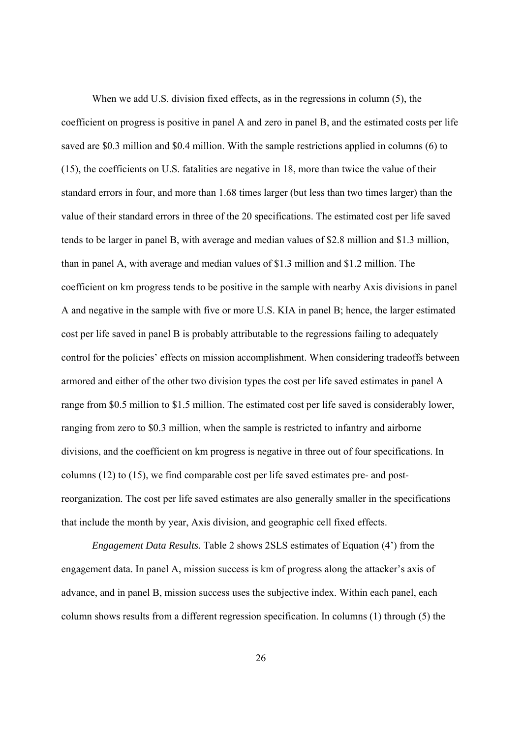When we add U.S. division fixed effects, as in the regressions in column (5), the coefficient on progress is positive in panel A and zero in panel B, and the estimated costs per life saved are \$0.3 million and \$0.4 million. With the sample restrictions applied in columns (6) to (15), the coefficients on U.S. fatalities are negative in 18, more than twice the value of their standard errors in four, and more than 1.68 times larger (but less than two times larger) than the value of their standard errors in three of the 20 specifications. The estimated cost per life saved tends to be larger in panel B, with average and median values of \$2.8 million and \$1.3 million, than in panel A, with average and median values of \$1.3 million and \$1.2 million. The coefficient on km progress tends to be positive in the sample with nearby Axis divisions in panel A and negative in the sample with five or more U.S. KIA in panel B; hence, the larger estimated cost per life saved in panel B is probably attributable to the regressions failing to adequately control for the policies' effects on mission accomplishment. When considering tradeoffs between armored and either of the other two division types the cost per life saved estimates in panel A range from \$0.5 million to \$1.5 million. The estimated cost per life saved is considerably lower, ranging from zero to \$0.3 million, when the sample is restricted to infantry and airborne divisions, and the coefficient on km progress is negative in three out of four specifications. In columns (12) to (15), we find comparable cost per life saved estimates pre- and post-reorganization. The cost per life saved estimates are also generally smaller in the specifications that include the month by year, Axis division, and geographic cell fixed effects.

*Engagement Data Results.* Table 2 shows 2SLS estimates of Equation (4') from the engagement data. In panel A, mission success is km of progress along the attacker's axis of advance, and in panel B, mission success uses the subjective index. Within each panel, each column shows results from a different regression specification. In columns (1) through (5) the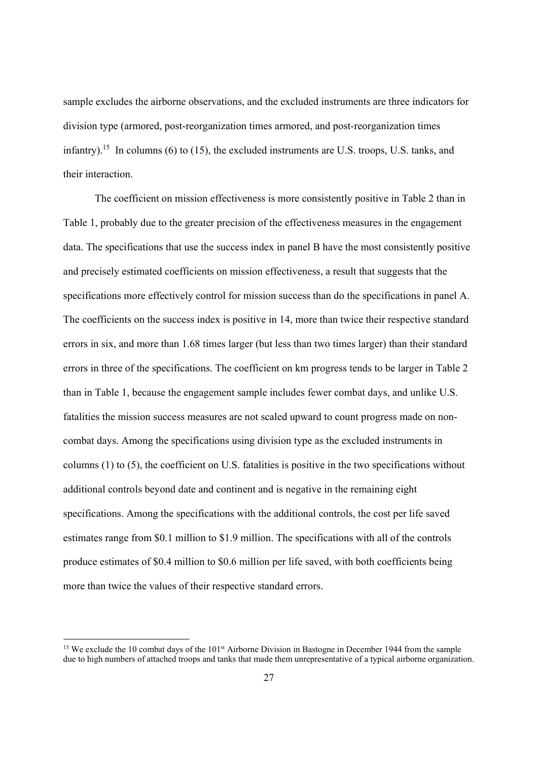sample excludes the airborne observations, and the excluded instruments are three indicators for division type (armored, post-reorganization times armored, and post-reorganization times infantry).[15] In columns (6) to (15), the excluded instruments are U.S. troops, U.S. tanks, and their interaction.

The coefficient on mission effectiveness is more consistently positive in Table 2 than in Table 1, probably due to the greater precision of the effectiveness measures in the engagement data. The specifications that use the success index in panel B have the most consistently positive and precisely estimated coefficients on mission effectiveness, a result that suggests that the specifications more effectively control for mission success than do the specifications in panel A. The coefficients on the success index is positive in 14, more than twice their respective standard errors in six, and more than 1.68 times larger (but less than two times larger) than their standard errors in three of the specifications. The coefficient on km progress tends to be larger in Table 2 than in Table 1, because the engagement sample includes fewer combat days, and unlike U.S. fatalities the mission success measures are not scaled upward to count progress made on non-combat days. Among the specifications using division type as the excluded instruments in columns (1) to (5), the coefficient on U.S. fatalities is positive in the two specifications without additional controls beyond date and continent and is negative in the remaining eight specifications. Among the specifications with the additional controls, the cost per life saved estimates range from \$0.1 million to \$1.9 million. The specifications with all of the controls produce estimates of \$0.4 million to \$0.6 million per life saved, with both coefficients being more than twice the values of their respective standard errors.

---

[15] We exclude the 10 combat days of the 101st Airborne Division in Bastogne in December 1944 from the sample due to high numbers of attached troops and tanks that made them unrepresentative of a typical airborne organization.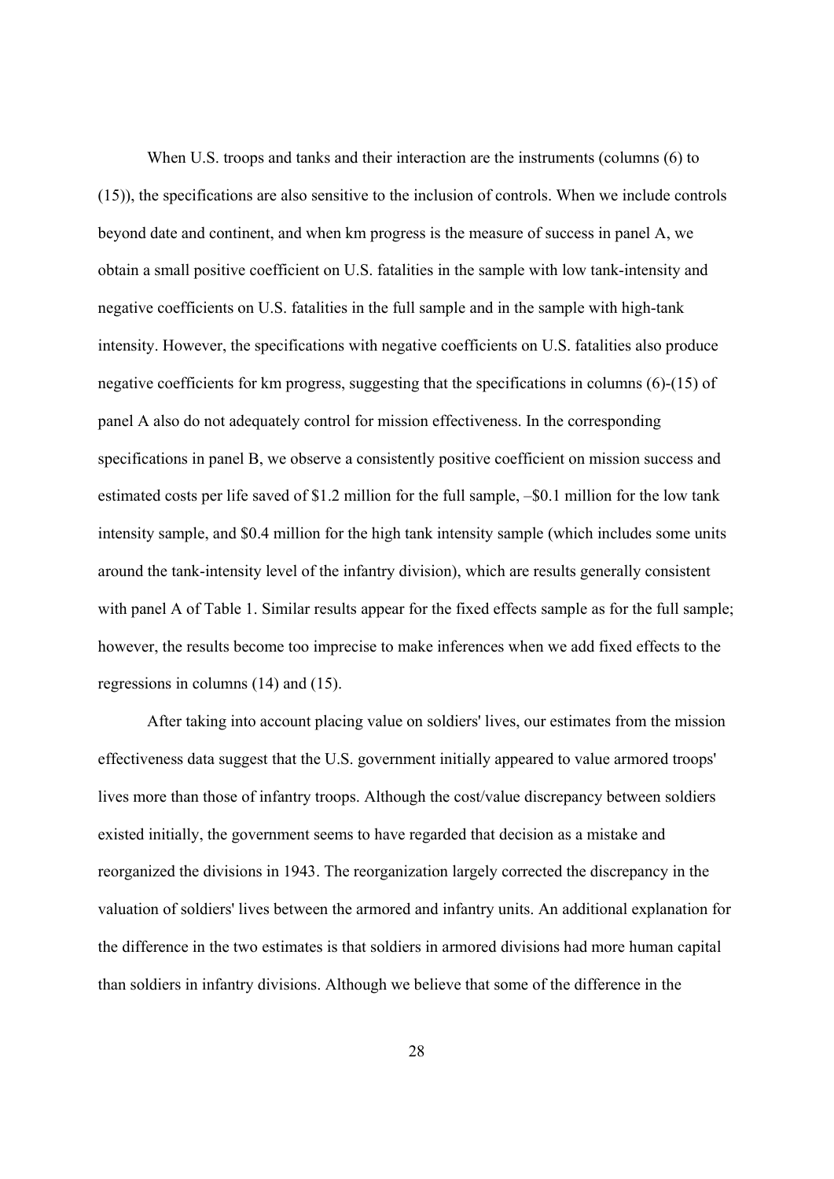When U.S. troops and tanks and their interaction are the instruments (columns (6) to (15)), the specifications are also sensitive to the inclusion of controls. When we include controls beyond date and continent, and when km progress is the measure of success in panel A, we obtain a small positive coefficient on U.S. fatalities in the sample with low tank-intensity and negative coefficients on U.S. fatalities in the full sample and in the sample with high-tank intensity. However, the specifications with negative coefficients on U.S. fatalities also produce negative coefficients for km progress, suggesting that the specifications in columns (6)-(15) of panel A also do not adequately control for mission effectiveness. In the corresponding specifications in panel B, we observe a consistently positive coefficient on mission success and estimated costs per life saved of $1.2 million for the full sample, –$0.1 million for the low tank intensity sample, and $0.4 million for the high tank intensity sample (which includes some units around the tank-intensity level of the infantry division), which are results generally consistent with panel A of Table 1. Similar results appear for the fixed effects sample as for the full sample; however, the results become too imprecise to make inferences when we add fixed effects to the regressions in columns (14) and (15).

After taking into account placing value on soldiers' lives, our estimates from the mission effectiveness data suggest that the U.S. government initially appeared to value armored troops' lives more than those of infantry troops. Although the cost/value discrepancy between soldiers existed initially, the government seems to have regarded that decision as a mistake and reorganized the divisions in 1943. The reorganization largely corrected the discrepancy in the valuation of soldiers' lives between the armored and infantry units. An additional explanation for the difference in the two estimates is that soldiers in armored divisions had more human capital than soldiers in infantry divisions. Although we believe that some of the difference in the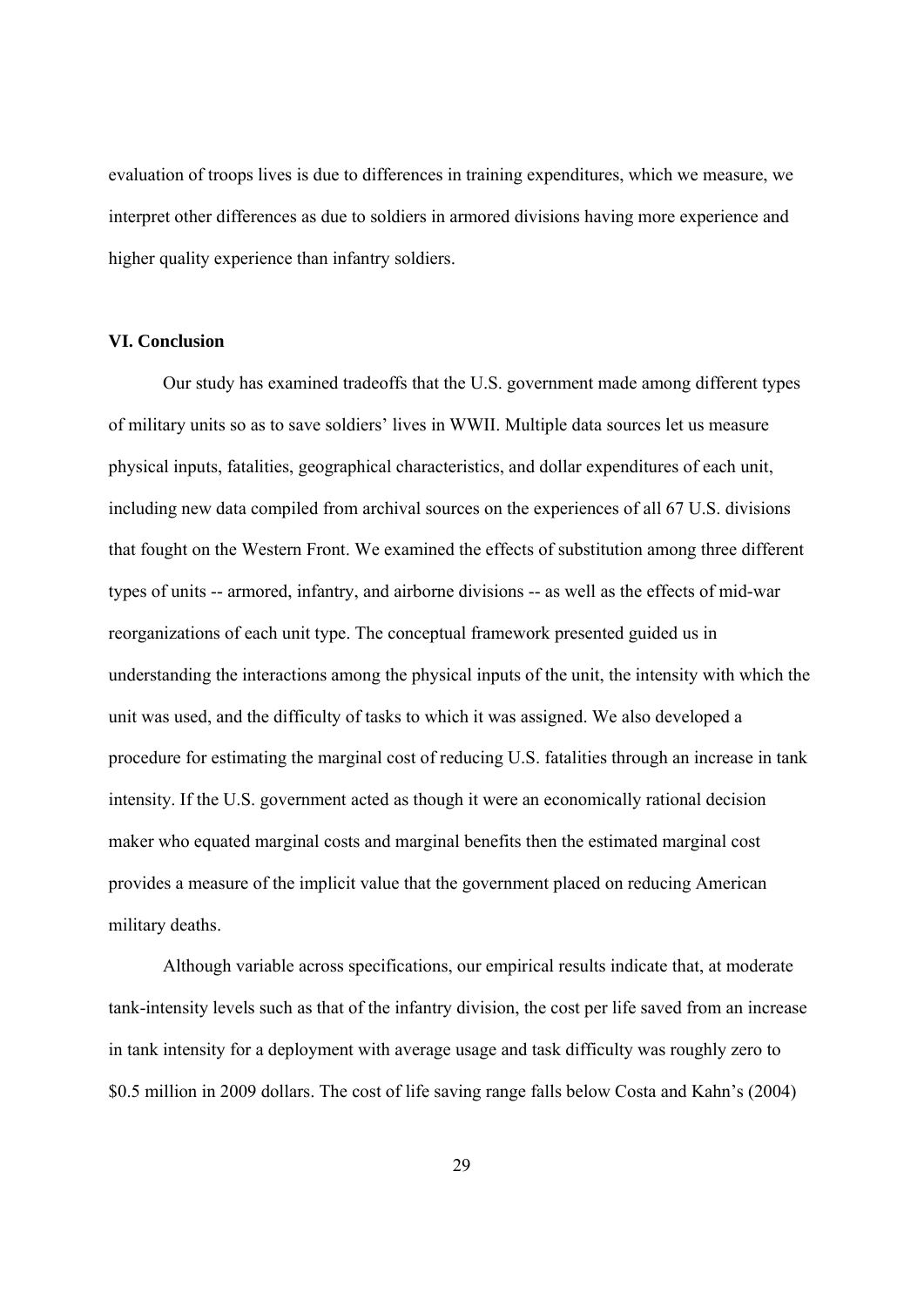evaluation of troops lives is due to differences in training expenditures, which we measure, we interpret other differences as due to soldiers in armored divisions having more experience and higher quality experience than infantry soldiers.

## VI. Conclusion

Our study has examined tradeoffs that the U.S. government made among different types of military units so as to save soldiers' lives in WWII. Multiple data sources let us measure physical inputs, fatalities, geographical characteristics, and dollar expenditures of each unit, including new data compiled from archival sources on the experiences of all 67 U.S. divisions that fought on the Western Front. We examined the effects of substitution among three different types of units -- armored, infantry, and airborne divisions -- as well as the effects of mid-war reorganizations of each unit type. The conceptual framework presented guided us in understanding the interactions among the physical inputs of the unit, the intensity with which the unit was used, and the difficulty of tasks to which it was assigned. We also developed a procedure for estimating the marginal cost of reducing U.S. fatalities through an increase in tank intensity. If the U.S. government acted as though it were an economically rational decision maker who equated marginal costs and marginal benefits then the estimated marginal cost provides a measure of the implicit value that the government placed on reducing American military deaths.

Although variable across specifications, our empirical results indicate that, at moderate tank-intensity levels such as that of the infantry division, the cost per life saved from an increase in tank intensity for a deployment with average usage and task difficulty was roughly zero to \$0.5 million in 2009 dollars. The cost of life saving range falls below Costa and Kahn's (2004)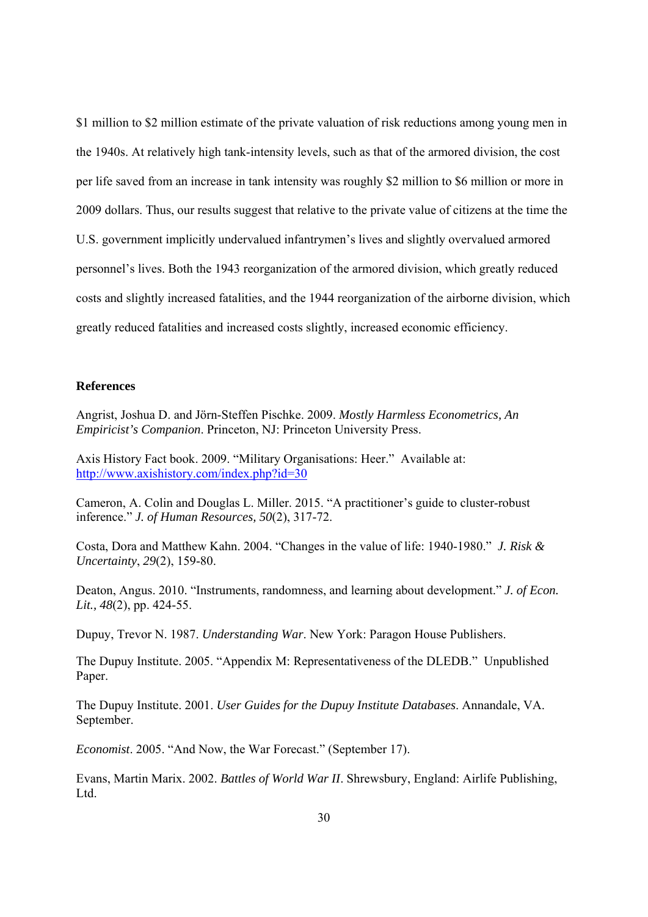$1 million to $2 million estimate of the private valuation of risk reductions among young men in the 1940s. At relatively high tank-intensity levels, such as that of the armored division, the cost per life saved from an increase in tank intensity was roughly $2 million to $6 million or more in 2009 dollars. Thus, our results suggest that relative to the private value of citizens at the time the U.S. government implicitly undervalued infantrymen's lives and slightly overvalued armored personnel's lives. Both the 1943 reorganization of the armored division, which greatly reduced costs and slightly increased fatalities, and the 1944 reorganization of the airborne division, which greatly reduced fatalities and increased costs slightly, increased economic efficiency.

**References**

Angrist, Joshua D. and Jörn-Steffen Pischke. 2009. *Mostly Harmless Econometrics, An Empiricist's Companion*. Princeton, NJ: Princeton University Press.

Axis History Fact book. 2009. "Military Organisations: Heer." Available at: http://www.axishistory.com/index.php?id=30

Cameron, A. Colin and Douglas L. Miller. 2015. "A practitioner's guide to cluster-robust inference." *J. of Human Resources, 50*(2), 317-72.

Costa, Dora and Matthew Kahn. 2004. "Changes in the value of life: 1940-1980." *J. Risk & Uncertainty*, *29*(2), 159-80.

Deaton, Angus. 2010. "Instruments, randomness, and learning about development." *J. of Econ. Lit., 48*(2), pp. 424-55.

Dupuy, Trevor N. 1987. *Understanding War*. New York: Paragon House Publishers.

The Dupuy Institute. 2005. "Appendix M: Representativeness of the DLEDB." Unpublished Paper.

The Dupuy Institute. 2001. *User Guides for the Dupuy Institute Databases*. Annandale, VA. September.

*Economist*. 2005. "And Now, the War Forecast." (September 17).

Evans, Martin Marix. 2002. *Battles of World War II*. Shrewsbury, England: Airlife Publishing, Ltd.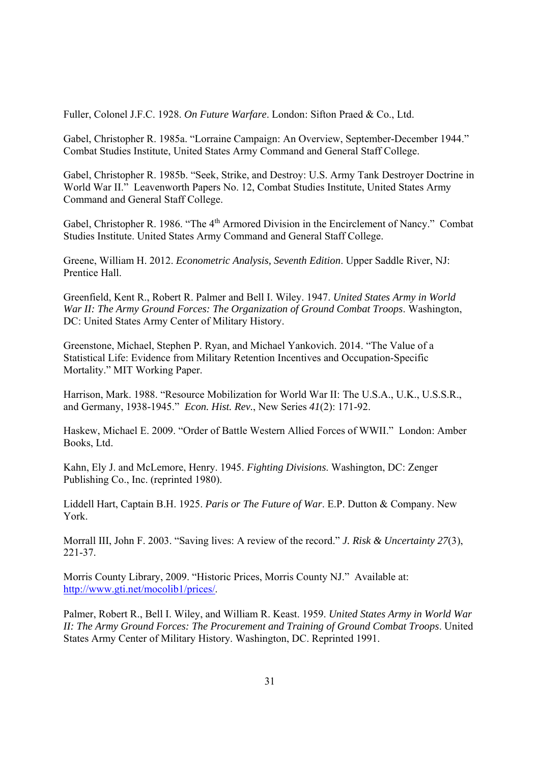Fuller, Colonel J.F.C. 1928. *On Future Warfare*. London: Sifton Praed & Co., Ltd.

Gabel, Christopher R. 1985a. "Lorraine Campaign: An Overview, September-December 1944." Combat Studies Institute, United States Army Command and General Staff College.

Gabel, Christopher R. 1985b. "Seek, Strike, and Destroy: U.S. Army Tank Destroyer Doctrine in World War II." Leavenworth Papers No. 12, Combat Studies Institute, United States Army Command and General Staff College.

Gabel, Christopher R. 1986. "The 4th Armored Division in the Encirclement of Nancy." Combat Studies Institute. United States Army Command and General Staff College.

Greene, William H. 2012. *Econometric Analysis, Seventh Edition*. Upper Saddle River, NJ: Prentice Hall.

Greenfield, Kent R., Robert R. Palmer and Bell I. Wiley. 1947. *United States Army in World War II: The Army Ground Forces: The Organization of Ground Combat Troops*. Washington, DC: United States Army Center of Military History.

Greenstone, Michael, Stephen P. Ryan, and Michael Yankovich. 2014. "The Value of a Statistical Life: Evidence from Military Retention Incentives and Occupation-Specific Mortality." MIT Working Paper.

Harrison, Mark. 1988. "Resource Mobilization for World War II: The U.S.A., U.K., U.S.S.R., and Germany, 1938-1945." *Econ. Hist. Rev.*, New Series *41*(2): 171-92.

Haskew, Michael E. 2009. "Order of Battle Western Allied Forces of WWII." London: Amber Books, Ltd.

Kahn, Ely J. and McLemore, Henry. 1945. *Fighting Divisions.* Washington, DC: Zenger Publishing Co., Inc. (reprinted 1980).

Liddell Hart, Captain B.H. 1925. *Paris or The Future of War*. E.P. Dutton & Company. New York.

Morrall III, John F. 2003. "Saving lives: A review of the record." *J. Risk & Uncertainty 27*(3), 221-37.

Morris County Library, 2009. "Historic Prices, Morris County NJ." Available at: http://www.gti.net/mocolib1/prices/.

Palmer, Robert R., Bell I. Wiley, and William R. Keast. 1959. *United States Army in World War II: The Army Ground Forces: The Procurement and Training of Ground Combat Troops*. United States Army Center of Military History. Washington, DC. Reprinted 1991.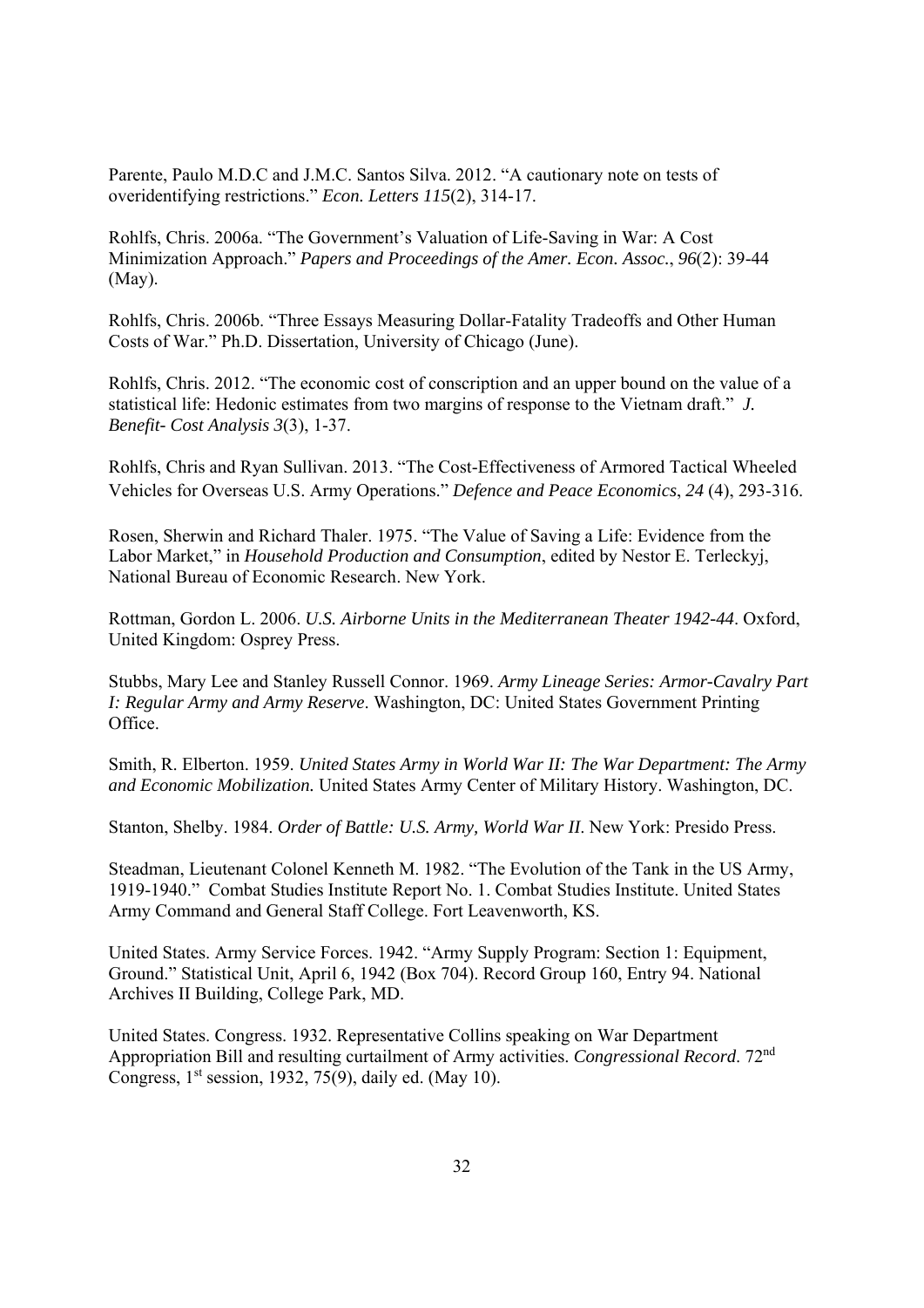Parente, Paulo M.D.C and J.M.C. Santos Silva. 2012. "A cautionary note on tests of overidentifying restrictions." *Econ. Letters 115*(2), 314-17.

Rohlfs, Chris. 2006a. "The Government's Valuation of Life-Saving in War: A Cost Minimization Approach." *Papers and Proceedings of the Amer. Econ. Assoc.*, *96*(2): 39-44 (May).

Rohlfs, Chris. 2006b. "Three Essays Measuring Dollar-Fatality Tradeoffs and Other Human Costs of War." Ph.D. Dissertation, University of Chicago (June).

Rohlfs, Chris. 2012. "The economic cost of conscription and an upper bound on the value of a statistical life: Hedonic estimates from two margins of response to the Vietnam draft." *J. Benefit- Cost Analysis 3*(3), 1-37.

Rohlfs, Chris and Ryan Sullivan. 2013. "The Cost-Effectiveness of Armored Tactical Wheeled Vehicles for Overseas U.S. Army Operations." *Defence and Peace Economics*, *24* (4), 293-316.

Rosen, Sherwin and Richard Thaler. 1975. "The Value of Saving a Life: Evidence from the Labor Market," in *Household Production and Consumption*, edited by Nestor E. Terleckyj, National Bureau of Economic Research. New York.

Rottman, Gordon L. 2006. *U.S. Airborne Units in the Mediterranean Theater 1942-44*. Oxford, United Kingdom: Osprey Press.

Stubbs, Mary Lee and Stanley Russell Connor. 1969. *Army Lineage Series: Armor-Cavalry Part I: Regular Army and Army Reserve*. Washington, DC: United States Government Printing Office.

Smith, R. Elberton. 1959. *United States Army in World War II: The War Department: The Army and Economic Mobilization.* United States Army Center of Military History. Washington, DC.

Stanton, Shelby. 1984. *Order of Battle: U.S. Army, World War II*. New York: Presido Press.

Steadman, Lieutenant Colonel Kenneth M. 1982. "The Evolution of the Tank in the US Army, 1919-1940." Combat Studies Institute Report No. 1. Combat Studies Institute. United States Army Command and General Staff College. Fort Leavenworth, KS.

United States. Army Service Forces. 1942. "Army Supply Program: Section 1: Equipment, Ground." Statistical Unit, April 6, 1942 (Box 704). Record Group 160, Entry 94. National Archives II Building, College Park, MD.

United States. Congress. 1932. Representative Collins speaking on War Department Appropriation Bill and resulting curtailment of Army activities. *Congressional Record*. 72nd Congress, 1st session, 1932, 75(9), daily ed. (May 10).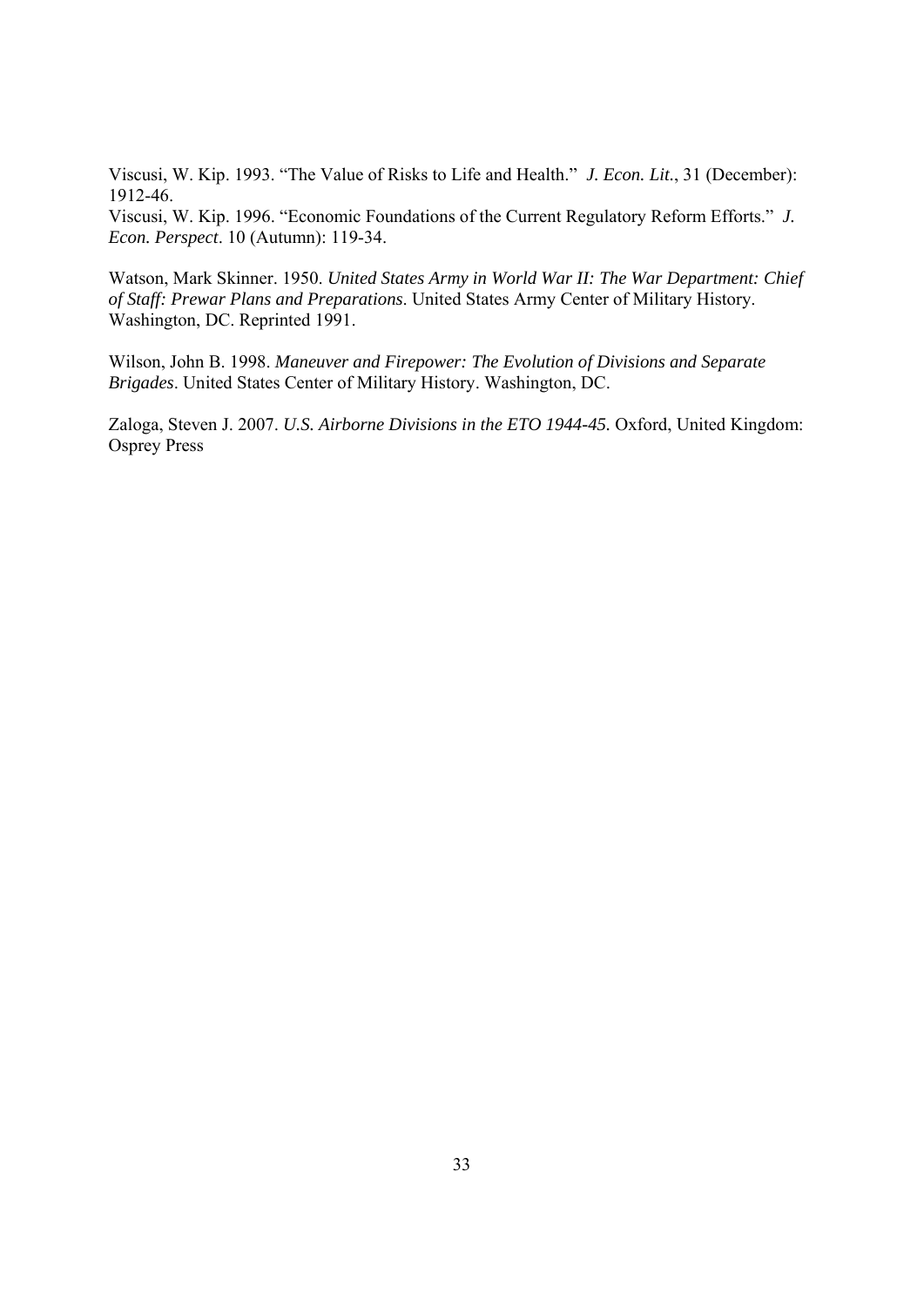Viscusi, W. Kip. 1993. "The Value of Risks to Life and Health." *J. Econ. Lit.*, 31 (December): 1912-46.

Viscusi, W. Kip. 1996. "Economic Foundations of the Current Regulatory Reform Efforts." *J. Econ. Perspect*. 10 (Autumn): 119-34.

Watson, Mark Skinner. 1950. *United States Army in World War II: The War Department: Chief of Staff: Prewar Plans and Preparations*. United States Army Center of Military History. Washington, DC. Reprinted 1991.

Wilson, John B. 1998. *Maneuver and Firepower: The Evolution of Divisions and Separate Brigades*. United States Center of Military History. Washington, DC.

Zaloga, Steven J. 2007. *U.S. Airborne Divisions in the ETO 1944-45.* Oxford, United Kingdom: Osprey Press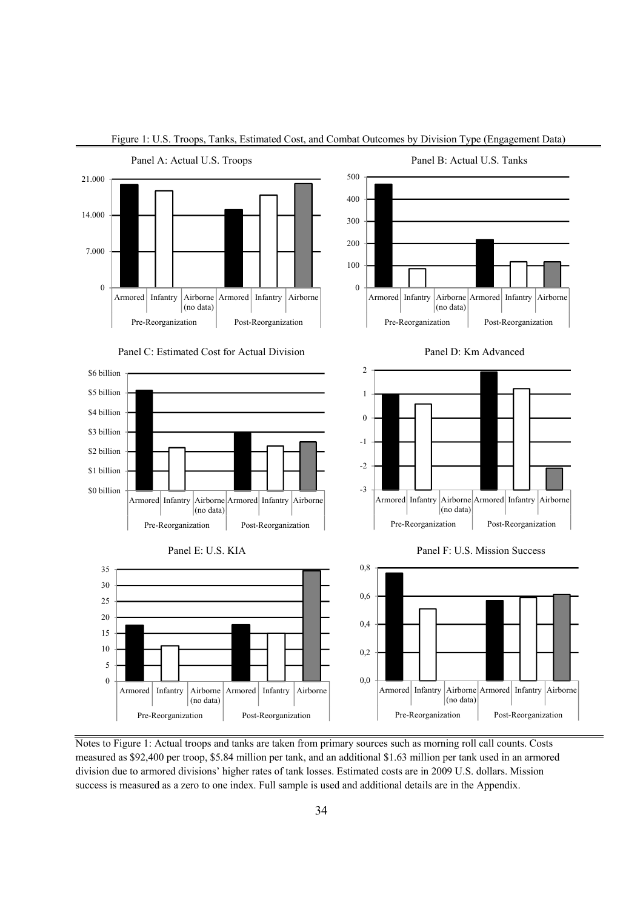Figure 1: U.S. Troops, Tanks, Estimated Cost, and Combat Outcomes by Division Type (Engagement Data)

Panel A: Actual U.S. Troops

Panel B: Actual U.S. Tanks

Panel C: Estimated Cost for Actual Division

Panel D: Km Advanced

Panel E: U.S. KIA

Panel F: U.S. Mission Success

Notes to Figure 1: Actual troops and tanks are taken from primary sources such as morning roll call counts. Costs measured as \$92,400 per troop, \$5.84 million per tank, and an additional \$1.63 million per tank used in an armored division due to armored divisions' higher rates of tank losses. Estimated costs are in 2009 U.S. dollars. Mission success is measured as a zero to one index. Full sample is used and additional details are in the Appendix.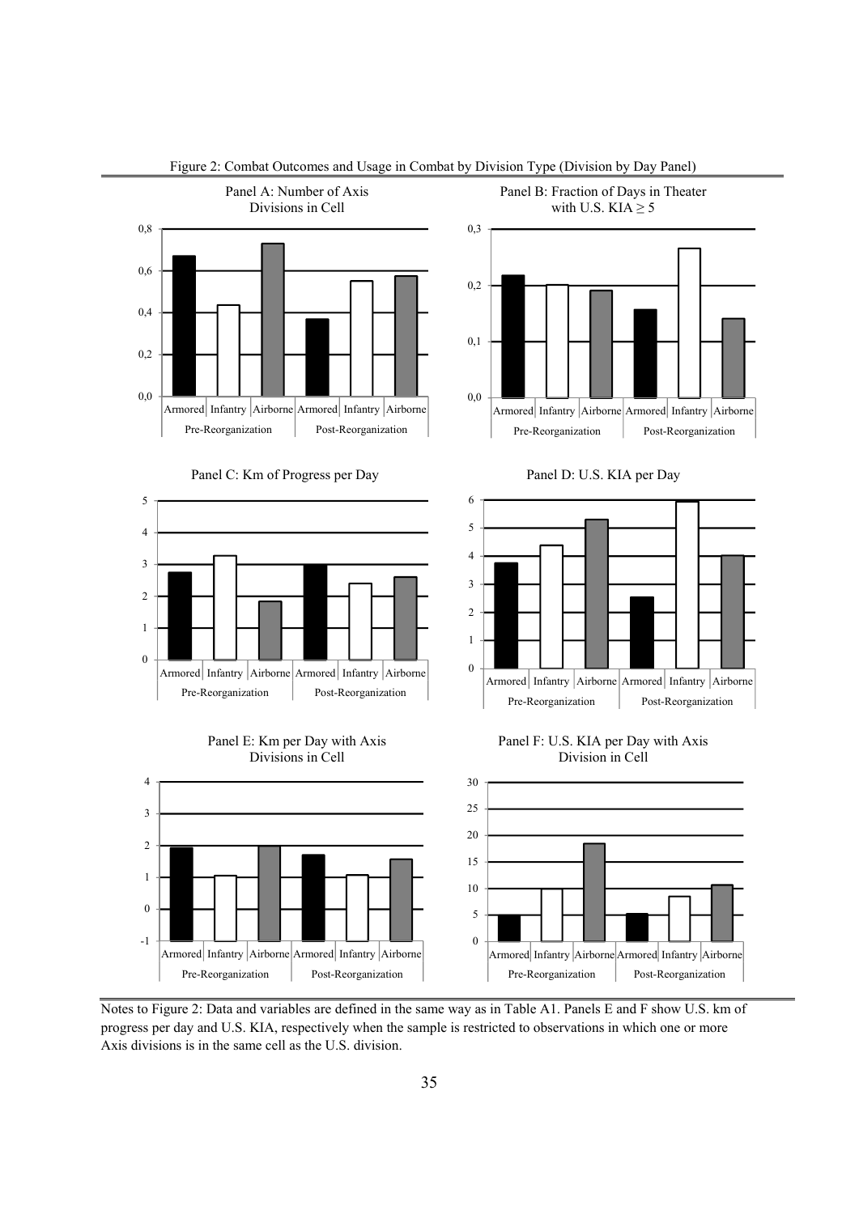Figure 2: Combat Outcomes and Usage in Combat by Division Type (Division by Day Panel)

Panel A: Number of Axis Divisions in Cell

Panel B: Fraction of Days in Theater with U.S. KIA ≥ 5

Panel C: Km of Progress per Day

Panel D: U.S. KIA per Day

Panel E: Km per Day with Axis Divisions in Cell

Panel F: U.S. KIA per Day with Axis Division in Cell

Notes to Figure 2: Data and variables are defined in the same way as in Table A1. Panels E and F show U.S. km of progress per day and U.S. KIA, respectively when the sample is restricted to observations in which one or more Axis divisions is in the same cell as the U.S. division.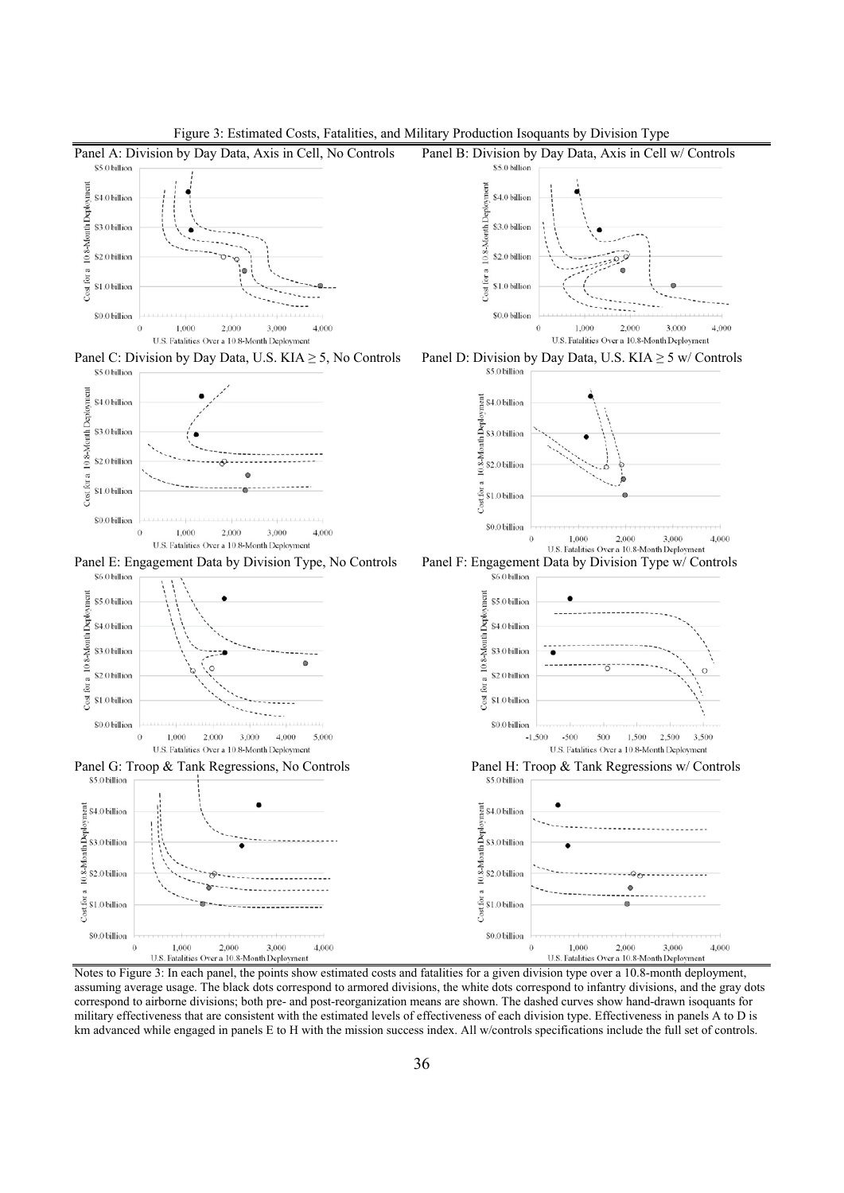Figure 3: Estimated Costs, Fatalities, and Military Production Isoquants by Division Type

Panel A: Division by Day Data, Axis in Cell, No Controls

Panel B: Division by Day Data, Axis in Cell w/ Controls

Panel C: Division by Day Data, U.S. KIA ≥ 5, No Controls

Panel D: Division by Day Data, U.S. KIA ≥ 5 w/ Controls

Panel E: Engagement Data by Division Type, No Controls

Panel F: Engagement Data by Division Type w/ Controls

Panel G: Troop & Tank Regressions, No Controls

Panel H: Troop & Tank Regressions w/ Controls

Notes to Figure 3: In each panel, the points show estimated costs and fatalities for a given division type over a 10.8-month deployment, assuming average usage. The black dots correspond to armored divisions, the white dots correspond to infantry divisions, and the gray dots correspond to airborne divisions; both pre- and post-reorganization means are shown. The dashed curves show hand-drawn isoquants for military effectiveness that are consistent with the estimated levels of effectiveness of each division type. Effectiveness in panels A to D is km advanced while engaged in panels E to H with the mission success index. All w/controls specifications include the full set of controls.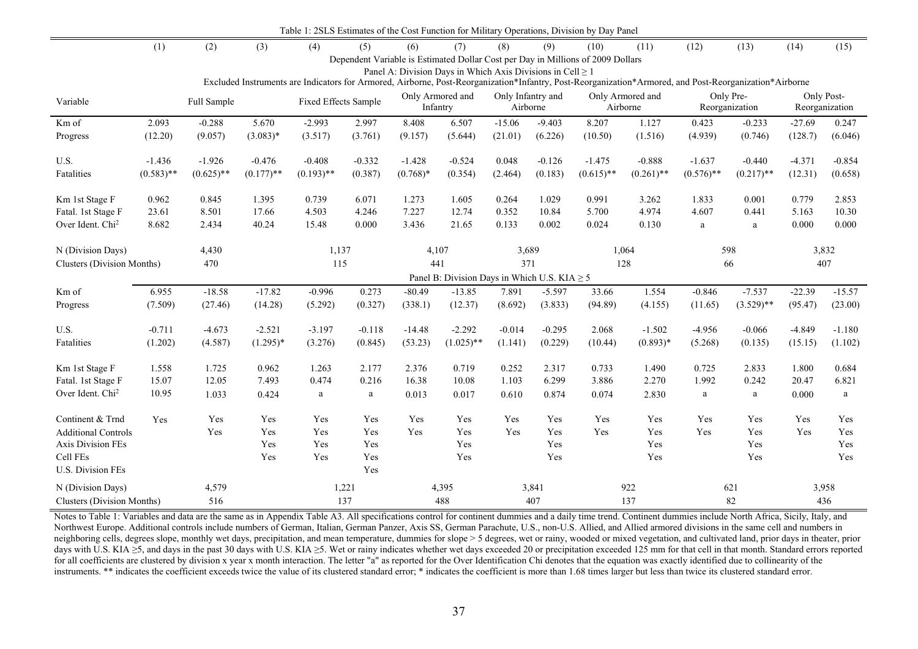Table 1: 2SLS Estimates of the Cost Function for Military Operations, Division by Day Panel

| | (1) | (2) | (3) | (4) | (5) | (6) | (7) | (8) | (9) | (10) | (11) | (12) | (13) | (14) | (15) |
|---|---|---|---|---|---|---|---|---|---|---|---|---|---|---|---|
| | Dependent Variable is Estimated Dollar Cost per Day in Millions of 2009 Dollars | | | | | | | | | | | | | | |
| | Panel A: Division Days in Which Axis Divisions in Cell ≥ 1 | | | | | | | | | | | | | | |
| | Excluded Instruments are Indicators for Armored, Airborne, Post-Reorganization*Infantry, Post-Reorganization*Armored, and Post-Reorganization*Airborne | | | | | | | | | | | | | | |
| Variable | Full Sample | | | Fixed Effects Sample | | Only Armored and Infantry | | Only Infantry and Airborne | | Only Armored and Airborne | | Only Pre-Reorganization | | Only Post-Reorganization | |
| Km of Progress | 2.093 | -0.288 | 5.670 | -2.993 | 2.997 | 8.408 | 6.507 | -15.06 | -9.403 | 8.207 | 1.127 | 0.423 | -0.233 | -27.69 | 0.247 |
| | (12.20) | (9.057) | (3.083)* | (3.517) | (3.761) | (9.157) | (5.644) | (21.01) | (6.226) | (10.50) | (1.516) | (4.939) | (0.746) | (128.7) | (6.046) |
| U.S. Fatalities | -1.436 | -1.926 | -0.476 | -0.408 | -0.332 | -1.428 | -0.524 | 0.048 | -0.126 | -1.475 | -0.888 | -1.637 | -0.440 | -4.371 | -0.854 |
| | (0.583)** | (0.625)** | (0.177)** | (0.193)** | (0.387) | (0.768)* | (0.354) | (2.464) | (0.183) | (0.615)** | (0.261)** | (0.576)** | (0.217)** | (12.31) | (0.658) |
| Km 1st Stage F | 0.962 | 0.845 | 1.395 | 0.739 | 6.071 | 1.273 | 1.605 | 0.264 | 1.029 | 0.991 | 3.262 | 1.833 | 0.001 | 0.779 | 2.853 |
| Fatal. 1st Stage F | 23.61 | 8.501 | 17.66 | 4.503 | 4.246 | 7.227 | 12.74 | 0.352 | 10.84 | 5.700 | 4.974 | 4.607 | 0.441 | 5.163 | 10.30 |
| Over Ident. Chi$^2$ | 8.682 | 2.434 | 40.24 | 15.48 | 0.000 | 3.436 | 21.65 | 0.133 | 0.002 | 0.024 | 0.130 | a | a | 0.000 | 0.000 |
| N (Division Days) | | 4,430 | | 1,137 | | 4,107 | | 3,689 | | 1,064 | | 598 | | 3,832 | |
| Clusters (Division Months) | | 470 | | 115 | | 441 | | 371 | | 128 | | 66 | | 407 | |
| | Panel B: Division Days in Which U.S. KIA ≥ 5 | | | | | | | | | | | | | | |
| Km of Progress | 6.955 | -18.58 | -17.82 | -0.996 | 0.273 | -80.49 | -13.85 | 7.891 | -5.597 | 33.66 | 1.554 | -0.846 | -7.537 | -22.39 | -15.57 |
| | (7.509) | (27.46) | (14.28) | (5.292) | (0.327) | (338.1) | (12.37) | (8.692) | (3.833) | (94.89) | (4.155) | (11.65) | (3.529)** | (95.47) | (23.00) |
| U.S. Fatalities | -0.711 | -4.673 | -2.521 | -3.197 | -0.118 | -14.48 | -2.292 | -0.014 | -0.295 | 2.068 | -1.502 | -4.956 | -0.066 | -4.849 | -1.180 |
| | (1.202) | (4.587) | (1.295)* | (3.276) | (0.845) | (53.23) | (1.025)** | (1.141) | (0.229) | (10.44) | (0.893)* | (5.268) | (0.135) | (15.15) | (1.102) |
| Km 1st Stage F | 1.558 | 1.725 | 0.962 | 1.263 | 2.177 | 2.376 | 0.719 | 0.252 | 2.317 | 0.733 | 1.490 | 0.725 | 2.833 | 1.800 | 0.684 |
| Fatal. 1st Stage F | 15.07 | 12.05 | 7.493 | 0.474 | 0.216 | 16.38 | 10.08 | 1.103 | 6.299 | 3.886 | 2.270 | 1.992 | 0.242 | 20.47 | 6.821 |
| Over Ident. Chi$^2$ | 10.95 | 1.033 | 0.424 | a | a | 0.013 | 0.017 | 0.610 | 0.874 | 0.074 | 2.830 | a | a | 0.000 | a |
| Continent & Trnd | Yes | Yes | Yes | Yes | Yes | Yes | Yes | Yes | Yes | Yes | Yes | Yes | Yes | Yes | Yes |
| Additional Controls | | Yes | Yes | Yes | Yes | Yes | Yes | Yes | Yes | Yes | Yes | Yes | Yes | Yes | Yes |
| Axis Division FEs | | | Yes | Yes | Yes | | Yes | | Yes | | Yes | | Yes | | Yes |
| Cell FEs | | | Yes | Yes | Yes | | Yes | | Yes | | Yes | | Yes | | Yes |
| U.S. Division FEs | | | | | Yes | | | | | | | | | | |
| N (Division Days) | | 4,579 | | 1,221 | | 4,395 | | 3,841 | | 922 | | 621 | | 3,958 | |
| Clusters (Division Months) | | 516 | | 137 | | 488 | | 407 | | 137 | | 82 | | 436 | |

Notes to Table 1: Variables and data are the same as in Appendix Table A3. All specifications control for continent dummies and a daily time trend. Continent dummies include North Africa, Sicily, Italy, and Northwest Europe. Additional controls include numbers of German, Italian, German Panzer, Axis SS, German Parachute, U.S., non-U.S. Allied, and Allied armored divisions in the same cell and numbers in neighboring cells, degrees slope, monthly wet days, precipitation, and mean temperature, dummies for slope > 5 degrees, wet or rainy, wooded or mixed vegetation, and cultivated land, prior days in theater, prior days with U.S. KIA ≥5, and days in the past 30 days with U.S. KIA ≥5. Wet or rainy indicates whether wet days exceeded 20 or precipitation exceeded 125 mm for that cell in that month. Standard errors reported for all coefficients are clustered by division x year x month interaction. The letter "a" as reported for the Over Identification Chi denotes that the equation was exactly identified due to collinearity of the instruments. ** indicates the coefficient exceeds twice the value of its clustered standard error; * indicates the coefficient is more than 1.68 times larger but less than twice its clustered standard error.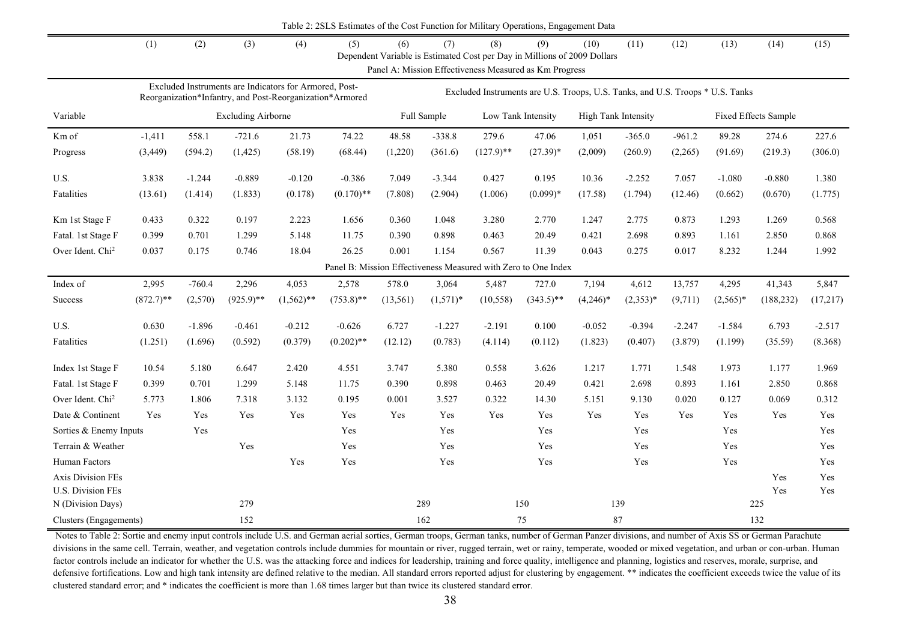Table 2: 2SLS Estimates of the Cost Function for Military Operations, Engagement Data

| | (1) | (2) | (3) | (4) | (5) | (6) | (7) | (8) | (9) | (10) | (11) | (12) | (13) | (14) | (15) |
|---|---|---|---|---|---|---|---|---|---|---|---|---|---|---|---|
| | Dependent Variable is Estimated Cost per Day in Millions of 2009 Dollars | | | | | | | | | | | | | | |
| | Panel A: Mission Effectiveness Measured as Km Progress | | | | | | | | | | | | | | |
| | Excluded Instruments are Indicators for Armored, Post-Reorganization*Infantry, and Post-Reorganization*Armored | | | | | Excluded Instruments are U.S. Troops, U.S. Tanks, and U.S. Troops * U.S. Tanks | | | | | | | | | |
| Variable | Excluding Airborne | | | | | Full Sample | | Low Tank Intensity | | High Tank Intensity | | Fixed Effects Sample | | | |
| Km of Progress | -1,411 | 558.1 | -721.6 | 21.73 | 74.22 | 48.58 | -338.8 | 279.6 | 47.06 | 1,051 | -365.0 | -961.2 | 89.28 | 274.6 | 227.6 |
| | (3,449) | (594.2) | (1,425) | (58.19) | (68.44) | (1,220) | (361.6) | (127.9)** | (27.39)* | (2,009) | (260.9) | (2,265) | (91.69) | (219.3) | (306.0) |
| U.S. Fatalities | 3.838 | -1.244 | -0.889 | -0.120 | -0.386 | 7.049 | -3.344 | 0.427 | 0.195 | 10.36 | -2.252 | 7.057 | -1.080 | -0.880 | 1.380 |
| | (13.61) | (1.414) | (1.833) | (0.178) | (0.170)** | (7.808) | (2.904) | (1.006) | (0.099)* | (17.58) | (1.794) | (12.46) | (0.662) | (0.670) | (1.775) |
| Km 1st Stage F | 0.433 | 0.322 | 0.197 | 2.223 | 1.656 | 0.360 | 1.048 | 3.280 | 2.770 | 1.247 | 2.775 | 0.873 | 1.293 | 1.269 | 0.568 |
| Fatal. 1st Stage F | 0.399 | 0.701 | 1.299 | 5.148 | 11.75 | 0.390 | 0.898 | 0.463 | 20.49 | 0.421 | 2.698 | 0.893 | 1.161 | 2.850 | 0.868 |
| Over Ident. Chi$^2$ | 0.037 | 0.175 | 0.746 | 18.04 | 26.25 | 0.001 | 1.154 | 0.567 | 11.39 | 0.043 | 0.275 | 0.017 | 8.232 | 1.244 | 1.992 |
| | Panel B: Mission Effectiveness Measured with Zero to One Index | | | | | | | | | | | | | | |
| Index of Success | 2,995 | -760.4 | 2,296 | 4,053 | 2,578 | 578.0 | 3,064 | 5,487 | 727.0 | 7,194 | 4,612 | 13,757 | 4,295 | 41,343 | 5,847 |
| | (872.7)** | (2,570) | (925.9)** | (1,562)** | (753.8)** | (13,561) | (1,571)* | (10,558) | (343.5)** | (4,246)* | (2,353)* | (9,711) | (2,565)* | (188,232) | (17,217) |
| U.S. Fatalities | 0.630 | -1.896 | -0.461 | -0.212 | -0.626 | 6.727 | -1.227 | -2.191 | 0.100 | -0.052 | -0.394 | -2.247 | -1.584 | 6.793 | -2.517 |
| | (1.251) | (1.696) | (0.592) | (0.379) | (0.202)** | (12.12) | (0.783) | (4.114) | (0.112) | (1.823) | (0.407) | (3.879) | (1.199) | (35.59) | (8.368) |
| Index 1st Stage F | 10.54 | 5.180 | 6.647 | 2.420 | 4.551 | 3.747 | 5.380 | 0.558 | 3.626 | 1.217 | 1.771 | 1.548 | 1.973 | 1.177 | 1.969 |
| Fatal. 1st Stage F | 0.399 | 0.701 | 1.299 | 5.148 | 11.75 | 0.390 | 0.898 | 0.463 | 20.49 | 0.421 | 2.698 | 0.893 | 1.161 | 2.850 | 0.868 |
| Over Ident. Chi$^2$ | 5.773 | 1.806 | 7.318 | 3.132 | 0.195 | 0.001 | 3.527 | 0.322 | 14.30 | 5.151 | 9.130 | 0.020 | 0.127 | 0.069 | 0.312 |
| Date & Continent | Yes | Yes | Yes | Yes | Yes | Yes | Yes | Yes | Yes | Yes | Yes | Yes | Yes | Yes | Yes |
| Sorties & Enemy Inputs | | Yes | | | Yes | | Yes | | Yes | | Yes | | Yes | | Yes |
| Terrain & Weather | | | Yes | | Yes | | Yes | | Yes | | Yes | | Yes | | Yes |
| Human Factors | | | | Yes | Yes | | Yes | | Yes | | Yes | | Yes | | Yes |
| Axis Division FEs | | | | | | | | | | | | | | Yes | Yes |
| U.S. Division FEs | | | | | | | | | | | | | | Yes | Yes |
| N (Division Days) | | | 279 | | | | 289 | | 150 | | 139 | | | 225 | |
| Clusters (Engagements) | | | 152 | | | | 162 | | 75 | | 87 | | | 132 | |

Notes to Table 2: Sortie and enemy input controls include U.S. and German aerial sorties, German troops, German tanks, number of German Panzer divisions, and number of Axis SS or German Parachute divisions in the same cell. Terrain, weather, and vegetation controls include dummies for mountain or river, rugged terrain, wet or rainy, temperate, wooded or mixed vegetation, and urban or con-urban. Human factor controls include an indicator for whether the U.S. was the attacking force and indices for leadership, training and force quality, intelligence and planning, logistics and reserves, morale, surprise, and defensive fortifications. Low and high tank intensity are defined relative to the median. All standard errors reported adjust for clustering by engagement. ** indicates the coefficient exceeds twice the value of its clustered standard error; and * indicates the coefficient is more than 1.68 times larger but than twice its clustered standard error.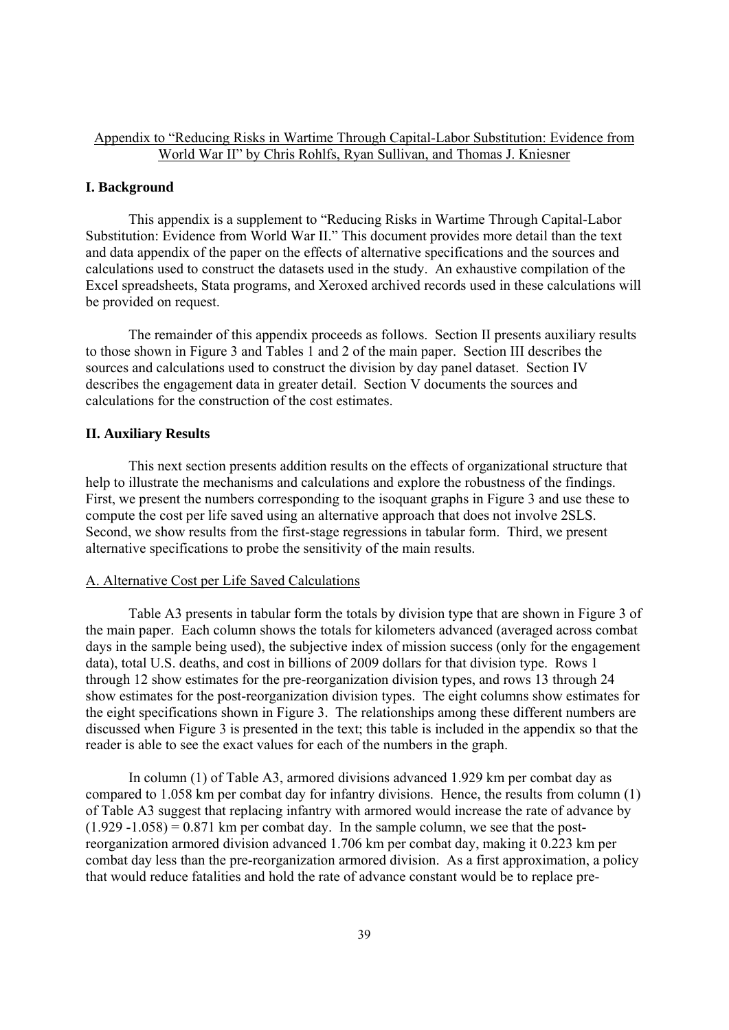Appendix to "Reducing Risks in Wartime Through Capital-Labor Substitution: Evidence from World War II" by Chris Rohlfs, Ryan Sullivan, and Thomas J. Kniesner

## I. Background

This appendix is a supplement to "Reducing Risks in Wartime Through Capital-Labor Substitution: Evidence from World War II." This document provides more detail than the text and data appendix of the paper on the effects of alternative specifications and the sources and calculations used to construct the datasets used in the study. An exhaustive compilation of the Excel spreadsheets, Stata programs, and Xeroxed archived records used in these calculations will be provided on request.

The remainder of this appendix proceeds as follows. Section II presents auxiliary results to those shown in Figure 3 and Tables 1 and 2 of the main paper. Section III describes the sources and calculations used to construct the division by day panel dataset. Section IV describes the engagement data in greater detail. Section V documents the sources and calculations for the construction of the cost estimates.

## II. Auxiliary Results

This next section presents addition results on the effects of organizational structure that help to illustrate the mechanisms and calculations and explore the robustness of the findings. First, we present the numbers corresponding to the isoquant graphs in Figure 3 and use these to compute the cost per life saved using an alternative approach that does not involve 2SLS. Second, we show results from the first-stage regressions in tabular form. Third, we present alternative specifications to probe the sensitivity of the main results.

### A. Alternative Cost per Life Saved Calculations

Table A3 presents in tabular form the totals by division type that are shown in Figure 3 of the main paper. Each column shows the totals for kilometers advanced (averaged across combat days in the sample being used), the subjective index of mission success (only for the engagement data), total U.S. deaths, and cost in billions of 2009 dollars for that division type. Rows 1 through 12 show estimates for the pre-reorganization division types, and rows 13 through 24 show estimates for the post-reorganization division types. The eight columns show estimates for the eight specifications shown in Figure 3. The relationships among these different numbers are discussed when Figure 3 is presented in the text; this table is included in the appendix so that the reader is able to see the exact values for each of the numbers in the graph.

In column (1) of Table A3, armored divisions advanced 1.929 km per combat day as compared to 1.058 km per combat day for infantry divisions. Hence, the results from column (1) of Table A3 suggest that replacing infantry with armored would increase the rate of advance by $(1.929 - 1.058) = 0.871$ km per combat day. In the sample column, we see that the post-reorganization armored division advanced 1.706 km per combat day, making it 0.223 km per combat day less than the pre-reorganization armored division. As a first approximation, a policy that would reduce fatalities and hold the rate of advance constant would be to replace pre-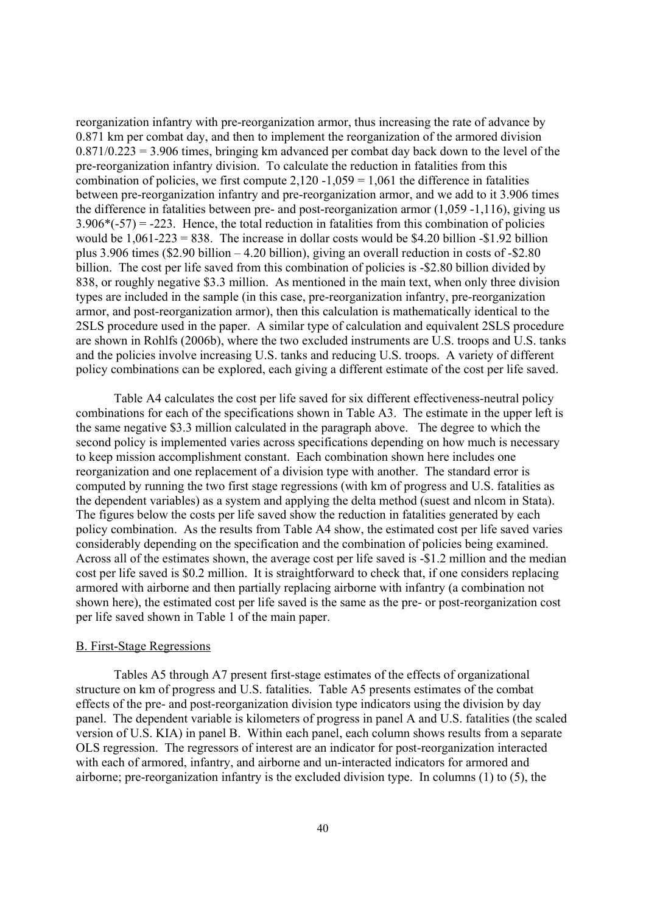reorganization infantry with pre-reorganization armor, thus increasing the rate of advance by 0.871 km per combat day, and then to implement the reorganization of the armored division $0.871/0.223 = 3.906$ times, bringing km advanced per combat day back down to the level of the pre-reorganization infantry division. To calculate the reduction in fatalities from this combination of policies, we first compute $2{,}120 - 1{,}059 = 1{,}061$ the difference in fatalities between pre-reorganization infantry and pre-reorganization armor, and we add to it 3.906 times the difference in fatalities between pre- and post-reorganization armor (1,059 -1,116), giving us $3.906*(-57) = -223$. Hence, the total reduction in fatalities from this combination of policies would be $1{,}061-223 = 838$. The increase in dollar costs would be \$4.20 billion -\$1.92 billion plus 3.906 times (\$2.90 billion – 4.20 billion), giving an overall reduction in costs of -\$2.80 billion. The cost per life saved from this combination of policies is -\$2.80 billion divided by 838, or roughly negative \$3.3 million. As mentioned in the main text, when only three division types are included in the sample (in this case, pre-reorganization infantry, pre-reorganization armor, and post-reorganization armor), then this calculation is mathematically identical to the 2SLS procedure used in the paper. A similar type of calculation and equivalent 2SLS procedure are shown in Rohlfs (2006b), where the two excluded instruments are U.S. troops and U.S. tanks and the policies involve increasing U.S. tanks and reducing U.S. troops. A variety of different policy combinations can be explored, each giving a different estimate of the cost per life saved.

Table A4 calculates the cost per life saved for six different effectiveness-neutral policy combinations for each of the specifications shown in Table A3. The estimate in the upper left is the same negative \$3.3 million calculated in the paragraph above. The degree to which the second policy is implemented varies across specifications depending on how much is necessary to keep mission accomplishment constant. Each combination shown here includes one reorganization and one replacement of a division type with another. The standard error is computed by running the two first stage regressions (with km of progress and U.S. fatalities as the dependent variables) as a system and applying the delta method (suest and nlcom in Stata). The figures below the costs per life saved show the reduction in fatalities generated by each policy combination. As the results from Table A4 show, the estimated cost per life saved varies considerably depending on the specification and the combination of policies being examined. Across all of the estimates shown, the average cost per life saved is -\$1.2 million and the median cost per life saved is \$0.2 million. It is straightforward to check that, if one considers replacing armored with airborne and then partially replacing airborne with infantry (a combination not shown here), the estimated cost per life saved is the same as the pre- or post-reorganization cost per life saved shown in Table 1 of the main paper.

## B. First-Stage Regressions

Tables A5 through A7 present first-stage estimates of the effects of organizational structure on km of progress and U.S. fatalities. Table A5 presents estimates of the combat effects of the pre- and post-reorganization division type indicators using the division by day panel. The dependent variable is kilometers of progress in panel A and U.S. fatalities (the scaled version of U.S. KIA) in panel B. Within each panel, each column shows results from a separate OLS regression. The regressors of interest are an indicator for post-reorganization interacted with each of armored, infantry, and airborne and un-interacted indicators for armored and airborne; pre-reorganization infantry is the excluded division type. In columns (1) to (5), the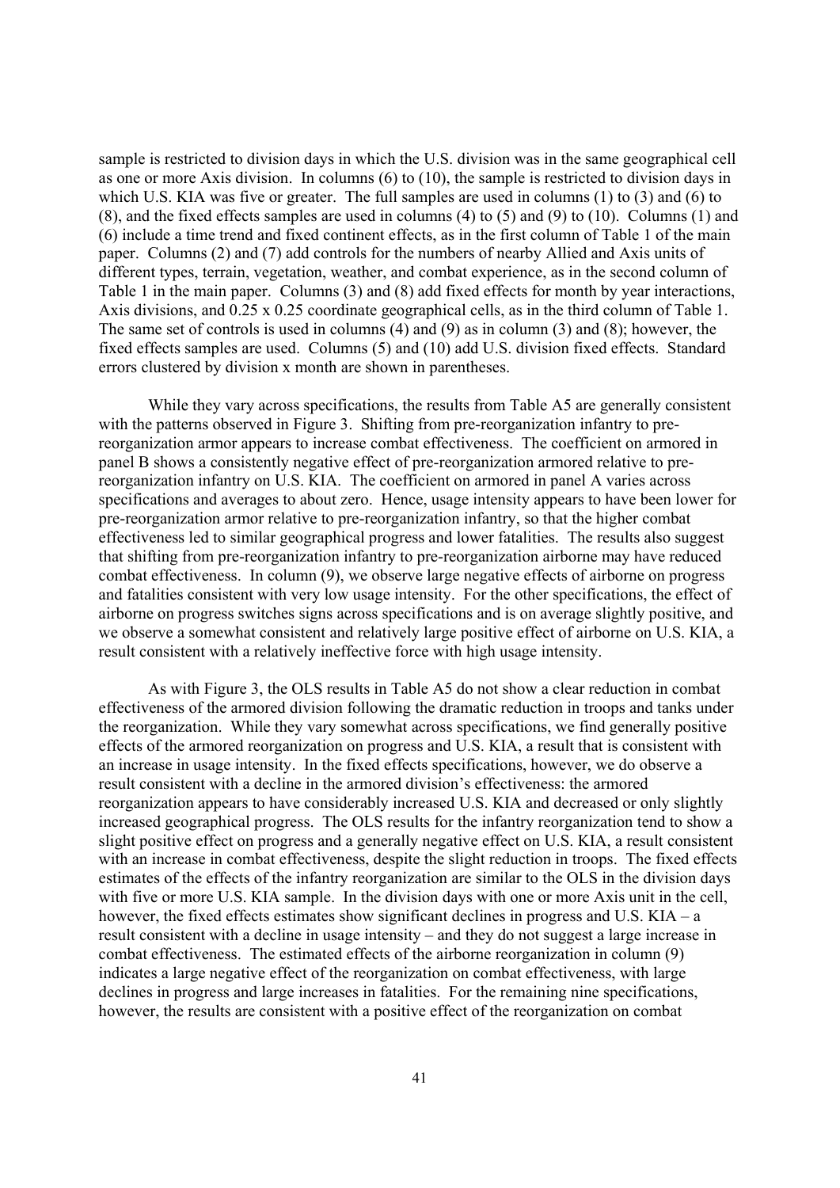sample is restricted to division days in which the U.S. division was in the same geographical cell as one or more Axis division. In columns (6) to (10), the sample is restricted to division days in which U.S. KIA was five or greater. The full samples are used in columns (1) to (3) and (6) to (8), and the fixed effects samples are used in columns (4) to (5) and (9) to (10). Columns (1) and (6) include a time trend and fixed continent effects, as in the first column of Table 1 of the main paper. Columns (2) and (7) add controls for the numbers of nearby Allied and Axis units of different types, terrain, vegetation, weather, and combat experience, as in the second column of Table 1 in the main paper. Columns (3) and (8) add fixed effects for month by year interactions, Axis divisions, and 0.25 x 0.25 coordinate geographical cells, as in the third column of Table 1. The same set of controls is used in columns (4) and (9) as in column (3) and (8); however, the fixed effects samples are used. Columns (5) and (10) add U.S. division fixed effects. Standard errors clustered by division x month are shown in parentheses.

While they vary across specifications, the results from Table A5 are generally consistent with the patterns observed in Figure 3. Shifting from pre-reorganization infantry to pre-reorganization armor appears to increase combat effectiveness. The coefficient on armored in panel B shows a consistently negative effect of pre-reorganization armored relative to pre-reorganization infantry on U.S. KIA. The coefficient on armored in panel A varies across specifications and averages to about zero. Hence, usage intensity appears to have been lower for pre-reorganization armor relative to pre-reorganization infantry, so that the higher combat effectiveness led to similar geographical progress and lower fatalities. The results also suggest that shifting from pre-reorganization infantry to pre-reorganization airborne may have reduced combat effectiveness. In column (9), we observe large negative effects of airborne on progress and fatalities consistent with very low usage intensity. For the other specifications, the effect of airborne on progress switches signs across specifications and is on average slightly positive, and we observe a somewhat consistent and relatively large positive effect of airborne on U.S. KIA, a result consistent with a relatively ineffective force with high usage intensity.

As with Figure 3, the OLS results in Table A5 do not show a clear reduction in combat effectiveness of the armored division following the dramatic reduction in troops and tanks under the reorganization. While they vary somewhat across specifications, we find generally positive effects of the armored reorganization on progress and U.S. KIA, a result that is consistent with an increase in usage intensity. In the fixed effects specifications, however, we do observe a result consistent with a decline in the armored division's effectiveness: the armored reorganization appears to have considerably increased U.S. KIA and decreased or only slightly increased geographical progress. The OLS results for the infantry reorganization tend to show a slight positive effect on progress and a generally negative effect on U.S. KIA, a result consistent with an increase in combat effectiveness, despite the slight reduction in troops. The fixed effects estimates of the effects of the infantry reorganization are similar to the OLS in the division days with five or more U.S. KIA sample. In the division days with one or more Axis unit in the cell, however, the fixed effects estimates show significant declines in progress and U.S. KIA – a result consistent with a decline in usage intensity – and they do not suggest a large increase in combat effectiveness. The estimated effects of the airborne reorganization in column (9) indicates a large negative effect of the reorganization on combat effectiveness, with large declines in progress and large increases in fatalities. For the remaining nine specifications, however, the results are consistent with a positive effect of the reorganization on combat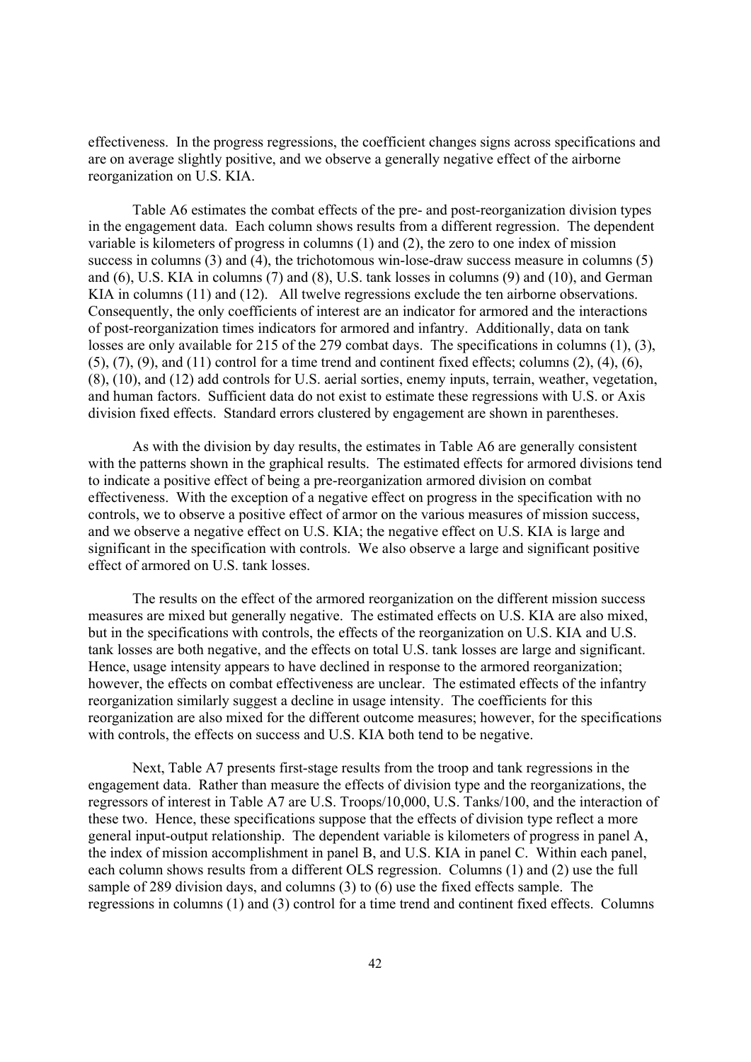effectiveness. In the progress regressions, the coefficient changes signs across specifications and are on average slightly positive, and we observe a generally negative effect of the airborne reorganization on U.S. KIA.

Table A6 estimates the combat effects of the pre- and post-reorganization division types in the engagement data. Each column shows results from a different regression. The dependent variable is kilometers of progress in columns (1) and (2), the zero to one index of mission success in columns (3) and (4), the trichotomous win-lose-draw success measure in columns (5) and (6), U.S. KIA in columns (7) and (8), U.S. tank losses in columns (9) and (10), and German KIA in columns (11) and (12). All twelve regressions exclude the ten airborne observations. Consequently, the only coefficients of interest are an indicator for armored and the interactions of post-reorganization times indicators for armored and infantry. Additionally, data on tank losses are only available for 215 of the 279 combat days. The specifications in columns (1), (3), (5), (7), (9), and (11) control for a time trend and continent fixed effects; columns (2), (4), (6), (8), (10), and (12) add controls for U.S. aerial sorties, enemy inputs, terrain, weather, vegetation, and human factors. Sufficient data do not exist to estimate these regressions with U.S. or Axis division fixed effects. Standard errors clustered by engagement are shown in parentheses.

As with the division by day results, the estimates in Table A6 are generally consistent with the patterns shown in the graphical results. The estimated effects for armored divisions tend to indicate a positive effect of being a pre-reorganization armored division on combat effectiveness. With the exception of a negative effect on progress in the specification with no controls, we to observe a positive effect of armor on the various measures of mission success, and we observe a negative effect on U.S. KIA; the negative effect on U.S. KIA is large and significant in the specification with controls. We also observe a large and significant positive effect of armored on U.S. tank losses.

The results on the effect of the armored reorganization on the different mission success measures are mixed but generally negative. The estimated effects on U.S. KIA are also mixed, but in the specifications with controls, the effects of the reorganization on U.S. KIA and U.S. tank losses are both negative, and the effects on total U.S. tank losses are large and significant. Hence, usage intensity appears to have declined in response to the armored reorganization; however, the effects on combat effectiveness are unclear. The estimated effects of the infantry reorganization similarly suggest a decline in usage intensity. The coefficients for this reorganization are also mixed for the different outcome measures; however, for the specifications with controls, the effects on success and U.S. KIA both tend to be negative.

Next, Table A7 presents first-stage results from the troop and tank regressions in the engagement data. Rather than measure the effects of division type and the reorganizations, the regressors of interest in Table A7 are U.S. Troops/10,000, U.S. Tanks/100, and the interaction of these two. Hence, these specifications suppose that the effects of division type reflect a more general input-output relationship. The dependent variable is kilometers of progress in panel A, the index of mission accomplishment in panel B, and U.S. KIA in panel C. Within each panel, each column shows results from a different OLS regression. Columns (1) and (2) use the full sample of 289 division days, and columns (3) to (6) use the fixed effects sample. The regressions in columns (1) and (3) control for a time trend and continent fixed effects. Columns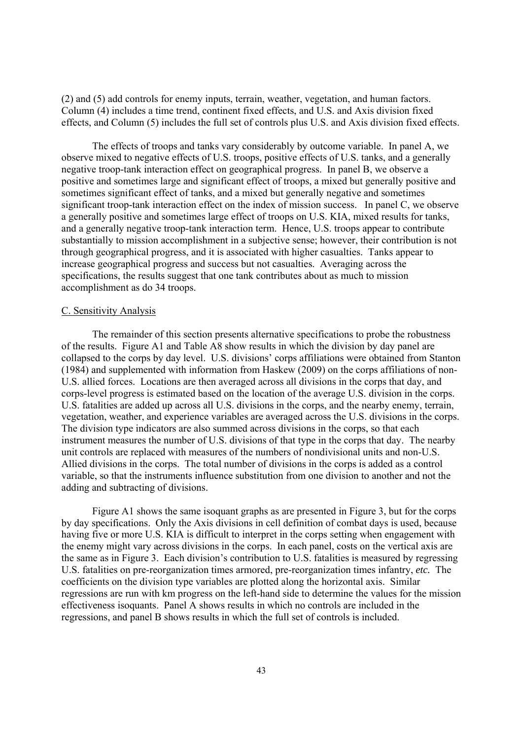(2) and (5) add controls for enemy inputs, terrain, weather, vegetation, and human factors. Column (4) includes a time trend, continent fixed effects, and U.S. and Axis division fixed effects, and Column (5) includes the full set of controls plus U.S. and Axis division fixed effects.

The effects of troops and tanks vary considerably by outcome variable. In panel A, we observe mixed to negative effects of U.S. troops, positive effects of U.S. tanks, and a generally negative troop-tank interaction effect on geographical progress. In panel B, we observe a positive and sometimes large and significant effect of troops, a mixed but generally positive and sometimes significant effect of tanks, and a mixed but generally negative and sometimes significant troop-tank interaction effect on the index of mission success. In panel C, we observe a generally positive and sometimes large effect of troops on U.S. KIA, mixed results for tanks, and a generally negative troop-tank interaction term. Hence, U.S. troops appear to contribute substantially to mission accomplishment in a subjective sense; however, their contribution is not through geographical progress, and it is associated with higher casualties. Tanks appear to increase geographical progress and success but not casualties. Averaging across the specifications, the results suggest that one tank contributes about as much to mission accomplishment as do 34 troops.

## C. Sensitivity Analysis

The remainder of this section presents alternative specifications to probe the robustness of the results. Figure A1 and Table A8 show results in which the division by day panel are collapsed to the corps by day level. U.S. divisions' corps affiliations were obtained from Stanton (1984) and supplemented with information from Haskew (2009) on the corps affiliations of non-U.S. allied forces. Locations are then averaged across all divisions in the corps that day, and corps-level progress is estimated based on the location of the average U.S. division in the corps. U.S. fatalities are added up across all U.S. divisions in the corps, and the nearby enemy, terrain, vegetation, weather, and experience variables are averaged across the U.S. divisions in the corps. The division type indicators are also summed across divisions in the corps, so that each instrument measures the number of U.S. divisions of that type in the corps that day. The nearby unit controls are replaced with measures of the numbers of nondivisional units and non-U.S. Allied divisions in the corps. The total number of divisions in the corps is added as a control variable, so that the instruments influence substitution from one division to another and not the adding and subtracting of divisions.

Figure A1 shows the same isoquant graphs as are presented in Figure 3, but for the corps by day specifications. Only the Axis divisions in cell definition of combat days is used, because having five or more U.S. KIA is difficult to interpret in the corps setting when engagement with the enemy might vary across divisions in the corps. In each panel, costs on the vertical axis are the same as in Figure 3. Each division's contribution to U.S. fatalities is measured by regressing U.S. fatalities on pre-reorganization times armored, pre-reorganization times infantry, *etc.* The coefficients on the division type variables are plotted along the horizontal axis. Similar regressions are run with km progress on the left-hand side to determine the values for the mission effectiveness isoquants. Panel A shows results in which no controls are included in the regressions, and panel B shows results in which the full set of controls is included.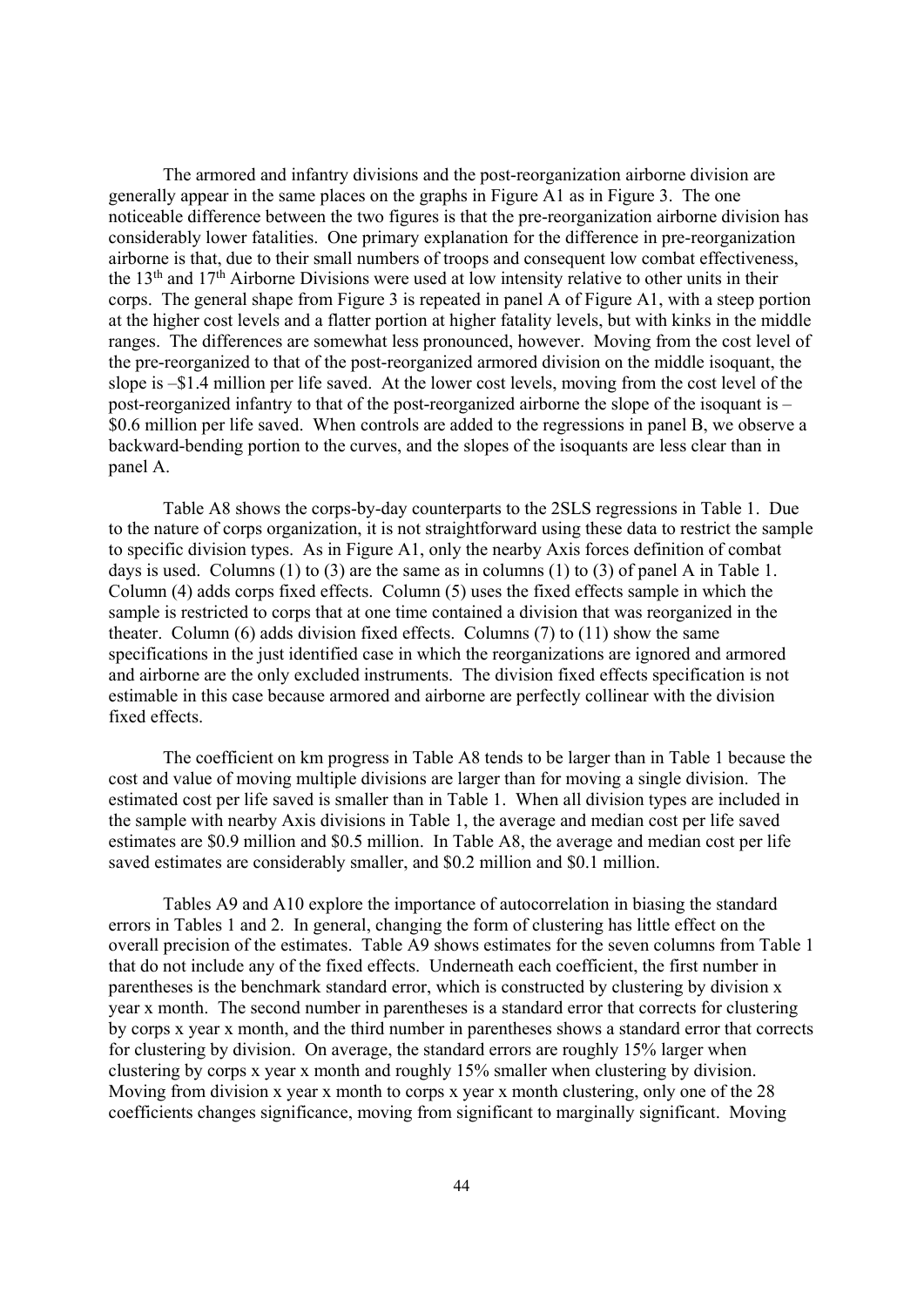The armored and infantry divisions and the post-reorganization airborne division are generally appear in the same places on the graphs in Figure A1 as in Figure 3. The one noticeable difference between the two figures is that the pre-reorganization airborne division has considerably lower fatalities. One primary explanation for the difference in pre-reorganization airborne is that, due to their small numbers of troops and consequent low combat effectiveness, the 13th and 17th Airborne Divisions were used at low intensity relative to other units in their corps. The general shape from Figure 3 is repeated in panel A of Figure A1, with a steep portion at the higher cost levels and a flatter portion at higher fatality levels, but with kinks in the middle ranges. The differences are somewhat less pronounced, however. Moving from the cost level of the pre-reorganized to that of the post-reorganized armored division on the middle isoquant, the slope is –\$1.4 million per life saved. At the lower cost levels, moving from the cost level of the post-reorganized infantry to that of the post-reorganized airborne the slope of the isoquant is –\$0.6 million per life saved. When controls are added to the regressions in panel B, we observe a backward-bending portion to the curves, and the slopes of the isoquants are less clear than in panel A.

Table A8 shows the corps-by-day counterparts to the 2SLS regressions in Table 1. Due to the nature of corps organization, it is not straightforward using these data to restrict the sample to specific division types. As in Figure A1, only the nearby Axis forces definition of combat days is used. Columns (1) to (3) are the same as in columns (1) to (3) of panel A in Table 1. Column (4) adds corps fixed effects. Column (5) uses the fixed effects sample in which the sample is restricted to corps that at one time contained a division that was reorganized in the theater. Column (6) adds division fixed effects. Columns (7) to (11) show the same specifications in the just identified case in which the reorganizations are ignored and armored and airborne are the only excluded instruments. The division fixed effects specification is not estimable in this case because armored and airborne are perfectly collinear with the division fixed effects.

The coefficient on km progress in Table A8 tends to be larger than in Table 1 because the cost and value of moving multiple divisions are larger than for moving a single division. The estimated cost per life saved is smaller than in Table 1. When all division types are included in the sample with nearby Axis divisions in Table 1, the average and median cost per life saved estimates are \$0.9 million and \$0.5 million. In Table A8, the average and median cost per life saved estimates are considerably smaller, and \$0.2 million and \$0.1 million.

Tables A9 and A10 explore the importance of autocorrelation in biasing the standard errors in Tables 1 and 2. In general, changing the form of clustering has little effect on the overall precision of the estimates. Table A9 shows estimates for the seven columns from Table 1 that do not include any of the fixed effects. Underneath each coefficient, the first number in parentheses is the benchmark standard error, which is constructed by clustering by division x year x month. The second number in parentheses is a standard error that corrects for clustering by corps x year x month, and the third number in parentheses shows a standard error that corrects for clustering by division. On average, the standard errors are roughly 15% larger when clustering by corps x year x month and roughly 15% smaller when clustering by division. Moving from division x year x month to corps x year x month clustering, only one of the 28 coefficients changes significance, moving from significant to marginally significant. Moving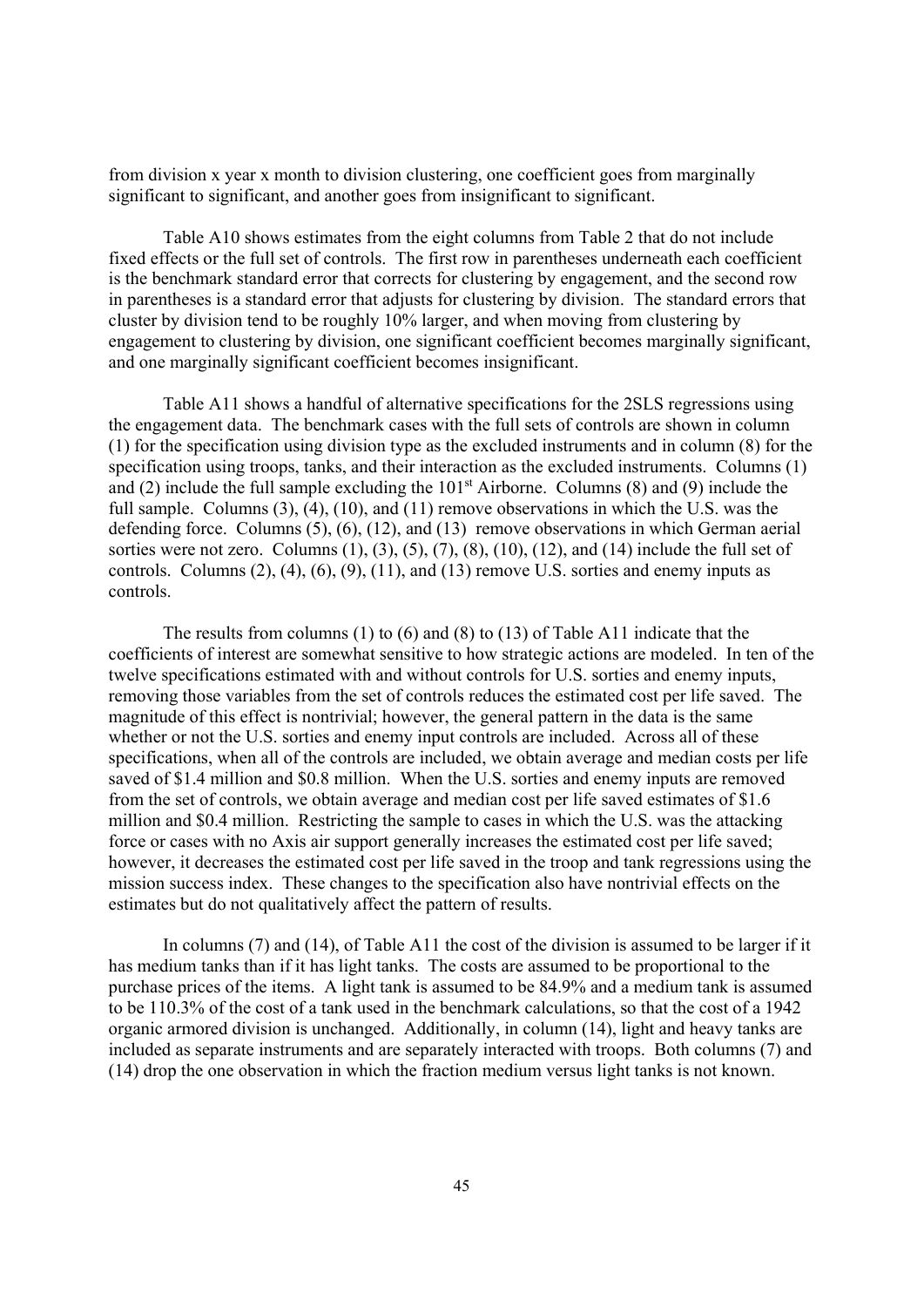from division x year x month to division clustering, one coefficient goes from marginally significant to significant, and another goes from insignificant to significant.

Table A10 shows estimates from the eight columns from Table 2 that do not include fixed effects or the full set of controls. The first row in parentheses underneath each coefficient is the benchmark standard error that corrects for clustering by engagement, and the second row in parentheses is a standard error that adjusts for clustering by division. The standard errors that cluster by division tend to be roughly 10% larger, and when moving from clustering by engagement to clustering by division, one significant coefficient becomes marginally significant, and one marginally significant coefficient becomes insignificant.

Table A11 shows a handful of alternative specifications for the 2SLS regressions using the engagement data. The benchmark cases with the full sets of controls are shown in column (1) for the specification using division type as the excluded instruments and in column (8) for the specification using troops, tanks, and their interaction as the excluded instruments. Columns (1) and (2) include the full sample excluding the 101st Airborne. Columns (8) and (9) include the full sample. Columns (3), (4), (10), and (11) remove observations in which the U.S. was the defending force. Columns (5), (6), (12), and (13) remove observations in which German aerial sorties were not zero. Columns (1), (3), (5), (7), (8), (10), (12), and (14) include the full set of controls. Columns (2), (4), (6), (9), (11), and (13) remove U.S. sorties and enemy inputs as controls.

The results from columns (1) to (6) and (8) to (13) of Table A11 indicate that the coefficients of interest are somewhat sensitive to how strategic actions are modeled. In ten of the twelve specifications estimated with and without controls for U.S. sorties and enemy inputs, removing those variables from the set of controls reduces the estimated cost per life saved. The magnitude of this effect is nontrivial; however, the general pattern in the data is the same whether or not the U.S. sorties and enemy input controls are included. Across all of these specifications, when all of the controls are included, we obtain average and median costs per life saved of \$1.4 million and \$0.8 million. When the U.S. sorties and enemy inputs are removed from the set of controls, we obtain average and median cost per life saved estimates of \$1.6 million and \$0.4 million. Restricting the sample to cases in which the U.S. was the attacking force or cases with no Axis air support generally increases the estimated cost per life saved; however, it decreases the estimated cost per life saved in the troop and tank regressions using the mission success index. These changes to the specification also have nontrivial effects on the estimates but do not qualitatively affect the pattern of results.

In columns (7) and (14), of Table A11 the cost of the division is assumed to be larger if it has medium tanks than if it has light tanks. The costs are assumed to be proportional to the purchase prices of the items. A light tank is assumed to be 84.9% and a medium tank is assumed to be 110.3% of the cost of a tank used in the benchmark calculations, so that the cost of a 1942 organic armored division is unchanged. Additionally, in column (14), light and heavy tanks are included as separate instruments and are separately interacted with troops. Both columns (7) and (14) drop the one observation in which the fraction medium versus light tanks is not known.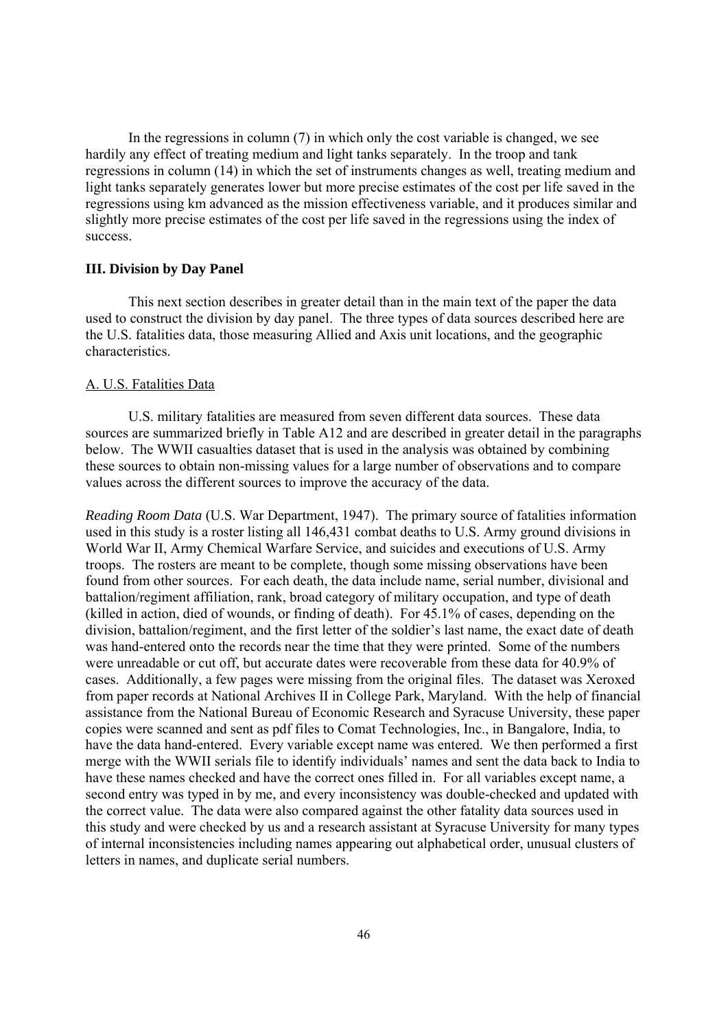In the regressions in column (7) in which only the cost variable is changed, we see hardly any effect of treating medium and light tanks separately. In the troop and tank regressions in column (14) in which the set of instruments changes as well, treating medium and light tanks separately generates lower but more precise estimates of the cost per life saved in the regressions using km advanced as the mission effectiveness variable, and it produces similar and slightly more precise estimates of the cost per life saved in the regressions using the index of success.

## III. Division by Day Panel

This next section describes in greater detail than in the main text of the paper the data used to construct the division by day panel. The three types of data sources described here are the U.S. fatalities data, those measuring Allied and Axis unit locations, and the geographic characteristics.

### A. U.S. Fatalities Data

U.S. military fatalities are measured from seven different data sources. These data sources are summarized briefly in Table A12 and are described in greater detail in the paragraphs below. The WWII casualties dataset that is used in the analysis was obtained by combining these sources to obtain non-missing values for a large number of observations and to compare values across the different sources to improve the accuracy of the data.

*Reading Room Data* (U.S. War Department, 1947). The primary source of fatalities information used in this study is a roster listing all 146,431 combat deaths to U.S. Army ground divisions in World War II, Army Chemical Warfare Service, and suicides and executions of U.S. Army troops. The rosters are meant to be complete, though some missing observations have been found from other sources. For each death, the data include name, serial number, divisional and battalion/regiment affiliation, rank, broad category of military occupation, and type of death (killed in action, died of wounds, or finding of death). For 45.1% of cases, depending on the division, battalion/regiment, and the first letter of the soldier's last name, the exact date of death was hand-entered onto the records near the time that they were printed. Some of the numbers were unreadable or cut off, but accurate dates were recoverable from these data for 40.9% of cases. Additionally, a few pages were missing from the original files. The dataset was Xeroxed from paper records at National Archives II in College Park, Maryland. With the help of financial assistance from the National Bureau of Economic Research and Syracuse University, these paper copies were scanned and sent as pdf files to Comat Technologies, Inc., in Bangalore, India, to have the data hand-entered. Every variable except name was entered. We then performed a first merge with the WWII serials file to identify individuals' names and sent the data back to India to have these names checked and have the correct ones filled in. For all variables except name, a second entry was typed in by me, and every inconsistency was double-checked and updated with the correct value. The data were also compared against the other fatality data sources used in this study and were checked by us and a research assistant at Syracuse University for many types of internal inconsistencies including names appearing out alphabetical order, unusual clusters of letters in names, and duplicate serial numbers.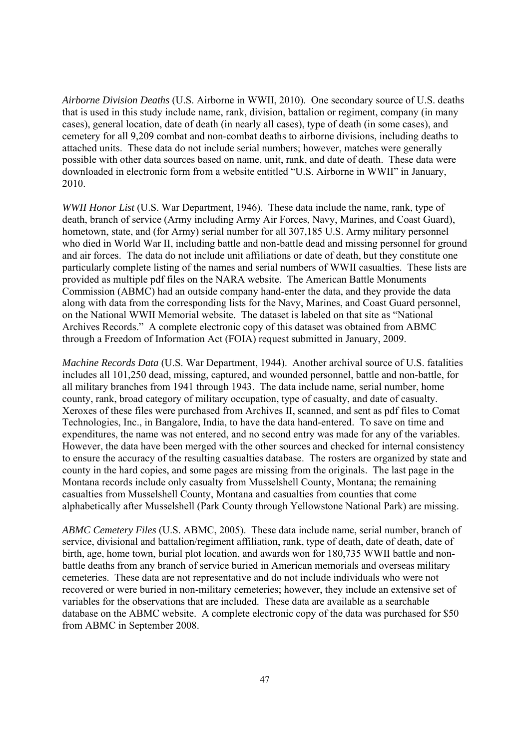*Airborne Division Deaths* (U.S. Airborne in WWII, 2010). One secondary source of U.S. deaths that is used in this study include name, rank, division, battalion or regiment, company (in many cases), general location, date of death (in nearly all cases), type of death (in some cases), and cemetery for all 9,209 combat and non-combat deaths to airborne divisions, including deaths to attached units. These data do not include serial numbers; however, matches were generally possible with other data sources based on name, unit, rank, and date of death. These data were downloaded in electronic form from a website entitled "U.S. Airborne in WWII" in January, 2010.

*WWII Honor List* (U.S. War Department, 1946). These data include the name, rank, type of death, branch of service (Army including Army Air Forces, Navy, Marines, and Coast Guard), hometown, state, and (for Army) serial number for all 307,185 U.S. Army military personnel who died in World War II, including battle and non-battle dead and missing personnel for ground and air forces. The data do not include unit affiliations or date of death, but they constitute one particularly complete listing of the names and serial numbers of WWII casualties. These lists are provided as multiple pdf files on the NARA website. The American Battle Monuments Commission (ABMC) had an outside company hand-enter the data, and they provide the data along with data from the corresponding lists for the Navy, Marines, and Coast Guard personnel, on the National WWII Memorial website. The dataset is labeled on that site as "National Archives Records." A complete electronic copy of this dataset was obtained from ABMC through a Freedom of Information Act (FOIA) request submitted in January, 2009.

*Machine Records Data* (U.S. War Department, 1944). Another archival source of U.S. fatalities includes all 101,250 dead, missing, captured, and wounded personnel, battle and non-battle, for all military branches from 1941 through 1943. The data include name, serial number, home county, rank, broad category of military occupation, type of casualty, and date of casualty. Xeroxes of these files were purchased from Archives II, scanned, and sent as pdf files to Comat Technologies, Inc., in Bangalore, India, to have the data hand-entered. To save on time and expenditures, the name was not entered, and no second entry was made for any of the variables. However, the data have been merged with the other sources and checked for internal consistency to ensure the accuracy of the resulting casualties database. The rosters are organized by state and county in the hard copies, and some pages are missing from the originals. The last page in the Montana records include only casualty from Musselshell County, Montana; the remaining casualties from Musselshell County, Montana and casualties from counties that come alphabetically after Musselshell (Park County through Yellowstone National Park) are missing.

*ABMC Cemetery Files* (U.S. ABMC, 2005). These data include name, serial number, branch of service, divisional and battalion/regiment affiliation, rank, type of death, date of death, date of birth, age, home town, burial plot location, and awards won for 180,735 WWII battle and non-battle deaths from any branch of service buried in American memorials and overseas military cemeteries. These data are not representative and do not include individuals who were not recovered or were buried in non-military cemeteries; however, they include an extensive set of variables for the observations that are included. These data are available as a searchable database on the ABMC website. A complete electronic copy of the data was purchased for $50 from ABMC in September 2008.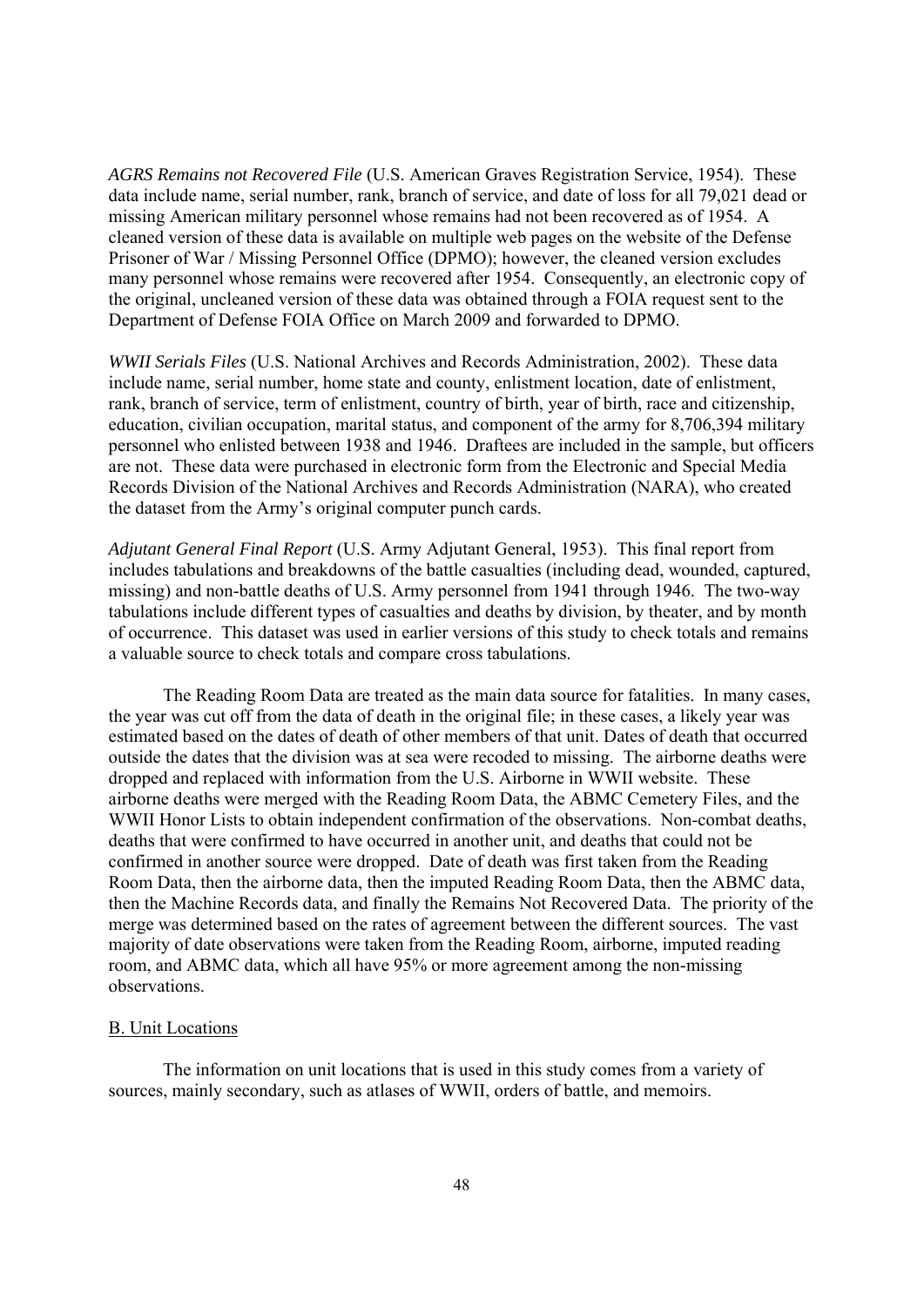*AGRS Remains not Recovered File* (U.S. American Graves Registration Service, 1954). These data include name, serial number, rank, branch of service, and date of loss for all 79,021 dead or missing American military personnel whose remains had not been recovered as of 1954. A cleaned version of these data is available on multiple web pages on the website of the Defense Prisoner of War / Missing Personnel Office (DPMO); however, the cleaned version excludes many personnel whose remains were recovered after 1954. Consequently, an electronic copy of the original, uncleaned version of these data was obtained through a FOIA request sent to the Department of Defense FOIA Office on March 2009 and forwarded to DPMO.

*WWII Serials Files* (U.S. National Archives and Records Administration, 2002). These data include name, serial number, home state and county, enlistment location, date of enlistment, rank, branch of service, term of enlistment, country of birth, year of birth, race and citizenship, education, civilian occupation, marital status, and component of the army for 8,706,394 military personnel who enlisted between 1938 and 1946. Draftees are included in the sample, but officers are not. These data were purchased in electronic form from the Electronic and Special Media Records Division of the National Archives and Records Administration (NARA), who created the dataset from the Army's original computer punch cards.

*Adjutant General Final Report* (U.S. Army Adjutant General, 1953). This final report from includes tabulations and breakdowns of the battle casualties (including dead, wounded, captured, missing) and non-battle deaths of U.S. Army personnel from 1941 through 1946. The two-way tabulations include different types of casualties and deaths by division, by theater, and by month of occurrence. This dataset was used in earlier versions of this study to check totals and remains a valuable source to check totals and compare cross tabulations.

The Reading Room Data are treated as the main data source for fatalities. In many cases, the year was cut off from the data of death in the original file; in these cases, a likely year was estimated based on the dates of death of other members of that unit. Dates of death that occurred outside the dates that the division was at sea were recoded to missing. The airborne deaths were dropped and replaced with information from the U.S. Airborne in WWII website. These airborne deaths were merged with the Reading Room Data, the ABMC Cemetery Files, and the WWII Honor Lists to obtain independent confirmation of the observations. Non-combat deaths, deaths that were confirmed to have occurred in another unit, and deaths that could not be confirmed in another source were dropped. Date of death was first taken from the Reading Room Data, then the airborne data, then the imputed Reading Room Data, then the ABMC data, then the Machine Records data, and finally the Remains Not Recovered Data. The priority of the merge was determined based on the rates of agreement between the different sources. The vast majority of date observations were taken from the Reading Room, airborne, imputed reading room, and ABMC data, which all have 95% or more agreement among the non-missing observations.

B. Unit Locations

The information on unit locations that is used in this study comes from a variety of sources, mainly secondary, such as atlases of WWII, orders of battle, and memoirs.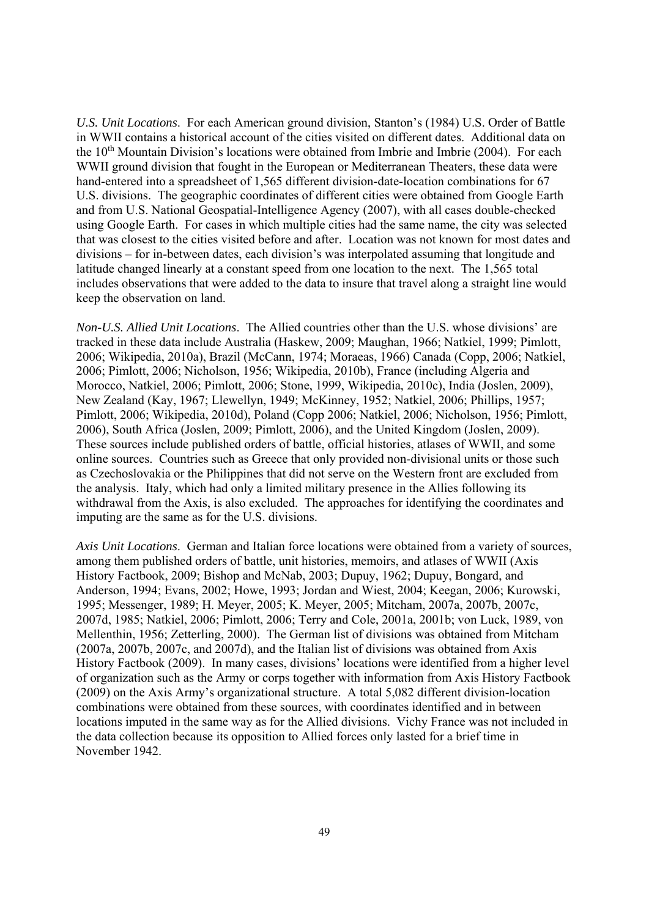*U.S. Unit Locations*. For each American ground division, Stanton's (1984) U.S. Order of Battle in WWII contains a historical account of the cities visited on different dates. Additional data on the 10th Mountain Division's locations were obtained from Imbrie and Imbrie (2004). For each WWII ground division that fought in the European or Mediterranean Theaters, these data were hand-entered into a spreadsheet of 1,565 different division-date-location combinations for 67 U.S. divisions. The geographic coordinates of different cities were obtained from Google Earth and from U.S. National Geospatial-Intelligence Agency (2007), with all cases double-checked using Google Earth. For cases in which multiple cities had the same name, the city was selected that was closest to the cities visited before and after. Location was not known for most dates and divisions – for in-between dates, each division's was interpolated assuming that longitude and latitude changed linearly at a constant speed from one location to the next. The 1,565 total includes observations that were added to the data to insure that travel along a straight line would keep the observation on land.

*Non-U.S. Allied Unit Locations*. The Allied countries other than the U.S. whose divisions' are tracked in these data include Australia (Haskew, 2009; Maughan, 1966; Natkiel, 1999; Pimlott, 2006; Wikipedia, 2010a), Brazil (McCann, 1974; Moraeas, 1966) Canada (Copp, 2006; Natkiel, 2006; Pimlott, 2006; Nicholson, 1956; Wikipedia, 2010b), France (including Algeria and Morocco, Natkiel, 2006; Pimlott, 2006; Stone, 1999, Wikipedia, 2010c), India (Joslen, 2009), New Zealand (Kay, 1967; Llewellyn, 1949; McKinney, 1952; Natkiel, 2006; Phillips, 1957; Pimlott, 2006; Wikipedia, 2010d), Poland (Copp 2006; Natkiel, 2006; Nicholson, 1956; Pimlott, 2006), South Africa (Joslen, 2009; Pimlott, 2006), and the United Kingdom (Joslen, 2009). These sources include published orders of battle, official histories, atlases of WWII, and some online sources. Countries such as Greece that only provided non-divisional units or those such as Czechoslovakia or the Philippines that did not serve on the Western front are excluded from the analysis. Italy, which had only a limited military presence in the Allies following its withdrawal from the Axis, is also excluded. The approaches for identifying the coordinates and imputing are the same as for the U.S. divisions.

*Axis Unit Locations*. German and Italian force locations were obtained from a variety of sources, among them published orders of battle, unit histories, memoirs, and atlases of WWII (Axis History Factbook, 2009; Bishop and McNab, 2003; Dupuy, 1962; Dupuy, Bongard, and Anderson, 1994; Evans, 2002; Howe, 1993; Jordan and Wiest, 2004; Keegan, 2006; Kurowski, 1995; Messenger, 1989; H. Meyer, 2005; K. Meyer, 2005; Mitcham, 2007a, 2007b, 2007c, 2007d, 1985; Natkiel, 2006; Pimlott, 2006; Terry and Cole, 2001a, 2001b; von Luck, 1989, von Mellenthin, 1956; Zetterling, 2000). The German list of divisions was obtained from Mitcham (2007a, 2007b, 2007c, and 2007d), and the Italian list of divisions was obtained from Axis History Factbook (2009). In many cases, divisions' locations were identified from a higher level of organization such as the Army or corps together with information from Axis History Factbook (2009) on the Axis Army's organizational structure. A total 5,082 different division-location combinations were obtained from these sources, with coordinates identified and in between locations imputed in the same way as for the Allied divisions. Vichy France was not included in the data collection because its opposition to Allied forces only lasted for a brief time in November 1942.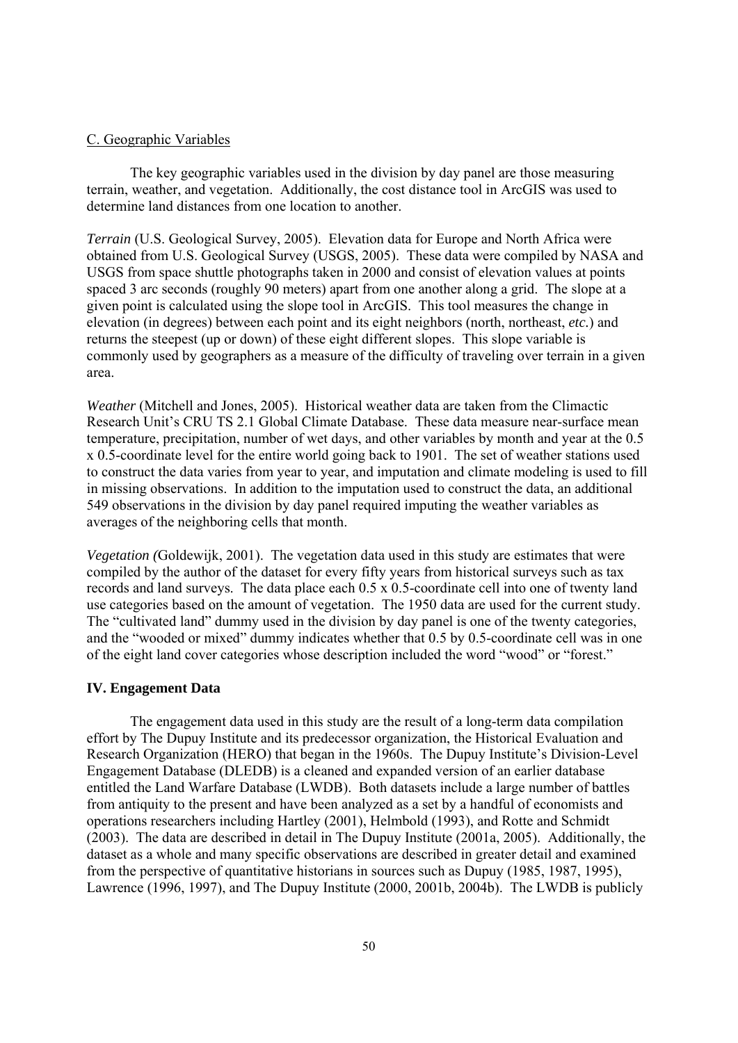C. Geographic Variables

The key geographic variables used in the division by day panel are those measuring terrain, weather, and vegetation. Additionally, the cost distance tool in ArcGIS was used to determine land distances from one location to another.

*Terrain* (U.S. Geological Survey, 2005). Elevation data for Europe and North Africa were obtained from U.S. Geological Survey (USGS, 2005). These data were compiled by NASA and USGS from space shuttle photographs taken in 2000 and consist of elevation values at points spaced 3 arc seconds (roughly 90 meters) apart from one another along a grid. The slope at a given point is calculated using the slope tool in ArcGIS. This tool measures the change in elevation (in degrees) between each point and its eight neighbors (north, northeast, *etc.*) and returns the steepest (up or down) of these eight different slopes. This slope variable is commonly used by geographers as a measure of the difficulty of traveling over terrain in a given area.

*Weather* (Mitchell and Jones, 2005). Historical weather data are taken from the Climactic Research Unit's CRU TS 2.1 Global Climate Database. These data measure near-surface mean temperature, precipitation, number of wet days, and other variables by month and year at the 0.5 x 0.5-coordinate level for the entire world going back to 1901. The set of weather stations used to construct the data varies from year to year, and imputation and climate modeling is used to fill in missing observations. In addition to the imputation used to construct the data, an additional 549 observations in the division by day panel required imputing the weather variables as averages of the neighboring cells that month.

*Vegetation (*Goldewijk, 2001). The vegetation data used in this study are estimates that were compiled by the author of the dataset for every fifty years from historical surveys such as tax records and land surveys. The data place each 0.5 x 0.5-coordinate cell into one of twenty land use categories based on the amount of vegetation. The 1950 data are used for the current study. The "cultivated land" dummy used in the division by day panel is one of the twenty categories, and the "wooded or mixed" dummy indicates whether that 0.5 by 0.5-coordinate cell was in one of the eight land cover categories whose description included the word "wood" or "forest."

## IV. Engagement Data

The engagement data used in this study are the result of a long-term data compilation effort by The Dupuy Institute and its predecessor organization, the Historical Evaluation and Research Organization (HERO) that began in the 1960s. The Dupuy Institute's Division-Level Engagement Database (DLEDB) is a cleaned and expanded version of an earlier database entitled the Land Warfare Database (LWDB). Both datasets include a large number of battles from antiquity to the present and have been analyzed as a set by a handful of economists and operations researchers including Hartley (2001), Helmbold (1993), and Rotte and Schmidt (2003). The data are described in detail in The Dupuy Institute (2001a, 2005). Additionally, the dataset as a whole and many specific observations are described in greater detail and examined from the perspective of quantitative historians in sources such as Dupuy (1985, 1987, 1995), Lawrence (1996, 1997), and The Dupuy Institute (2000, 2001b, 2004b). The LWDB is publicly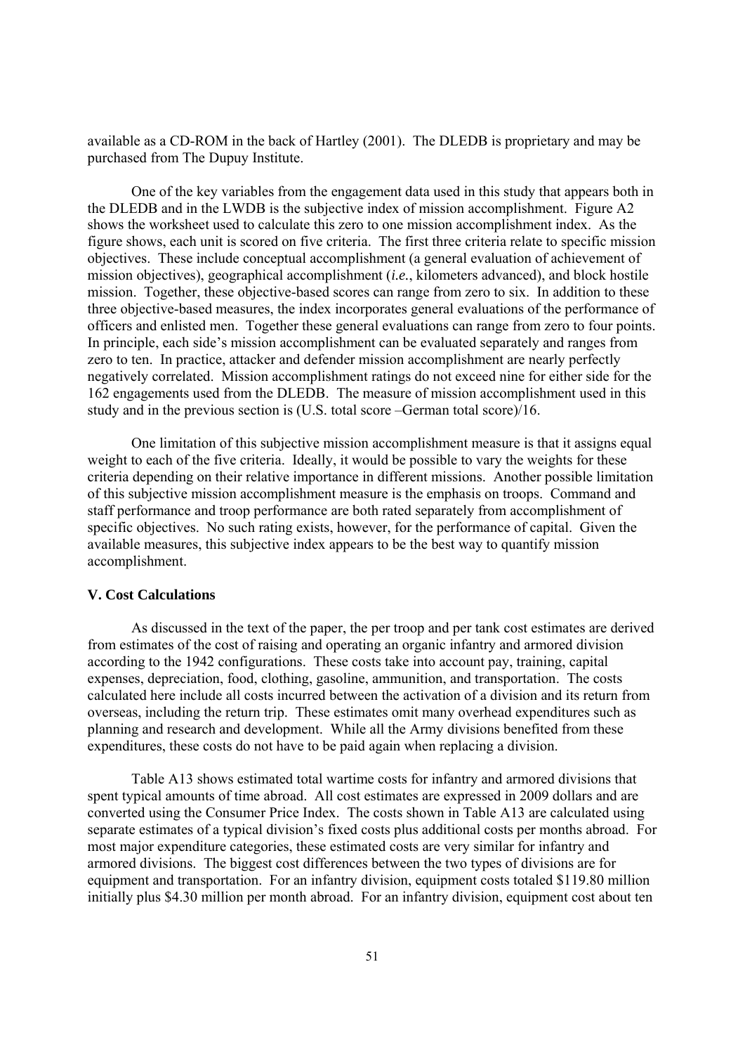available as a CD-ROM in the back of Hartley (2001). The DLEDB is proprietary and may be purchased from The Dupuy Institute.

One of the key variables from the engagement data used in this study that appears both in the DLEDB and in the LWDB is the subjective index of mission accomplishment. Figure A2 shows the worksheet used to calculate this zero to one mission accomplishment index. As the figure shows, each unit is scored on five criteria. The first three criteria relate to specific mission objectives. These include conceptual accomplishment (a general evaluation of achievement of mission objectives), geographical accomplishment (*i.e.*, kilometers advanced), and block hostile mission. Together, these objective-based scores can range from zero to six. In addition to these three objective-based measures, the index incorporates general evaluations of the performance of officers and enlisted men. Together these general evaluations can range from zero to four points. In principle, each side's mission accomplishment can be evaluated separately and ranges from zero to ten. In practice, attacker and defender mission accomplishment are nearly perfectly negatively correlated. Mission accomplishment ratings do not exceed nine for either side for the 162 engagements used from the DLEDB. The measure of mission accomplishment used in this study and in the previous section is (U.S. total score –German total score)/16.

One limitation of this subjective mission accomplishment measure is that it assigns equal weight to each of the five criteria. Ideally, it would be possible to vary the weights for these criteria depending on their relative importance in different missions. Another possible limitation of this subjective mission accomplishment measure is the emphasis on troops. Command and staff performance and troop performance are both rated separately from accomplishment of specific objectives. No such rating exists, however, for the performance of capital. Given the available measures, this subjective index appears to be the best way to quantify mission accomplishment.

### V. Cost Calculations

As discussed in the text of the paper, the per troop and per tank cost estimates are derived from estimates of the cost of raising and operating an organic infantry and armored division according to the 1942 configurations. These costs take into account pay, training, capital expenses, depreciation, food, clothing, gasoline, ammunition, and transportation. The costs calculated here include all costs incurred between the activation of a division and its return from overseas, including the return trip. These estimates omit many overhead expenditures such as planning and research and development. While all the Army divisions benefited from these expenditures, these costs do not have to be paid again when replacing a division.

Table A13 shows estimated total wartime costs for infantry and armored divisions that spent typical amounts of time abroad. All cost estimates are expressed in 2009 dollars and are converted using the Consumer Price Index. The costs shown in Table A13 are calculated using separate estimates of a typical division's fixed costs plus additional costs per months abroad. For most major expenditure categories, these estimated costs are very similar for infantry and armored divisions. The biggest cost differences between the two types of divisions are for equipment and transportation. For an infantry division, equipment costs totaled \$119.80 million initially plus \$4.30 million per month abroad. For an infantry division, equipment cost about ten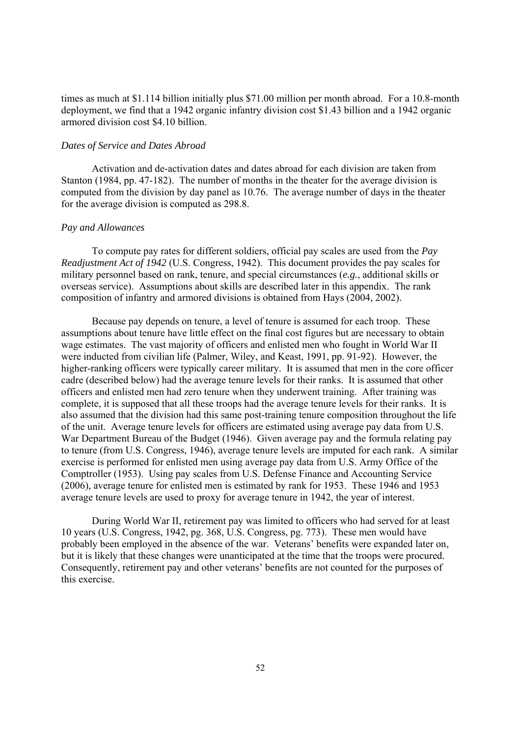times as much at $1.114 billion initially plus $71.00 million per month abroad. For a 10.8-month deployment, we find that a 1942 organic infantry division cost $1.43 billion and a 1942 organic armored division cost $4.10 billion.

*Dates of Service and Dates Abroad*

Activation and de-activation dates and dates abroad for each division are taken from Stanton (1984, pp. 47-182). The number of months in the theater for the average division is computed from the division by day panel as 10.76. The average number of days in the theater for the average division is computed as 298.8.

*Pay and Allowances*

To compute pay rates for different soldiers, official pay scales are used from the *Pay Readjustment Act of 1942* (U.S. Congress, 1942). This document provides the pay scales for military personnel based on rank, tenure, and special circumstances (*e.g.*, additional skills or overseas service). Assumptions about skills are described later in this appendix. The rank composition of infantry and armored divisions is obtained from Hays (2004, 2002).

Because pay depends on tenure, a level of tenure is assumed for each troop. These assumptions about tenure have little effect on the final cost figures but are necessary to obtain wage estimates. The vast majority of officers and enlisted men who fought in World War II were inducted from civilian life (Palmer, Wiley, and Keast, 1991, pp. 91-92). However, the higher-ranking officers were typically career military. It is assumed that men in the core officer cadre (described below) had the average tenure levels for their ranks. It is assumed that other officers and enlisted men had zero tenure when they underwent training. After training was complete, it is supposed that all these troops had the average tenure levels for their ranks. It is also assumed that the division had this same post-training tenure composition throughout the life of the unit. Average tenure levels for officers are estimated using average pay data from U.S. War Department Bureau of the Budget (1946). Given average pay and the formula relating pay to tenure (from U.S. Congress, 1946), average tenure levels are imputed for each rank. A similar exercise is performed for enlisted men using average pay data from U.S. Army Office of the Comptroller (1953). Using pay scales from U.S. Defense Finance and Accounting Service (2006), average tenure for enlisted men is estimated by rank for 1953. These 1946 and 1953 average tenure levels are used to proxy for average tenure in 1942, the year of interest.

During World War II, retirement pay was limited to officers who had served for at least 10 years (U.S. Congress, 1942, pg. 368, U.S. Congress, pg. 773). These men would have probably been employed in the absence of the war. Veterans' benefits were expanded later on, but it is likely that these changes were unanticipated at the time that the troops were procured. Consequently, retirement pay and other veterans' benefits are not counted for the purposes of this exercise.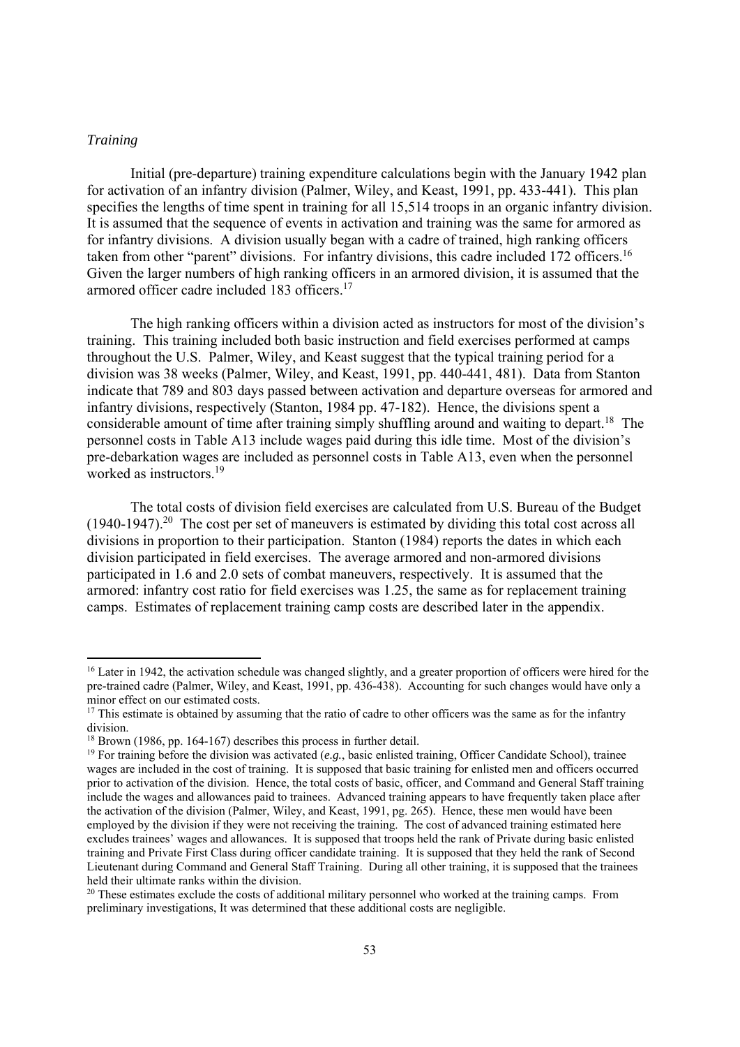*Training*

Initial (pre-departure) training expenditure calculations begin with the January 1942 plan for activation of an infantry division (Palmer, Wiley, and Keast, 1991, pp. 433-441). This plan specifies the lengths of time spent in training for all 15,514 troops in an organic infantry division. It is assumed that the sequence of events in activation and training was the same for armored as for infantry divisions. A division usually began with a cadre of trained, high ranking officers taken from other "parent" divisions. For infantry divisions, this cadre included 172 officers.[16] Given the larger numbers of high ranking officers in an armored division, it is assumed that the armored officer cadre included 183 officers.[17]

The high ranking officers within a division acted as instructors for most of the division's training. This training included both basic instruction and field exercises performed at camps throughout the U.S. Palmer, Wiley, and Keast suggest that the typical training period for a division was 38 weeks (Palmer, Wiley, and Keast, 1991, pp. 440-441, 481). Data from Stanton indicate that 789 and 803 days passed between activation and departure overseas for armored and infantry divisions, respectively (Stanton, 1984 pp. 47-182). Hence, the divisions spent a considerable amount of time after training simply shuffling around and waiting to depart.[18] The personnel costs in Table A13 include wages paid during this idle time. Most of the division's pre-debarkation wages are included as personnel costs in Table A13, even when the personnel worked as instructors.[19]

The total costs of division field exercises are calculated from U.S. Bureau of the Budget (1940-1947).[20] The cost per set of maneuvers is estimated by dividing this total cost across all divisions in proportion to their participation. Stanton (1984) reports the dates in which each division participated in field exercises. The average armored and non-armored divisions participated in 1.6 and 2.0 sets of combat maneuvers, respectively. It is assumed that the armored: infantry cost ratio for field exercises was 1.25, the same as for replacement training camps. Estimates of replacement training camp costs are described later in the appendix.

---

[16] Later in 1942, the activation schedule was changed slightly, and a greater proportion of officers were hired for the pre-trained cadre (Palmer, Wiley, and Keast, 1991, pp. 436-438). Accounting for such changes would have only a minor effect on our estimated costs.

[17] This estimate is obtained by assuming that the ratio of cadre to other officers was the same as for the infantry division.

[18] Brown (1986, pp. 164-167) describes this process in further detail.

[19] For training before the division was activated (*e.g.*, basic enlisted training, Officer Candidate School), trainee wages are included in the cost of training. It is supposed that basic training for enlisted men and officers occurred prior to activation of the division. Hence, the total costs of basic, officer, and Command and General Staff training include the wages and allowances paid to trainees. Advanced training appears to have frequently taken place after the activation of the division (Palmer, Wiley, and Keast, 1991, pg. 265). Hence, these men would have been employed by the division if they were not receiving the training. The cost of advanced training estimated here excludes trainees' wages and allowances. It is supposed that troops held the rank of Private during basic enlisted training and Private First Class during officer candidate training. It is supposed that they held the rank of Second Lieutenant during Command and General Staff Training. During all other training, it is supposed that the trainees held their ultimate ranks within the division.

[20] These estimates exclude the costs of additional military personnel who worked at the training camps. From preliminary investigations, It was determined that these additional costs are negligible.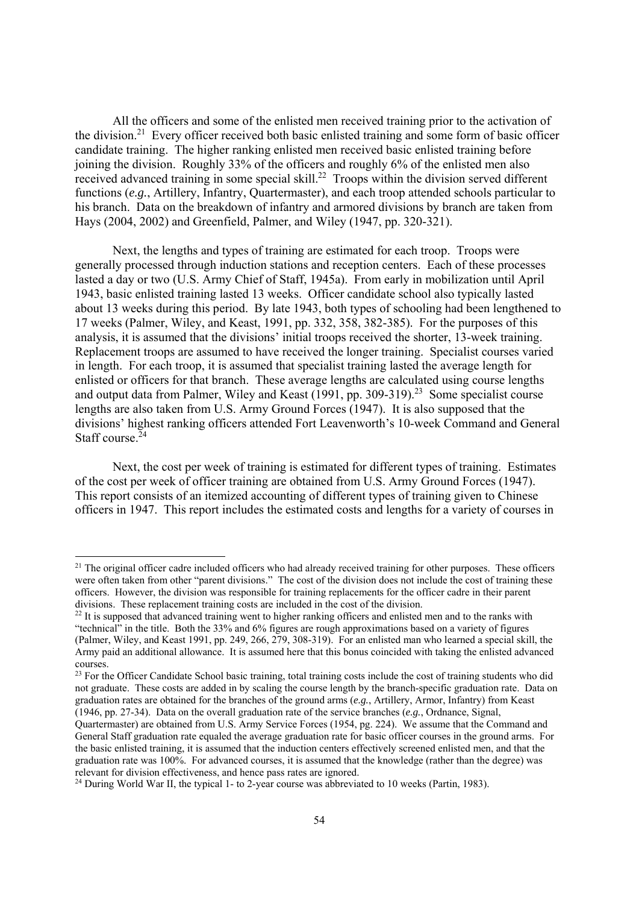All the officers and some of the enlisted men received training prior to the activation of the division.[21] Every officer received both basic enlisted training and some form of basic officer candidate training. The higher ranking enlisted men received basic enlisted training before joining the division. Roughly 33% of the officers and roughly 6% of the enlisted men also received advanced training in some special skill.[22] Troops within the division served different functions (*e.g.*, Artillery, Infantry, Quartermaster), and each troop attended schools particular to his branch. Data on the breakdown of infantry and armored divisions by branch are taken from Hays (2004, 2002) and Greenfield, Palmer, and Wiley (1947, pp. 320-321).

Next, the lengths and types of training are estimated for each troop. Troops were generally processed through induction stations and reception centers. Each of these processes lasted a day or two (U.S. Army Chief of Staff, 1945a). From early in mobilization until April 1943, basic enlisted training lasted 13 weeks. Officer candidate school also typically lasted about 13 weeks during this period. By late 1943, both types of schooling had been lengthened to 17 weeks (Palmer, Wiley, and Keast, 1991, pp. 332, 358, 382-385). For the purposes of this analysis, it is assumed that the divisions' initial troops received the shorter, 13-week training. Replacement troops are assumed to have received the longer training. Specialist courses varied in length. For each troop, it is assumed that specialist training lasted the average length for enlisted or officers for that branch. These average lengths are calculated using course lengths and output data from Palmer, Wiley and Keast (1991, pp. 309-319).[23] Some specialist course lengths are also taken from U.S. Army Ground Forces (1947). It is also supposed that the divisions' highest ranking officers attended Fort Leavenworth's 10-week Command and General Staff course.[24]

Next, the cost per week of training is estimated for different types of training. Estimates of the cost per week of officer training are obtained from U.S. Army Ground Forces (1947). This report consists of an itemized accounting of different types of training given to Chinese officers in 1947. This report includes the estimated costs and lengths for a variety of courses in

---

[21] The original officer cadre included officers who had already received training for other purposes. These officers were often taken from other "parent divisions." The cost of the division does not include the cost of training these officers. However, the division was responsible for training replacements for the officer cadre in their parent divisions. These replacement training costs are included in the cost of the division.

[22] It is supposed that advanced training went to higher ranking officers and enlisted men and to the ranks with "technical" in the title. Both the 33% and 6% figures are rough approximations based on a variety of figures (Palmer, Wiley, and Keast 1991, pp. 249, 266, 279, 308-319). For an enlisted man who learned a special skill, the Army paid an additional allowance. It is assumed here that this bonus coincided with taking the enlisted advanced courses.

[23] For the Officer Candidate School basic training, total training costs include the cost of training students who did not graduate. These costs are added in by scaling the course length by the branch-specific graduation rate. Data on graduation rates are obtained for the branches of the ground arms (*e.g.*, Artillery, Armor, Infantry) from Keast (1946, pp. 27-34). Data on the overall graduation rate of the service branches (*e.g.*, Ordnance, Signal, Quartermaster) are obtained from U.S. Army Service Forces (1954, pg. 224). We assume that the Command and General Staff graduation rate equaled the average graduation rate for basic officer courses in the ground arms. For the basic enlisted training, it is assumed that the induction centers effectively screened enlisted men, and that the graduation rate was 100%. For advanced courses, it is assumed that the knowledge (rather than the degree) was relevant for division effectiveness, and hence pass rates are ignored.

[24] During World War II, the typical 1- to 2-year course was abbreviated to 10 weeks (Partin, 1983).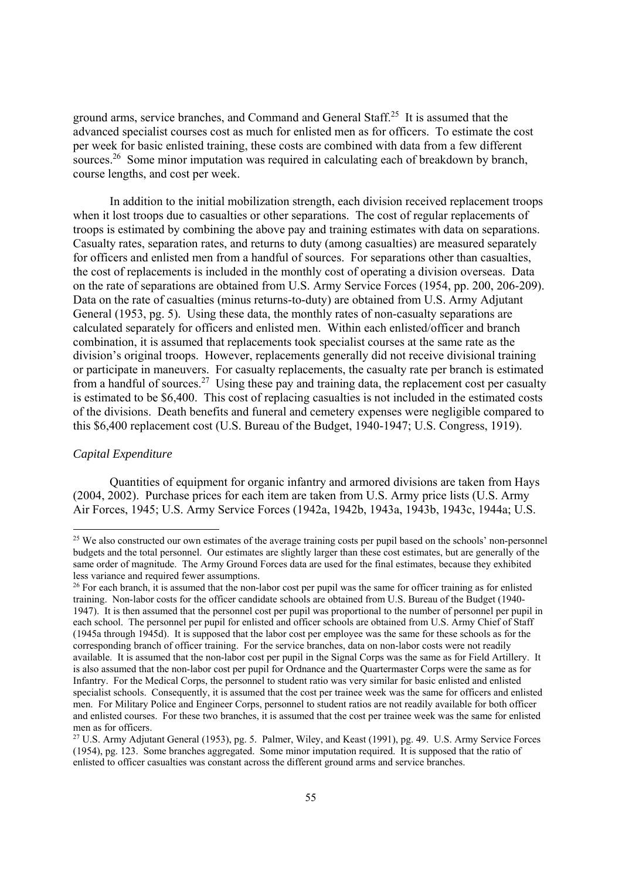ground arms, service branches, and Command and General Staff.[25] It is assumed that the advanced specialist courses cost as much for enlisted men as for officers. To estimate the cost per week for basic enlisted training, these costs are combined with data from a few different sources.[26] Some minor imputation was required in calculating each of breakdown by branch, course lengths, and cost per week.

In addition to the initial mobilization strength, each division received replacement troops when it lost troops due to casualties or other separations. The cost of regular replacements of troops is estimated by combining the above pay and training estimates with data on separations. Casualty rates, separation rates, and returns to duty (among casualties) are measured separately for officers and enlisted men from a handful of sources. For separations other than casualties, the cost of replacements is included in the monthly cost of operating a division overseas. Data on the rate of separations are obtained from U.S. Army Service Forces (1954, pp. 200, 206-209). Data on the rate of casualties (minus returns-to-duty) are obtained from U.S. Army Adjutant General (1953, pg. 5). Using these data, the monthly rates of non-casualty separations are calculated separately for officers and enlisted men. Within each enlisted/officer and branch combination, it is assumed that replacements took specialist courses at the same rate as the division's original troops. However, replacements generally did not receive divisional training or participate in maneuvers. For casualty replacements, the casualty rate per branch is estimated from a handful of sources.[27] Using these pay and training data, the replacement cost per casualty is estimated to be \$6,400. This cost of replacing casualties is not included in the estimated costs of the divisions. Death benefits and funeral and cemetery expenses were negligible compared to this \$6,400 replacement cost (U.S. Bureau of the Budget, 1940-1947; U.S. Congress, 1919).

*Capital Expenditure*

Quantities of equipment for organic infantry and armored divisions are taken from Hays (2004, 2002). Purchase prices for each item are taken from U.S. Army price lists (U.S. Army Air Forces, 1945; U.S. Army Service Forces (1942a, 1942b, 1943a, 1943b, 1943c, 1944a; U.S.

---

[25] We also constructed our own estimates of the average training costs per pupil based on the schools' non-personnel budgets and the total personnel. Our estimates are slightly larger than these cost estimates, but are generally of the same order of magnitude. The Army Ground Forces data are used for the final estimates, because they exhibited less variance and required fewer assumptions.

[26] For each branch, it is assumed that the non-labor cost per pupil was the same for officer training as for enlisted training. Non-labor costs for the officer candidate schools are obtained from U.S. Bureau of the Budget (1940-1947). It is then assumed that the personnel cost per pupil was proportional to the number of personnel per pupil in each school. The personnel per pupil for enlisted and officer schools are obtained from U.S. Army Chief of Staff (1945a through 1945d). It is supposed that the labor cost per employee was the same for these schools as for the corresponding branch of officer training. For the service branches, data on non-labor costs were not readily available. It is assumed that the non-labor cost per pupil in the Signal Corps was the same as for Field Artillery. It is also assumed that the non-labor cost per pupil for Ordnance and the Quartermaster Corps were the same as for Infantry. For the Medical Corps, the personnel to student ratio was very similar for basic enlisted and enlisted specialist schools. Consequently, it is assumed that the cost per trainee week was the same for officers and enlisted men. For Military Police and Engineer Corps, personnel to student ratios are not readily available for both officer and enlisted courses. For these two branches, it is assumed that the cost per trainee week was the same for enlisted men as for officers.

[27] U.S. Army Adjutant General (1953), pg. 5. Palmer, Wiley, and Keast (1991), pg. 49. U.S. Army Service Forces (1954), pg. 123. Some branches aggregated. Some minor imputation required. It is supposed that the ratio of enlisted to officer casualties was constant across the different ground arms and service branches.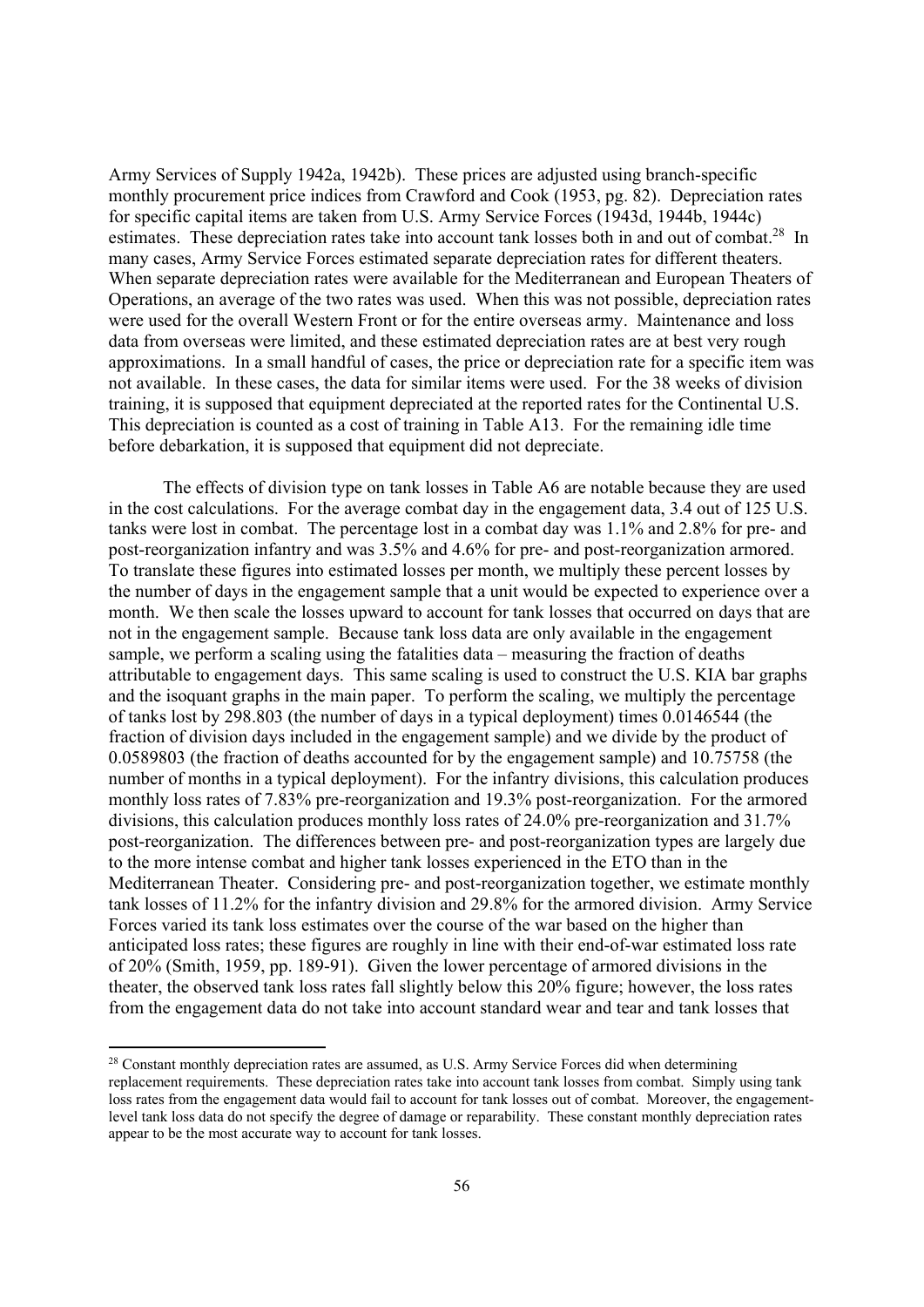Army Services of Supply 1942a, 1942b). These prices are adjusted using branch-specific monthly procurement price indices from Crawford and Cook (1953, pg. 82). Depreciation rates for specific capital items are taken from U.S. Army Service Forces (1943d, 1944b, 1944c) estimates. These depreciation rates take into account tank losses both in and out of combat.[28] In many cases, Army Service Forces estimated separate depreciation rates for different theaters. When separate depreciation rates were available for the Mediterranean and European Theaters of Operations, an average of the two rates was used. When this was not possible, depreciation rates were used for the overall Western Front or for the entire overseas army. Maintenance and loss data from overseas were limited, and these estimated depreciation rates are at best very rough approximations. In a small handful of cases, the price or depreciation rate for a specific item was not available. In these cases, the data for similar items were used. For the 38 weeks of division training, it is supposed that equipment depreciated at the reported rates for the Continental U.S. This depreciation is counted as a cost of training in Table A13. For the remaining idle time before debarkation, it is supposed that equipment did not depreciate.

The effects of division type on tank losses in Table A6 are notable because they are used in the cost calculations. For the average combat day in the engagement data, 3.4 out of 125 U.S. tanks were lost in combat. The percentage lost in a combat day was 1.1% and 2.8% for pre- and post-reorganization infantry and was 3.5% and 4.6% for pre- and post-reorganization armored. To translate these figures into estimated losses per month, we multiply these percent losses by the number of days in the engagement sample that a unit would be expected to experience over a month. We then scale the losses upward to account for tank losses that occurred on days that are not in the engagement sample. Because tank loss data are only available in the engagement sample, we perform a scaling using the fatalities data – measuring the fraction of deaths attributable to engagement days. This same scaling is used to construct the U.S. KIA bar graphs and the isoquant graphs in the main paper. To perform the scaling, we multiply the percentage of tanks lost by 298.803 (the number of days in a typical deployment) times 0.0146544 (the fraction of division days included in the engagement sample) and we divide by the product of 0.0589803 (the fraction of deaths accounted for by the engagement sample) and 10.75758 (the number of months in a typical deployment). For the infantry divisions, this calculation produces monthly loss rates of 7.83% pre-reorganization and 19.3% post-reorganization. For the armored divisions, this calculation produces monthly loss rates of 24.0% pre-reorganization and 31.7% post-reorganization. The differences between pre- and post-reorganization types are largely due to the more intense combat and higher tank losses experienced in the ETO than in the Mediterranean Theater. Considering pre- and post-reorganization together, we estimate monthly tank losses of 11.2% for the infantry division and 29.8% for the armored division. Army Service Forces varied its tank loss estimates over the course of the war based on the higher than anticipated loss rates; these figures are roughly in line with their end-of-war estimated loss rate of 20% (Smith, 1959, pp. 189-91). Given the lower percentage of armored divisions in the theater, the observed tank loss rates fall slightly below this 20% figure; however, the loss rates from the engagement data do not take into account standard wear and tear and tank losses that

---

[28] Constant monthly depreciation rates are assumed, as U.S. Army Service Forces did when determining replacement requirements. These depreciation rates take into account tank losses from combat. Simply using tank loss rates from the engagement data would fail to account for tank losses out of combat. Moreover, the engagement-level tank loss data do not specify the degree of damage or reparability. These constant monthly depreciation rates appear to be the most accurate way to account for tank losses.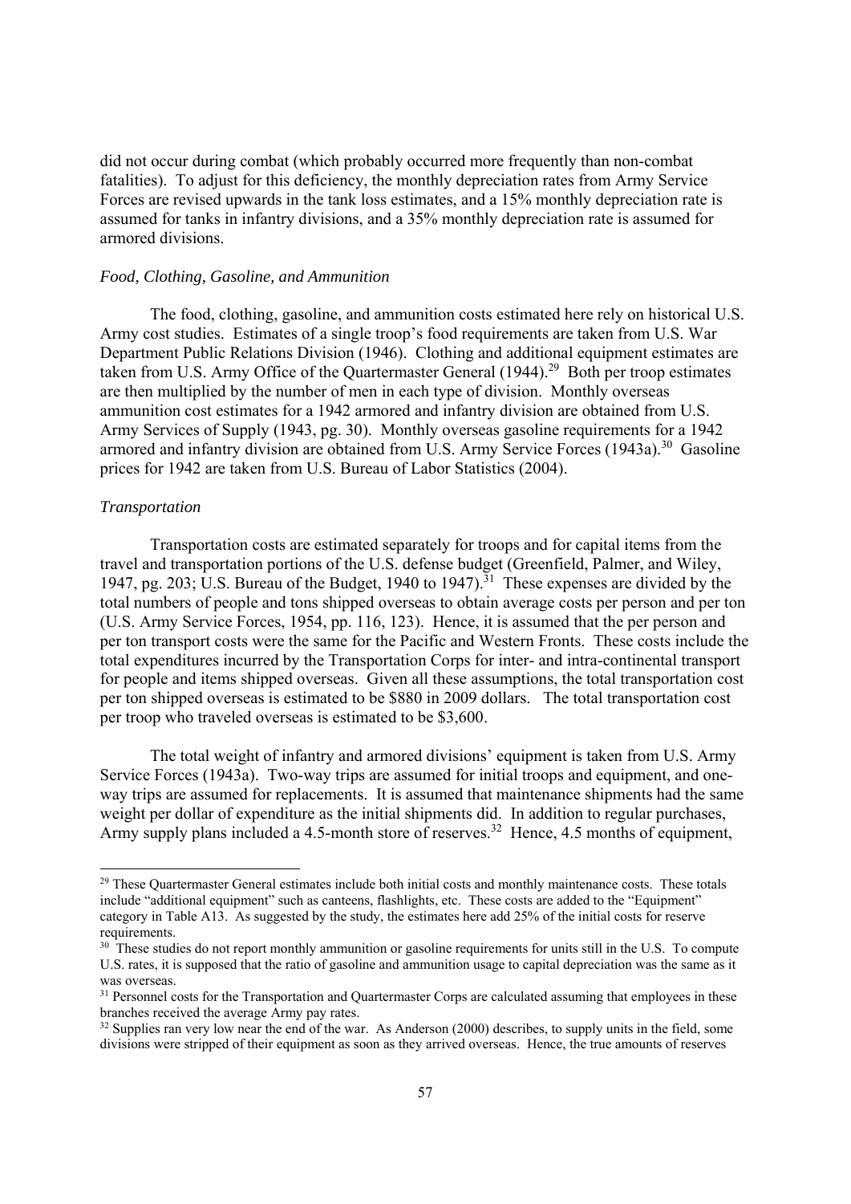did not occur during combat (which probably occurred more frequently than non-combat fatalities). To adjust for this deficiency, the monthly depreciation rates from Army Service Forces are revised upwards in the tank loss estimates, and a 15% monthly depreciation rate is assumed for tanks in infantry divisions, and a 35% monthly depreciation rate is assumed for armored divisions.

*Food, Clothing, Gasoline, and Ammunition*

The food, clothing, gasoline, and ammunition costs estimated here rely on historical U.S. Army cost studies. Estimates of a single troop's food requirements are taken from U.S. War Department Public Relations Division (1946). Clothing and additional equipment estimates are taken from U.S. Army Office of the Quartermaster General (1944).[29] Both per troop estimates are then multiplied by the number of men in each type of division. Monthly overseas ammunition cost estimates for a 1942 armored and infantry division are obtained from U.S. Army Services of Supply (1943, pg. 30). Monthly overseas gasoline requirements for a 1942 armored and infantry division are obtained from U.S. Army Service Forces (1943a).[30] Gasoline prices for 1942 are taken from U.S. Bureau of Labor Statistics (2004).

*Transportation*

Transportation costs are estimated separately for troops and for capital items from the travel and transportation portions of the U.S. defense budget (Greenfield, Palmer, and Wiley, 1947, pg. 203; U.S. Bureau of the Budget, 1940 to 1947).[31] These expenses are divided by the total numbers of people and tons shipped overseas to obtain average costs per person and per ton (U.S. Army Service Forces, 1954, pp. 116, 123). Hence, it is assumed that the per person and per ton transport costs were the same for the Pacific and Western Fronts. These costs include the total expenditures incurred by the Transportation Corps for inter- and intra-continental transport for people and items shipped overseas. Given all these assumptions, the total transportation cost per ton shipped overseas is estimated to be $880 in 2009 dollars. The total transportation cost per troop who traveled overseas is estimated to be $3,600.

The total weight of infantry and armored divisions' equipment is taken from U.S. Army Service Forces (1943a). Two-way trips are assumed for initial troops and equipment, and one-way trips are assumed for replacements. It is assumed that maintenance shipments had the same weight per dollar of expenditure as the initial shipments did. In addition to regular purchases, Army supply plans included a 4.5-month store of reserves.[32] Hence, 4.5 months of equipment,

---

[29] These Quartermaster General estimates include both initial costs and monthly maintenance costs. These totals include "additional equipment" such as canteens, flashlights, etc. These costs are added to the "Equipment" category in Table A13. As suggested by the study, the estimates here add 25% of the initial costs for reserve requirements.

[30] These studies do not report monthly ammunition or gasoline requirements for units still in the U.S. To compute U.S. rates, it is supposed that the ratio of gasoline and ammunition usage to capital depreciation was the same as it was overseas.

[31] Personnel costs for the Transportation and Quartermaster Corps are calculated assuming that employees in these branches received the average Army pay rates.

[32] Supplies ran very low near the end of the war. As Anderson (2000) describes, to supply units in the field, some divisions were stripped of their equipment as soon as they arrived overseas. Hence, the true amounts of reserves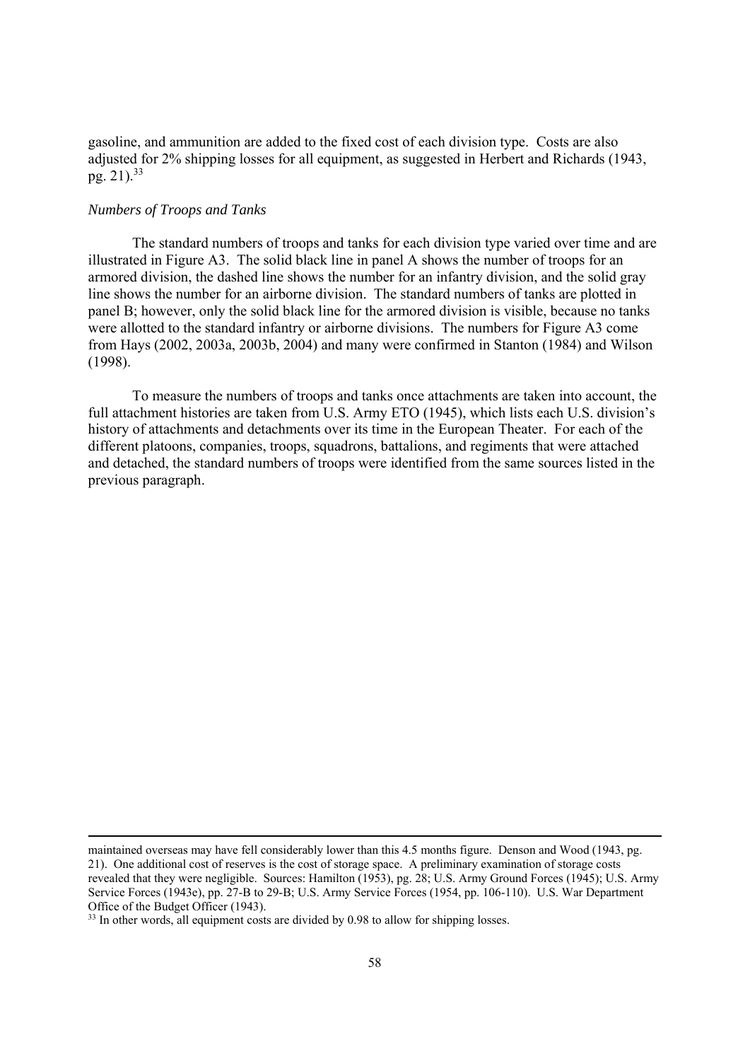gasoline, and ammunition are added to the fixed cost of each division type. Costs are also adjusted for 2% shipping losses for all equipment, as suggested in Herbert and Richards (1943, pg. 21).[33]

*Numbers of Troops and Tanks*

The standard numbers of troops and tanks for each division type varied over time and are illustrated in Figure A3. The solid black line in panel A shows the number of troops for an armored division, the dashed line shows the number for an infantry division, and the solid gray line shows the number for an airborne division. The standard numbers of tanks are plotted in panel B; however, only the solid black line for the armored division is visible, because no tanks were allotted to the standard infantry or airborne divisions. The numbers for Figure A3 come from Hays (2002, 2003a, 2003b, 2004) and many were confirmed in Stanton (1984) and Wilson (1998).

To measure the numbers of troops and tanks once attachments are taken into account, the full attachment histories are taken from U.S. Army ETO (1945), which lists each U.S. division's history of attachments and detachments over its time in the European Theater. For each of the different platoons, companies, troops, squadrons, battalions, and regiments that were attached and detached, the standard numbers of troops were identified from the same sources listed in the previous paragraph.

---

maintained overseas may have fell considerably lower than this 4.5 months figure. Denson and Wood (1943, pg. 21). One additional cost of reserves is the cost of storage space. A preliminary examination of storage costs revealed that they were negligible. Sources: Hamilton (1953), pg. 28; U.S. Army Ground Forces (1945); U.S. Army Service Forces (1943e), pp. 27-B to 29-B; U.S. Army Service Forces (1954, pp. 106-110). U.S. War Department Office of the Budget Officer (1943).

[33] In other words, all equipment costs are divided by 0.98 to allow for shipping losses.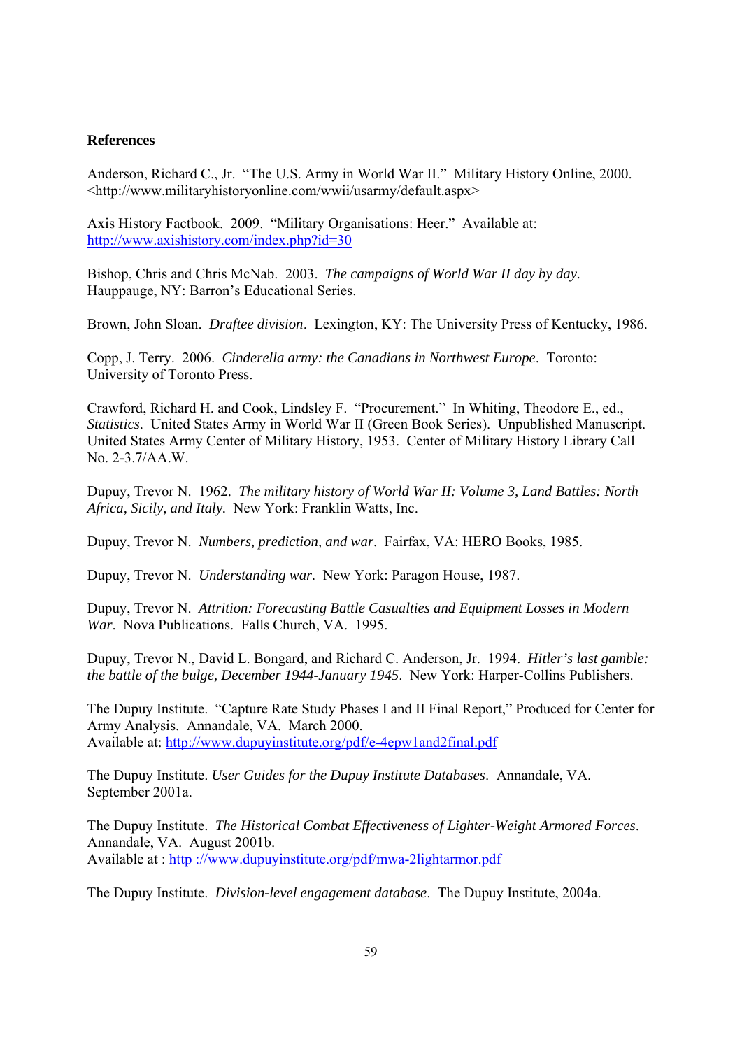**References**

Anderson, Richard C., Jr. "The U.S. Army in World War II." Military History Online, 2000. <http://www.militaryhistoryonline.com/wwii/usarmy/default.aspx>

Axis History Factbook. 2009. "Military Organisations: Heer." Available at: http://www.axishistory.com/index.php?id=30

Bishop, Chris and Chris McNab. 2003. *The campaigns of World War II day by day.* Hauppauge, NY: Barron's Educational Series.

Brown, John Sloan. *Draftee division*. Lexington, KY: The University Press of Kentucky, 1986.

Copp, J. Terry. 2006. *Cinderella army: the Canadians in Northwest Europe*. Toronto: University of Toronto Press.

Crawford, Richard H. and Cook, Lindsley F. "Procurement." In Whiting, Theodore E., ed., *Statistics*. United States Army in World War II (Green Book Series). Unpublished Manuscript. United States Army Center of Military History, 1953. Center of Military History Library Call No. 2-3.7/AA.W.

Dupuy, Trevor N. 1962. *The military history of World War II: Volume 3, Land Battles: North Africa, Sicily, and Italy.* New York: Franklin Watts, Inc.

Dupuy, Trevor N. *Numbers, prediction, and war*. Fairfax, VA: HERO Books, 1985.

Dupuy, Trevor N. *Understanding war.* New York: Paragon House, 1987.

Dupuy, Trevor N. *Attrition: Forecasting Battle Casualties and Equipment Losses in Modern War*. Nova Publications. Falls Church, VA. 1995.

Dupuy, Trevor N., David L. Bongard, and Richard C. Anderson, Jr. 1994. *Hitler's last gamble: the battle of the bulge, December 1944-January 1945*. New York: Harper-Collins Publishers.

The Dupuy Institute. "Capture Rate Study Phases I and II Final Report," Produced for Center for Army Analysis. Annandale, VA. March 2000.
Available at: http://www.dupuyinstitute.org/pdf/e-4epw1and2final.pdf

The Dupuy Institute. *User Guides for the Dupuy Institute Databases*. Annandale, VA. September 2001a.

The Dupuy Institute. *The Historical Combat Effectiveness of Lighter-Weight Armored Forces*. Annandale, VA. August 2001b.
Available at : http ://www.dupuyinstitute.org/pdf/mwa-2lightarmor.pdf

The Dupuy Institute. *Division-level engagement database*. The Dupuy Institute, 2004a.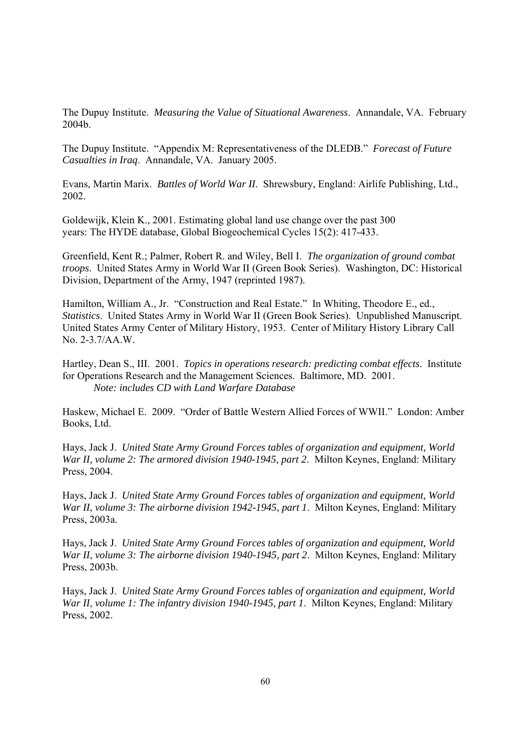The Dupuy Institute. *Measuring the Value of Situational Awareness*. Annandale, VA. February 2004b.

The Dupuy Institute. "Appendix M: Representativeness of the DLEDB." *Forecast of Future Casualties in Iraq*. Annandale, VA. January 2005.

Evans, Martin Marix. *Battles of World War II*. Shrewsbury, England: Airlife Publishing, Ltd., 2002.

Goldewijk, Klein K., 2001. Estimating global land use change over the past 300 years: The HYDE database, Global Biogeochemical Cycles 15(2): 417-433.

Greenfield, Kent R.; Palmer, Robert R. and Wiley, Bell I. *The organization of ground combat troops*. United States Army in World War II (Green Book Series). Washington, DC: Historical Division, Department of the Army, 1947 (reprinted 1987).

Hamilton, William A., Jr. "Construction and Real Estate." In Whiting, Theodore E., ed., *Statistics*. United States Army in World War II (Green Book Series). Unpublished Manuscript. United States Army Center of Military History, 1953. Center of Military History Library Call No. 2-3.7/AA.W.

Hartley, Dean S., III. 2001. *Topics in operations research: predicting combat effects*. Institute for Operations Research and the Management Sciences. Baltimore, MD. 2001.
*Note: includes CD with Land Warfare Database*

Haskew, Michael E. 2009. "Order of Battle Western Allied Forces of WWII." London: Amber Books, Ltd.

Hays, Jack J. *United State Army Ground Forces tables of organization and equipment, World War II, volume 2: The armored division 1940-1945, part 2*. Milton Keynes, England: Military Press, 2004.

Hays, Jack J. *United State Army Ground Forces tables of organization and equipment, World War II, volume 3: The airborne division 1942-1945, part 1*. Milton Keynes, England: Military Press, 2003a.

Hays, Jack J. *United State Army Ground Forces tables of organization and equipment, World War II, volume 3: The airborne division 1940-1945, part 2*. Milton Keynes, England: Military Press, 2003b.

Hays, Jack J. *United State Army Ground Forces tables of organization and equipment, World War II, volume 1: The infantry division 1940-1945, part 1*. Milton Keynes, England: Military Press, 2002.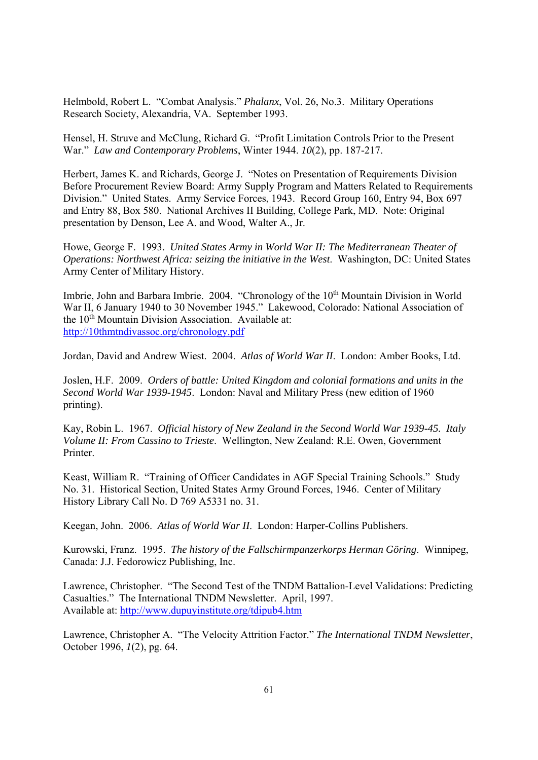Helmbold, Robert L. "Combat Analysis." *Phalanx*, Vol. 26, No.3. Military Operations Research Society, Alexandria, VA. September 1993.

Hensel, H. Struve and McClung, Richard G. "Profit Limitation Controls Prior to the Present War." *Law and Contemporary Problems*, Winter 1944. *10*(2), pp. 187-217.

Herbert, James K. and Richards, George J. "Notes on Presentation of Requirements Division Before Procurement Review Board: Army Supply Program and Matters Related to Requirements Division." United States. Army Service Forces, 1943. Record Group 160, Entry 94, Box 697 and Entry 88, Box 580. National Archives II Building, College Park, MD. Note: Original presentation by Denson, Lee A. and Wood, Walter A., Jr.

Howe, George F. 1993. *United States Army in World War II: The Mediterranean Theater of Operations: Northwest Africa: seizing the initiative in the West*. Washington, DC: United States Army Center of Military History.

Imbrie, John and Barbara Imbrie. 2004. "Chronology of the 10th Mountain Division in World War II, 6 January 1940 to 30 November 1945." Lakewood, Colorado: National Association of the 10th Mountain Division Association. Available at: http://10thmtndivassoc.org/chronology.pdf

Jordan, David and Andrew Wiest. 2004. *Atlas of World War II*. London: Amber Books, Ltd.

Joslen, H.F. 2009. *Orders of battle: United Kingdom and colonial formations and units in the Second World War 1939-1945*. London: Naval and Military Press (new edition of 1960 printing).

Kay, Robin L. 1967. *Official history of New Zealand in the Second World War 1939-45. Italy Volume II: From Cassino to Trieste*. Wellington, New Zealand: R.E. Owen, Government Printer.

Keast, William R. "Training of Officer Candidates in AGF Special Training Schools." Study No. 31. Historical Section, United States Army Ground Forces, 1946. Center of Military History Library Call No. D 769 A5331 no. 31.

Keegan, John. 2006. *Atlas of World War II*. London: Harper-Collins Publishers.

Kurowski, Franz. 1995. *The history of the Fallschirmpanzerkorps Herman Göring*. Winnipeg, Canada: J.J. Fedorowicz Publishing, Inc.

Lawrence, Christopher. "The Second Test of the TNDM Battalion-Level Validations: Predicting Casualties." The International TNDM Newsletter. April, 1997. Available at: http://www.dupuyinstitute.org/tdipub4.htm

Lawrence, Christopher A. "The Velocity Attrition Factor." *The International TNDM Newsletter*, October 1996, *1*(2), pg. 64.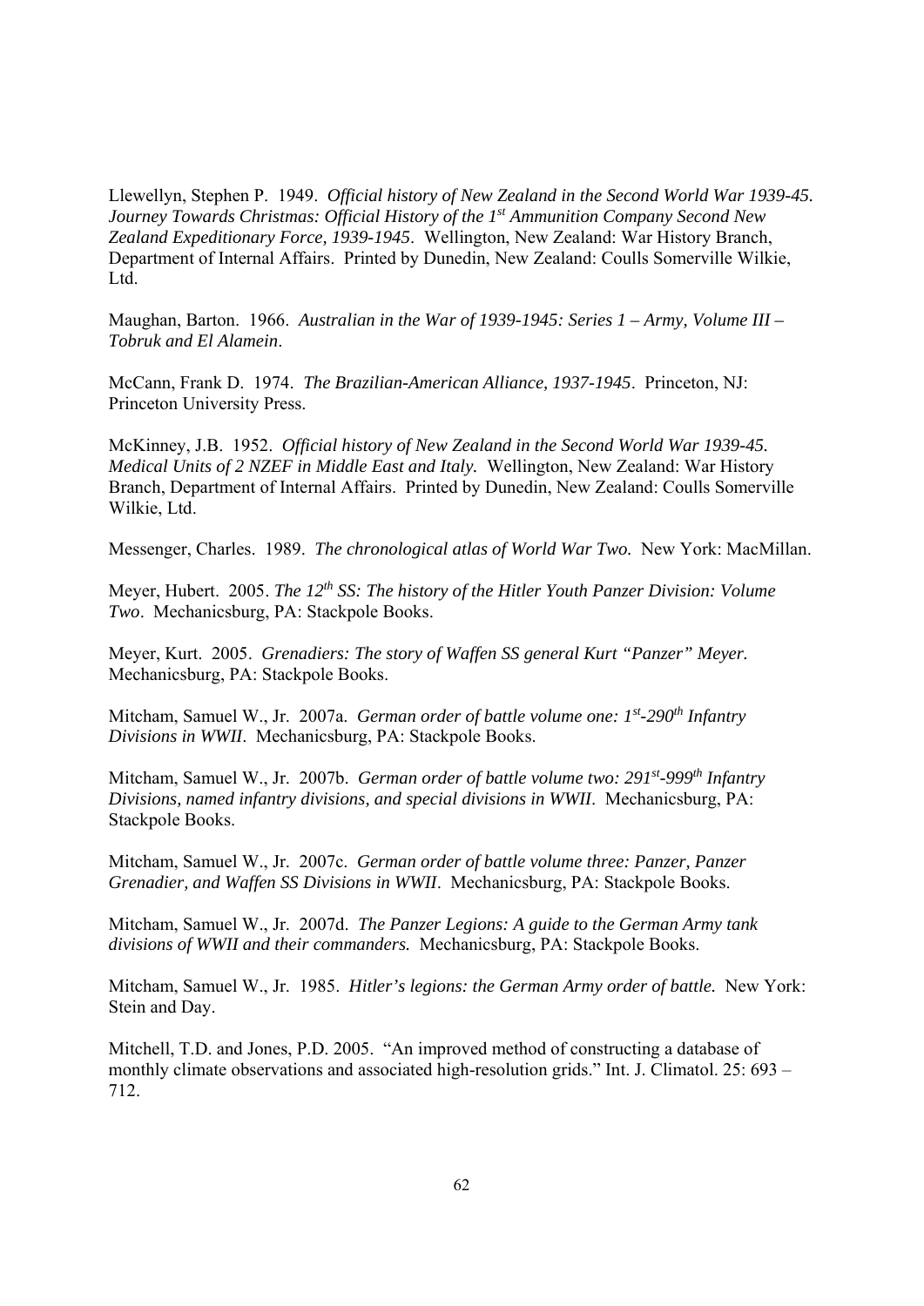Llewellyn, Stephen P. 1949. *Official history of New Zealand in the Second World War 1939-45. Journey Towards Christmas: Official History of the 1st Ammunition Company Second New Zealand Expeditionary Force, 1939-1945*. Wellington, New Zealand: War History Branch, Department of Internal Affairs. Printed by Dunedin, New Zealand: Coulls Somerville Wilkie, Ltd.

Maughan, Barton. 1966. *Australian in the War of 1939-1945: Series 1 – Army, Volume III – Tobruk and El Alamein*.

McCann, Frank D. 1974. *The Brazilian-American Alliance, 1937-1945*. Princeton, NJ: Princeton University Press.

McKinney, J.B. 1952. *Official history of New Zealand in the Second World War 1939-45. Medical Units of 2 NZEF in Middle East and Italy.* Wellington, New Zealand: War History Branch, Department of Internal Affairs. Printed by Dunedin, New Zealand: Coulls Somerville Wilkie, Ltd.

Messenger, Charles. 1989. *The chronological atlas of World War Two.* New York: MacMillan.

Meyer, Hubert. 2005. *The 12th SS: The history of the Hitler Youth Panzer Division: Volume Two*. Mechanicsburg, PA: Stackpole Books.

Meyer, Kurt. 2005. *Grenadiers: The story of Waffen SS general Kurt "Panzer" Meyer.* Mechanicsburg, PA: Stackpole Books.

Mitcham, Samuel W., Jr. 2007a. *German order of battle volume one: 1st-290th Infantry Divisions in WWII*. Mechanicsburg, PA: Stackpole Books.

Mitcham, Samuel W., Jr. 2007b. *German order of battle volume two: 291st-999th Infantry Divisions, named infantry divisions, and special divisions in WWII*. Mechanicsburg, PA: Stackpole Books.

Mitcham, Samuel W., Jr. 2007c. *German order of battle volume three: Panzer, Panzer Grenadier, and Waffen SS Divisions in WWII*. Mechanicsburg, PA: Stackpole Books.

Mitcham, Samuel W., Jr. 2007d. *The Panzer Legions: A guide to the German Army tank divisions of WWII and their commanders.* Mechanicsburg, PA: Stackpole Books.

Mitcham, Samuel W., Jr. 1985. *Hitler's legions: the German Army order of battle.* New York: Stein and Day.

Mitchell, T.D. and Jones, P.D. 2005. "An improved method of constructing a database of monthly climate observations and associated high-resolution grids." Int. J. Climatol. 25: 693 – 712.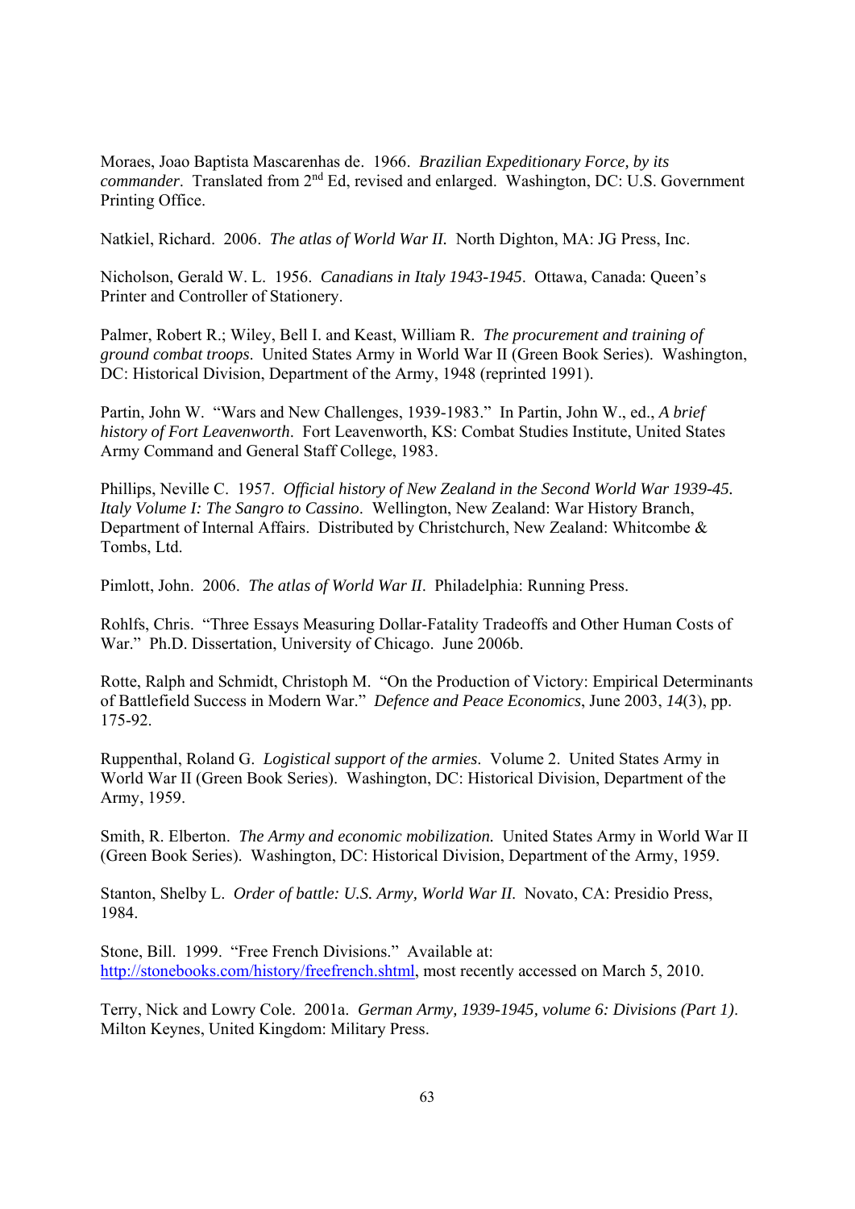Moraes, Joao Baptista Mascarenhas de. 1966. *Brazilian Expeditionary Force, by its commander*. Translated from 2nd Ed, revised and enlarged. Washington, DC: U.S. Government Printing Office.

Natkiel, Richard. 2006. *The atlas of World War II.* North Dighton, MA: JG Press, Inc.

Nicholson, Gerald W. L. 1956. *Canadians in Italy 1943-1945*. Ottawa, Canada: Queen's Printer and Controller of Stationery.

Palmer, Robert R.; Wiley, Bell I. and Keast, William R. *The procurement and training of ground combat troops*. United States Army in World War II (Green Book Series). Washington, DC: Historical Division, Department of the Army, 1948 (reprinted 1991).

Partin, John W. "Wars and New Challenges, 1939-1983." In Partin, John W., ed., *A brief history of Fort Leavenworth*. Fort Leavenworth, KS: Combat Studies Institute, United States Army Command and General Staff College, 1983.

Phillips, Neville C. 1957. *Official history of New Zealand in the Second World War 1939-45. Italy Volume I: The Sangro to Cassino*. Wellington, New Zealand: War History Branch, Department of Internal Affairs. Distributed by Christchurch, New Zealand: Whitcombe & Tombs, Ltd.

Pimlott, John. 2006. *The atlas of World War II*. Philadelphia: Running Press.

Rohlfs, Chris. "Three Essays Measuring Dollar-Fatality Tradeoffs and Other Human Costs of War." Ph.D. Dissertation, University of Chicago. June 2006b.

Rotte, Ralph and Schmidt, Christoph M. "On the Production of Victory: Empirical Determinants of Battlefield Success in Modern War." *Defence and Peace Economics*, June 2003, *14*(3), pp. 175-92.

Ruppenthal, Roland G. *Logistical support of the armies*. Volume 2. United States Army in World War II (Green Book Series). Washington, DC: Historical Division, Department of the Army, 1959.

Smith, R. Elberton. *The Army and economic mobilization.* United States Army in World War II (Green Book Series). Washington, DC: Historical Division, Department of the Army, 1959.

Stanton, Shelby L. *Order of battle: U.S. Army, World War II.* Novato, CA: Presidio Press, 1984.

Stone, Bill. 1999. "Free French Divisions." Available at: http://stonebooks.com/history/freefrench.shtml, most recently accessed on March 5, 2010.

Terry, Nick and Lowry Cole. 2001a. *German Army, 1939-1945, volume 6: Divisions (Part 1)*. Milton Keynes, United Kingdom: Military Press.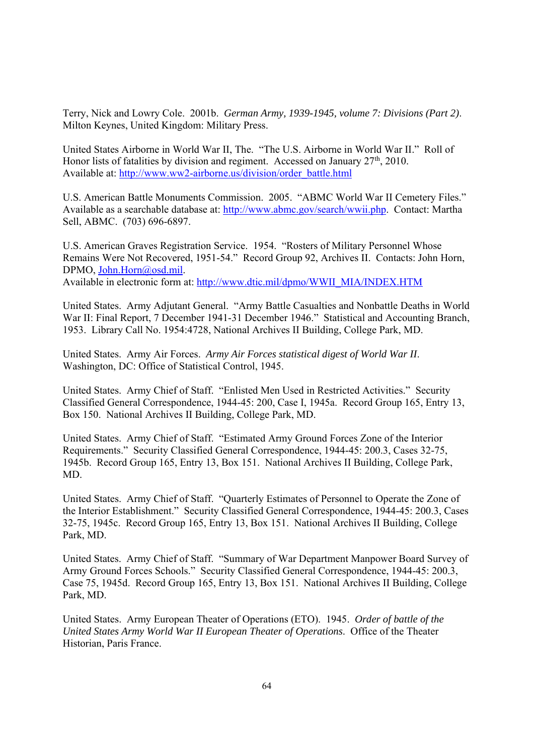Terry, Nick and Lowry Cole. 2001b. *German Army, 1939-1945, volume 7: Divisions (Part 2)*. Milton Keynes, United Kingdom: Military Press.

United States Airborne in World War II, The. "The U.S. Airborne in World War II." Roll of Honor lists of fatalities by division and regiment. Accessed on January 27th, 2010. Available at: http://www.ww2-airborne.us/division/order_battle.html

U.S. American Battle Monuments Commission. 2005. "ABMC World War II Cemetery Files." Available as a searchable database at: http://www.abmc.gov/search/wwii.php. Contact: Martha Sell, ABMC. (703) 696-6897.

U.S. American Graves Registration Service. 1954. "Rosters of Military Personnel Whose Remains Were Not Recovered, 1951-54." Record Group 92, Archives II. Contacts: John Horn, DPMO, John.Horn@osd.mil.
Available in electronic form at: http://www.dtic.mil/dpmo/WWII_MIA/INDEX.HTM

United States. Army Adjutant General. "Army Battle Casualties and Nonbattle Deaths in World War II: Final Report, 7 December 1941-31 December 1946." Statistical and Accounting Branch, 1953. Library Call No. 1954:4728, National Archives II Building, College Park, MD.

United States. Army Air Forces. *Army Air Forces statistical digest of World War II*. Washington, DC: Office of Statistical Control, 1945.

United States. Army Chief of Staff. "Enlisted Men Used in Restricted Activities." Security Classified General Correspondence, 1944-45: 200, Case I, 1945a. Record Group 165, Entry 13, Box 150. National Archives II Building, College Park, MD.

United States. Army Chief of Staff. "Estimated Army Ground Forces Zone of the Interior Requirements." Security Classified General Correspondence, 1944-45: 200.3, Cases 32-75, 1945b. Record Group 165, Entry 13, Box 151. National Archives II Building, College Park, MD.

United States. Army Chief of Staff. "Quarterly Estimates of Personnel to Operate the Zone of the Interior Establishment." Security Classified General Correspondence, 1944-45: 200.3, Cases 32-75, 1945c. Record Group 165, Entry 13, Box 151. National Archives II Building, College Park, MD.

United States. Army Chief of Staff. "Summary of War Department Manpower Board Survey of Army Ground Forces Schools." Security Classified General Correspondence, 1944-45: 200.3, Case 75, 1945d. Record Group 165, Entry 13, Box 151. National Archives II Building, College Park, MD.

United States. Army European Theater of Operations (ETO). 1945. *Order of battle of the United States Army World War II European Theater of Operations*. Office of the Theater Historian, Paris France.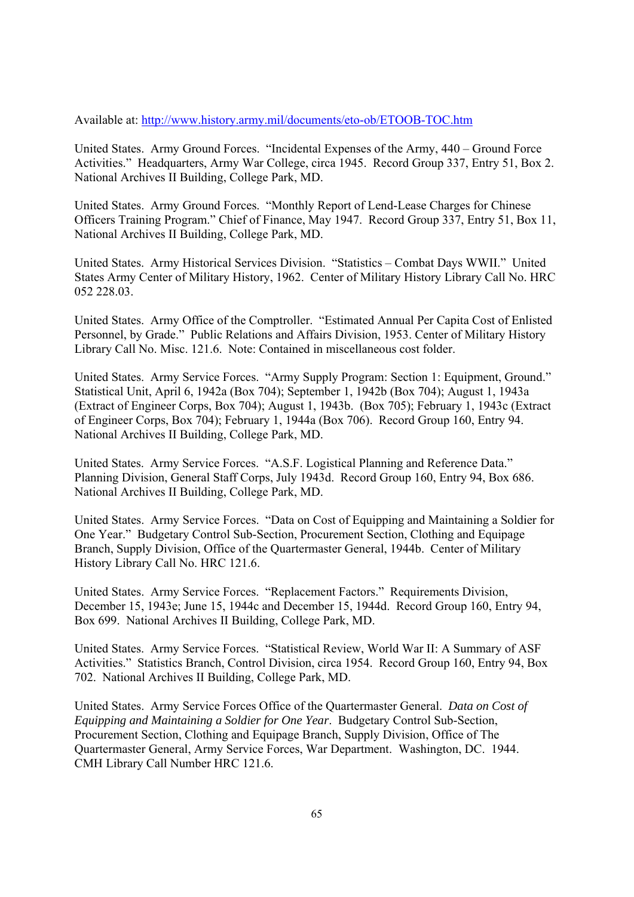Available at: http://www.history.army.mil/documents/eto-ob/ETOOB-TOC.htm

United States. Army Ground Forces. "Incidental Expenses of the Army, 440 – Ground Force Activities." Headquarters, Army War College, circa 1945. Record Group 337, Entry 51, Box 2. National Archives II Building, College Park, MD.

United States. Army Ground Forces. "Monthly Report of Lend-Lease Charges for Chinese Officers Training Program." Chief of Finance, May 1947. Record Group 337, Entry 51, Box 11, National Archives II Building, College Park, MD.

United States. Army Historical Services Division. "Statistics – Combat Days WWII." United States Army Center of Military History, 1962. Center of Military History Library Call No. HRC 052 228.03.

United States. Army Office of the Comptroller. "Estimated Annual Per Capita Cost of Enlisted Personnel, by Grade." Public Relations and Affairs Division, 1953. Center of Military History Library Call No. Misc. 121.6. Note: Contained in miscellaneous cost folder.

United States. Army Service Forces. "Army Supply Program: Section 1: Equipment, Ground." Statistical Unit, April 6, 1942a (Box 704); September 1, 1942b (Box 704); August 1, 1943a (Extract of Engineer Corps, Box 704); August 1, 1943b. (Box 705); February 1, 1943c (Extract of Engineer Corps, Box 704); February 1, 1944a (Box 706). Record Group 160, Entry 94. National Archives II Building, College Park, MD.

United States. Army Service Forces. "A.S.F. Logistical Planning and Reference Data." Planning Division, General Staff Corps, July 1943d. Record Group 160, Entry 94, Box 686. National Archives II Building, College Park, MD.

United States. Army Service Forces. "Data on Cost of Equipping and Maintaining a Soldier for One Year." Budgetary Control Sub-Section, Procurement Section, Clothing and Equipage Branch, Supply Division, Office of the Quartermaster General, 1944b. Center of Military History Library Call No. HRC 121.6.

United States. Army Service Forces. "Replacement Factors." Requirements Division, December 15, 1943e; June 15, 1944c and December 15, 1944d. Record Group 160, Entry 94, Box 699. National Archives II Building, College Park, MD.

United States. Army Service Forces. "Statistical Review, World War II: A Summary of ASF Activities." Statistics Branch, Control Division, circa 1954. Record Group 160, Entry 94, Box 702. National Archives II Building, College Park, MD.

United States. Army Service Forces Office of the Quartermaster General. *Data on Cost of Equipping and Maintaining a Soldier for One Year*. Budgetary Control Sub-Section, Procurement Section, Clothing and Equipage Branch, Supply Division, Office of The Quartermaster General, Army Service Forces, War Department. Washington, DC. 1944. CMH Library Call Number HRC 121.6.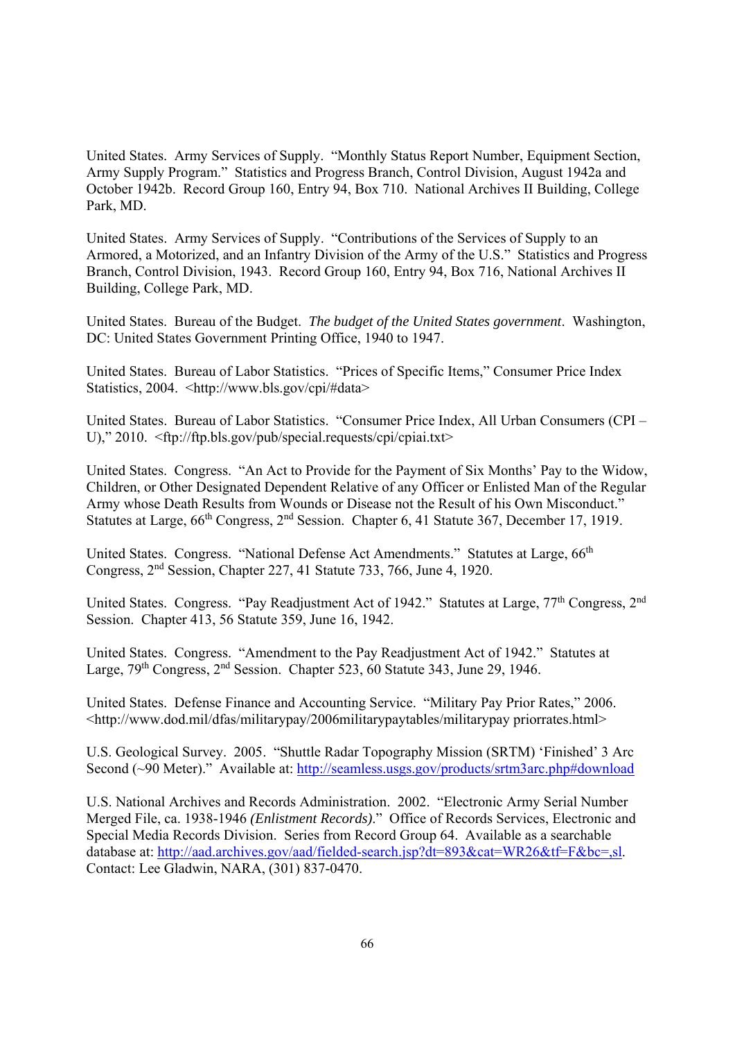United States. Army Services of Supply. "Monthly Status Report Number, Equipment Section, Army Supply Program." Statistics and Progress Branch, Control Division, August 1942a and October 1942b. Record Group 160, Entry 94, Box 710. National Archives II Building, College Park, MD.

United States. Army Services of Supply. "Contributions of the Services of Supply to an Armored, a Motorized, and an Infantry Division of the Army of the U.S." Statistics and Progress Branch, Control Division, 1943. Record Group 160, Entry 94, Box 716, National Archives II Building, College Park, MD.

United States. Bureau of the Budget. *The budget of the United States government*. Washington, DC: United States Government Printing Office, 1940 to 1947.

United States. Bureau of Labor Statistics. "Prices of Specific Items," Consumer Price Index Statistics, 2004. <http://www.bls.gov/cpi/#data>

United States. Bureau of Labor Statistics. "Consumer Price Index, All Urban Consumers (CPI – U)," 2010. <ftp://ftp.bls.gov/pub/special.requests/cpi/cpiai.txt>

United States. Congress. "An Act to Provide for the Payment of Six Months' Pay to the Widow, Children, or Other Designated Dependent Relative of any Officer or Enlisted Man of the Regular Army whose Death Results from Wounds or Disease not the Result of his Own Misconduct." Statutes at Large, 66th Congress, 2nd Session. Chapter 6, 41 Statute 367, December 17, 1919.

United States. Congress. "National Defense Act Amendments." Statutes at Large, 66th Congress, 2nd Session, Chapter 227, 41 Statute 733, 766, June 4, 1920.

United States. Congress. "Pay Readjustment Act of 1942." Statutes at Large, 77th Congress, 2nd Session. Chapter 413, 56 Statute 359, June 16, 1942.

United States. Congress. "Amendment to the Pay Readjustment Act of 1942." Statutes at Large, 79th Congress, 2nd Session. Chapter 523, 60 Statute 343, June 29, 1946.

United States. Defense Finance and Accounting Service. "Military Pay Prior Rates," 2006. <http://www.dod.mil/dfas/militarypay/2006militarypaytables/militarypay priorrates.html>

U.S. Geological Survey. 2005. "Shuttle Radar Topography Mission (SRTM) 'Finished' 3 Arc Second (~90 Meter)." Available at: http://seamless.usgs.gov/products/srtm3arc.php#download

U.S. National Archives and Records Administration. 2002. "Electronic Army Serial Number Merged File, ca. 1938-1946 *(Enlistment Records)*." Office of Records Services, Electronic and Special Media Records Division. Series from Record Group 64. Available as a searchable database at: http://aad.archives.gov/aad/fielded-search.jsp?dt=893&cat=WR26&tf=F&bc=,sl. Contact: Lee Gladwin, NARA, (301) 837-0470.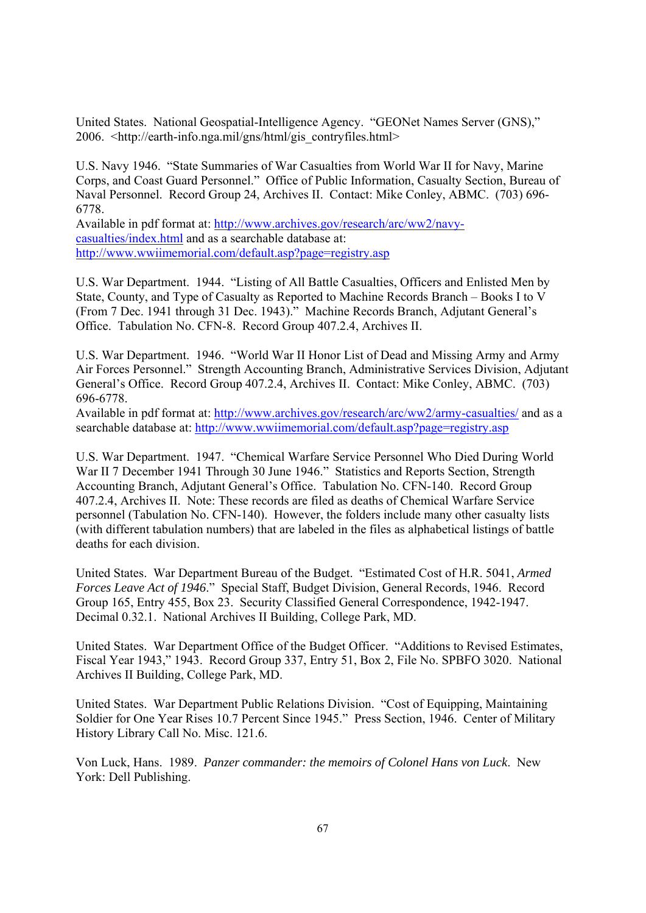United States. National Geospatial-Intelligence Agency. "GEONet Names Server (GNS)," 2006. <http://earth-info.nga.mil/gns/html/gis_contryfiles.html>

U.S. Navy 1946. "State Summaries of War Casualties from World War II for Navy, Marine Corps, and Coast Guard Personnel." Office of Public Information, Casualty Section, Bureau of Naval Personnel. Record Group 24, Archives II. Contact: Mike Conley, ABMC. (703) 696-6778.
Available in pdf format at: http://www.archives.gov/research/arc/ww2/navy-casualties/index.html and as a searchable database at: http://www.wwiimemorial.com/default.asp?page=registry.asp

U.S. War Department. 1944. "Listing of All Battle Casualties, Officers and Enlisted Men by State, County, and Type of Casualty as Reported to Machine Records Branch – Books I to V (From 7 Dec. 1941 through 31 Dec. 1943)." Machine Records Branch, Adjutant General's Office. Tabulation No. CFN-8. Record Group 407.2.4, Archives II.

U.S. War Department. 1946. "World War II Honor List of Dead and Missing Army and Army Air Forces Personnel." Strength Accounting Branch, Administrative Services Division, Adjutant General's Office. Record Group 407.2.4, Archives II. Contact: Mike Conley, ABMC. (703) 696-6778.
Available in pdf format at: http://www.archives.gov/research/arc/ww2/army-casualties/ and as a searchable database at: http://www.wwiimemorial.com/default.asp?page=registry.asp

U.S. War Department. 1947. "Chemical Warfare Service Personnel Who Died During World War II 7 December 1941 Through 30 June 1946." Statistics and Reports Section, Strength Accounting Branch, Adjutant General's Office. Tabulation No. CFN-140. Record Group 407.2.4, Archives II. Note: These records are filed as deaths of Chemical Warfare Service personnel (Tabulation No. CFN-140). However, the folders include many other casualty lists (with different tabulation numbers) that are labeled in the files as alphabetical listings of battle deaths for each division.

United States. War Department Bureau of the Budget. "Estimated Cost of H.R. 5041, *Armed Forces Leave Act of 1946*." Special Staff, Budget Division, General Records, 1946. Record Group 165, Entry 455, Box 23. Security Classified General Correspondence, 1942-1947. Decimal 0.32.1. National Archives II Building, College Park, MD.

United States. War Department Office of the Budget Officer. "Additions to Revised Estimates, Fiscal Year 1943," 1943. Record Group 337, Entry 51, Box 2, File No. SPBFO 3020. National Archives II Building, College Park, MD.

United States. War Department Public Relations Division. "Cost of Equipping, Maintaining Soldier for One Year Rises 10.7 Percent Since 1945." Press Section, 1946. Center of Military History Library Call No. Misc. 121.6.

Von Luck, Hans. 1989. *Panzer commander: the memoirs of Colonel Hans von Luck*. New York: Dell Publishing.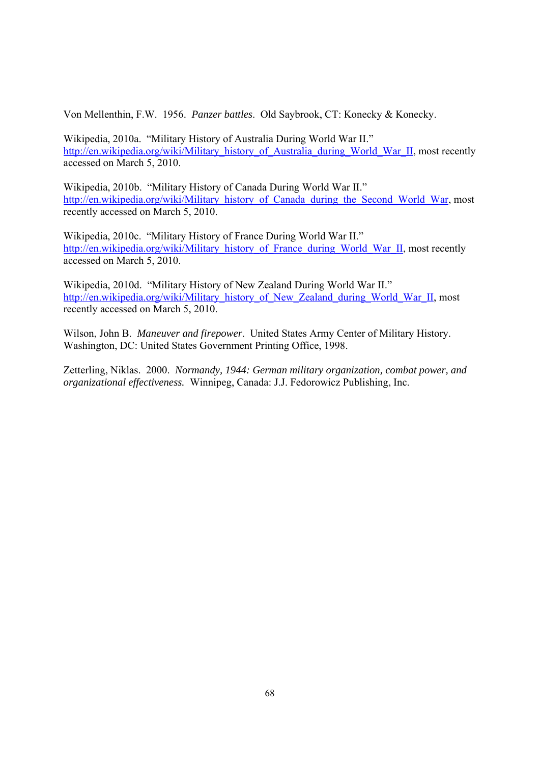Von Mellenthin, F.W. 1956. *Panzer battles*. Old Saybrook, CT: Konecky & Konecky.

Wikipedia, 2010a. "Military History of Australia During World War II." http://en.wikipedia.org/wiki/Military_history_of_Australia_during_World_War_II, most recently accessed on March 5, 2010.

Wikipedia, 2010b. "Military History of Canada During World War II." http://en.wikipedia.org/wiki/Military_history_of_Canada_during_the_Second_World_War, most recently accessed on March 5, 2010.

Wikipedia, 2010c. "Military History of France During World War II." http://en.wikipedia.org/wiki/Military_history_of_France_during_World_War_II, most recently accessed on March 5, 2010.

Wikipedia, 2010d. "Military History of New Zealand During World War II." http://en.wikipedia.org/wiki/Military_history_of_New_Zealand_during_World_War_II, most recently accessed on March 5, 2010.

Wilson, John B. *Maneuver and firepower*. United States Army Center of Military History. Washington, DC: United States Government Printing Office, 1998.

Zetterling, Niklas. 2000. *Normandy, 1944: German military organization, combat power, and organizational effectiveness.* Winnipeg, Canada: J.J. Fedorowicz Publishing, Inc.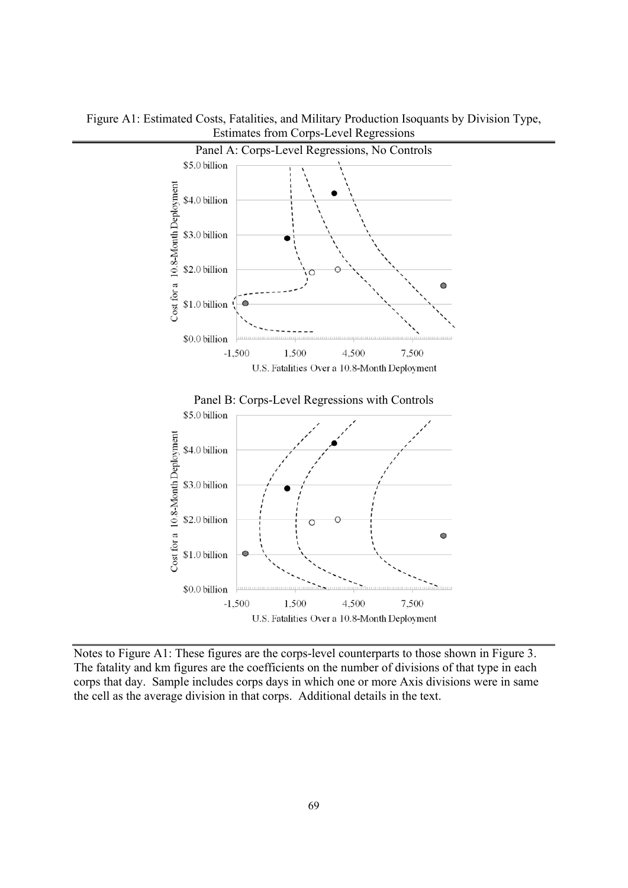Figure A1: Estimated Costs, Fatalities, and Military Production Isoquants by Division Type, Estimates from Corps-Level Regressions

Panel A: Corps-Level Regressions, No Controls

Panel B: Corps-Level Regressions with Controls

Notes to Figure A1: These figures are the corps-level counterparts to those shown in Figure 3. The fatality and km figures are the coefficients on the number of divisions of that type in each corps that day. Sample includes corps days in which one or more Axis divisions were in same the cell as the average division in that corps. Additional details in the text.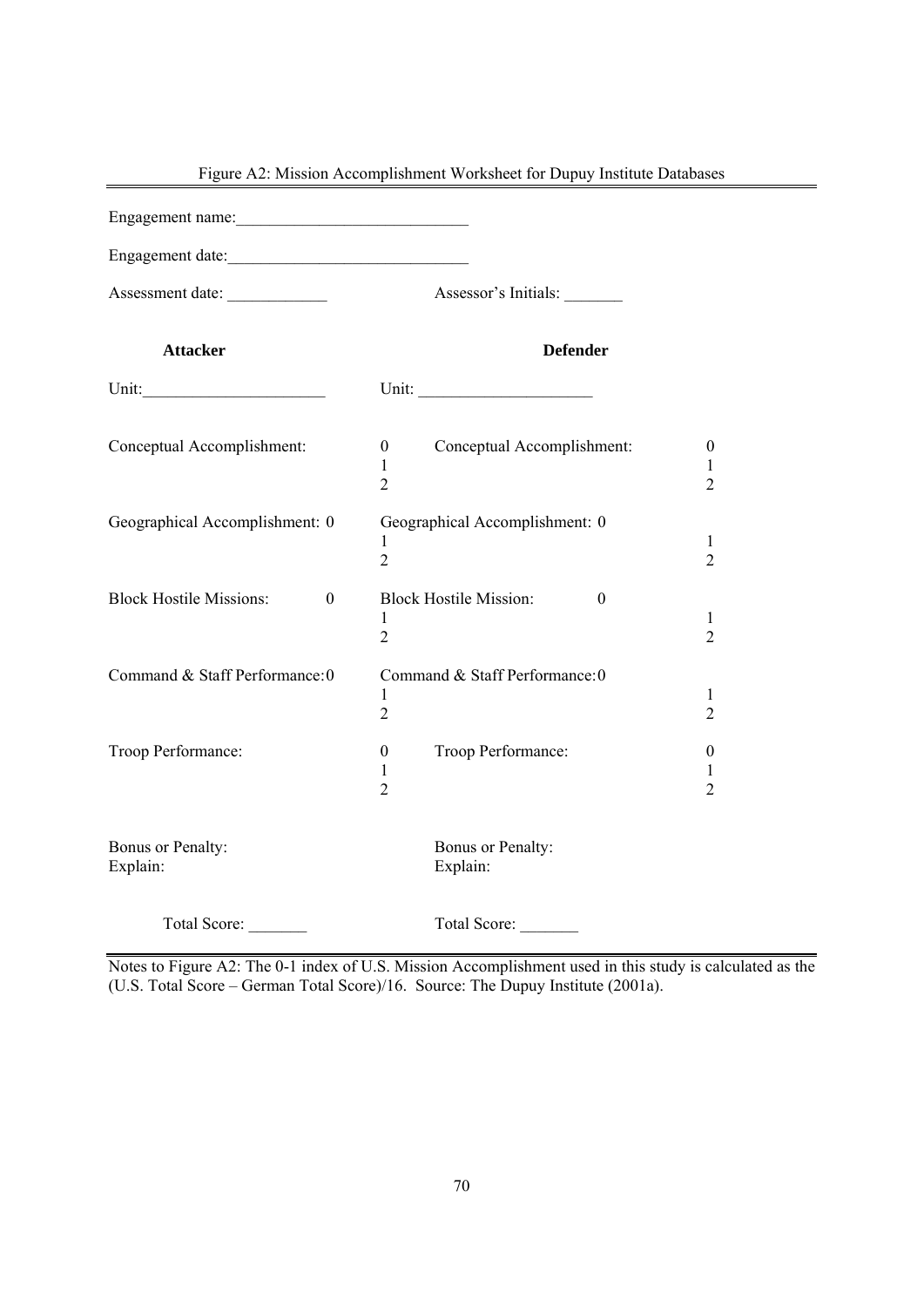Figure A2: Mission Accomplishment Worksheet for Dupuy Institute Databases

Engagement name:____________________________

Engagement date:_____________________________

Assessment date: ____________ Assessor's Initials: _______

| **Attacker** | | **Defender** | |
|---|---|---|---|
| Unit:______________________ | | Unit: _____________________ | |
| Conceptual Accomplishment: | 0<br>1<br>2 | Conceptual Accomplishment: | 0<br>1<br>2 |
| Geographical Accomplishment: | 0<br>1<br>2 | Geographical Accomplishment: | 0<br>1<br>2 |
| Block Hostile Missions: | 0<br>1<br>2 | Block Hostile Mission: | 0<br>1<br>2 |
| Command & Staff Performance: | 0<br>1<br>2 | Command & Staff Performance: | 0<br>1<br>2 |
| Troop Performance: | 0<br>1<br>2 | Troop Performance: | 0<br>1<br>2 |
| Bonus or Penalty:<br>Explain: | | Bonus or Penalty:<br>Explain: | |
| Total Score: _______ | | Total Score: _______ | |

Notes to Figure A2: The 0-1 index of U.S. Mission Accomplishment used in this study is calculated as the (U.S. Total Score – German Total Score)/16. Source: The Dupuy Institute (2001a).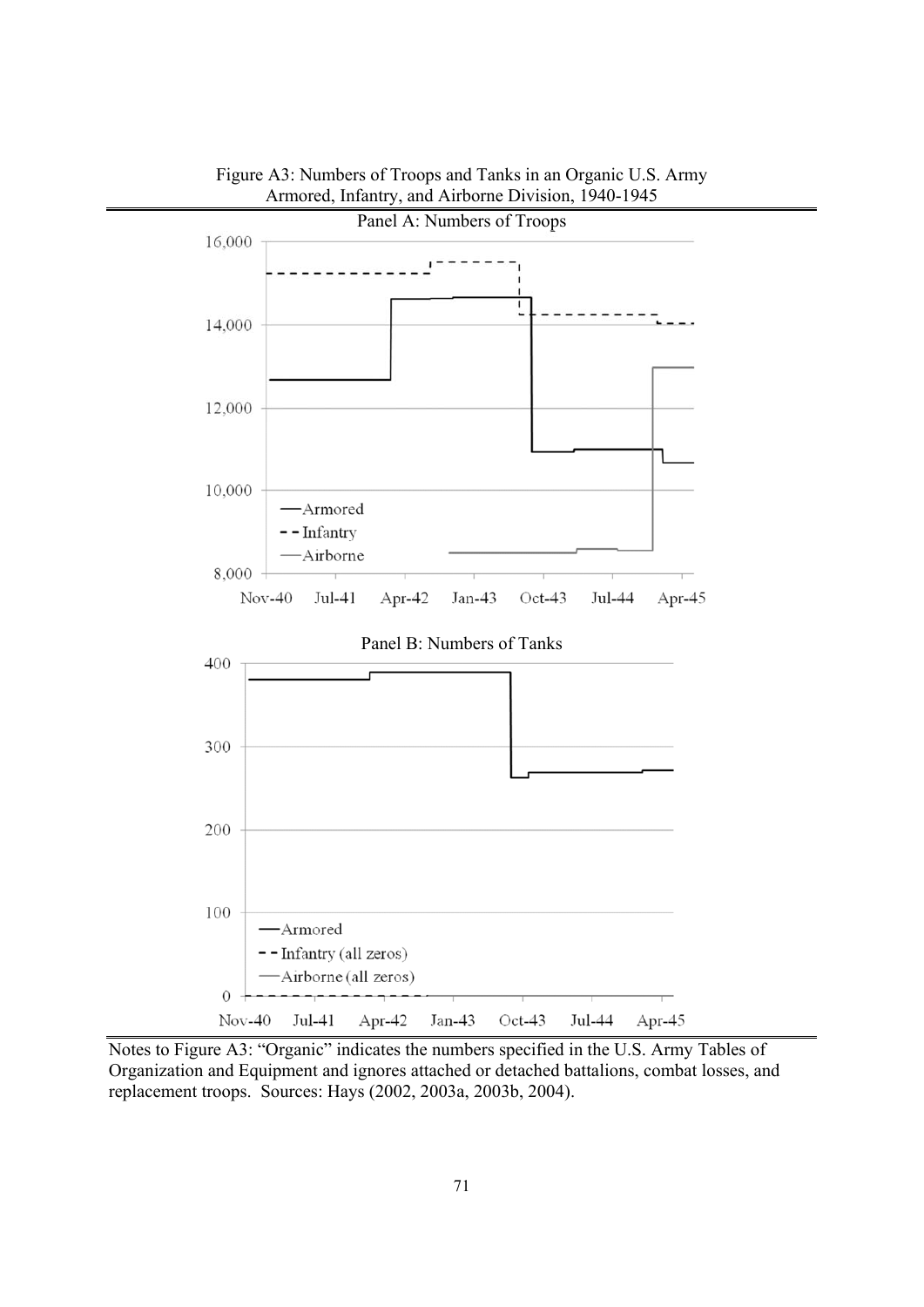Figure A3: Numbers of Troops and Tanks in an Organic U.S. Army Armored, Infantry, and Airborne Division, 1940-1945

Panel A: Numbers of Troops

Panel B: Numbers of Tanks

Notes to Figure A3: "Organic" indicates the numbers specified in the U.S. Army Tables of Organization and Equipment and ignores attached or detached battalions, combat losses, and replacement troops. Sources: Hays (2002, 2003a, 2003b, 2004).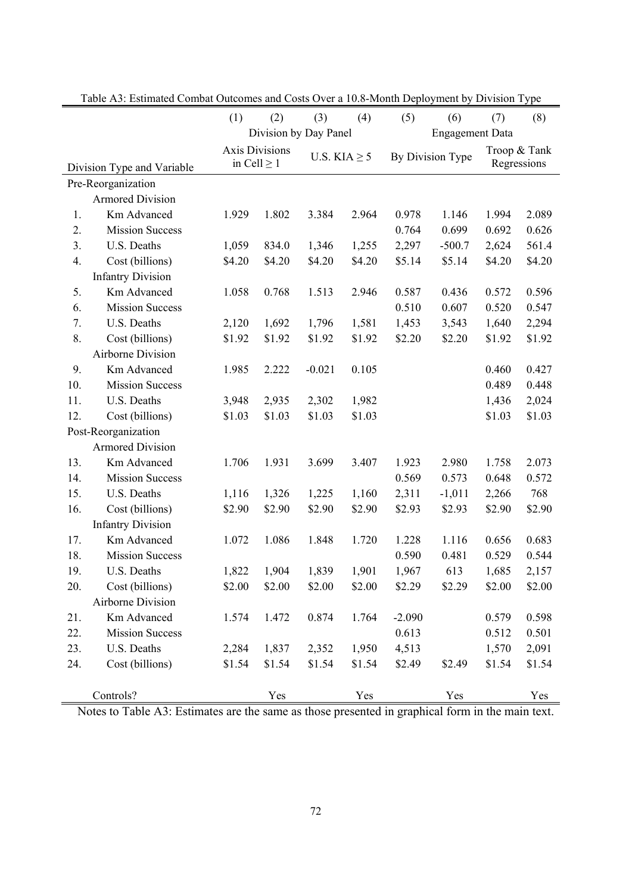Table A3: Estimated Combat Outcomes and Costs Over a 10.8-Month Deployment by Division Type

| | | (1) | (2) | (3) | (4) | (5) | (6) | (7) | (8) |
|---|---|---|---|---|---|---|---|---|---|
| | | Division by Day Panel | | | | Engagement Data | | | |
| | | Axis Divisions in Cell ≥ 1 | | U.S. KIA ≥ 5 | | By Division Type | | Troop & Tank Regressions | |
| Division Type and Variable | | | | | | | | | |
| Pre-Reorganization | | | | | | | | | |
| | Armored Division | | | | | | | | |
| 1. | Km Advanced | 1.929 | 1.802 | 3.384 | 2.964 | 0.978 | 1.146 | 1.994 | 2.089 |
| 2. | Mission Success | | | | | 0.764 | 0.699 | 0.692 | 0.626 |
| 3. | U.S. Deaths | 1,059 | 834.0 | 1,346 | 1,255 | 2,297 | -500.7 | 2,624 | 561.4 |
| 4. | Cost (billions) | \$4.20 | \$4.20 | \$4.20 | \$4.20 | \$5.14 | \$5.14 | \$4.20 | \$4.20 |
| | Infantry Division | | | | | | | | |
| 5. | Km Advanced | 1.058 | 0.768 | 1.513 | 2.946 | 0.587 | 0.436 | 0.572 | 0.596 |
| 6. | Mission Success | | | | | 0.510 | 0.607 | 0.520 | 0.547 |
| 7. | U.S. Deaths | 2,120 | 1,692 | 1,796 | 1,581 | 1,453 | 3,543 | 1,640 | 2,294 |
| 8. | Cost (billions) | \$1.92 | \$1.92 | \$1.92 | \$1.92 | \$2.20 | \$2.20 | \$1.92 | \$1.92 |
| | Airborne Division | | | | | | | | |
| 9. | Km Advanced | 1.985 | 2.222 | -0.021 | 0.105 | | | 0.460 | 0.427 |
| 10. | Mission Success | | | | | | | 0.489 | 0.448 |
| 11. | U.S. Deaths | 3,948 | 2,935 | 2,302 | 1,982 | | | 1,436 | 2,024 |
| 12. | Cost (billions) | \$1.03 | \$1.03 | \$1.03 | \$1.03 | | | \$1.03 | \$1.03 |
| Post-Reorganization | | | | | | | | | |
| | Armored Division | | | | | | | | |
| 13. | Km Advanced | 1.706 | 1.931 | 3.699 | 3.407 | 1.923 | 2.980 | 1.758 | 2.073 |
| 14. | Mission Success | | | | | 0.569 | 0.573 | 0.648 | 0.572 |
| 15. | U.S. Deaths | 1,116 | 1,326 | 1,225 | 1,160 | 2,311 | -1,011 | 2,266 | 768 |
| 16. | Cost (billions) | \$2.90 | \$2.90 | \$2.90 | \$2.90 | \$2.93 | \$2.93 | \$2.90 | \$2.90 |
| | Infantry Division | | | | | | | | |
| 17. | Km Advanced | 1.072 | 1.086 | 1.848 | 1.720 | 1.228 | 1.116 | 0.656 | 0.683 |
| 18. | Mission Success | | | | | 0.590 | 0.481 | 0.529 | 0.544 |
| 19. | U.S. Deaths | 1,822 | 1,904 | 1,839 | 1,901 | 1,967 | 613 | 1,685 | 2,157 |
| 20. | Cost (billions) | \$2.00 | \$2.00 | \$2.00 | \$2.00 | \$2.29 | \$2.29 | \$2.00 | \$2.00 |
| | Airborne Division | | | | | | | | |
| 21. | Km Advanced | 1.574 | 1.472 | 0.874 | 1.764 | -2.090 | | 0.579 | 0.598 |
| 22. | Mission Success | | | | | 0.613 | | 0.512 | 0.501 |
| 23. | U.S. Deaths | 2,284 | 1,837 | 2,352 | 1,950 | 4,513 | | 1,570 | 2,091 |
| 24. | Cost (billions) | \$1.54 | \$1.54 | \$1.54 | \$1.54 | \$2.49 | \$2.49 | \$1.54 | \$1.54 |
| | Controls? | | Yes | | Yes | | Yes | | Yes |

Notes to Table A3: Estimates are the same as those presented in graphical form in the main text.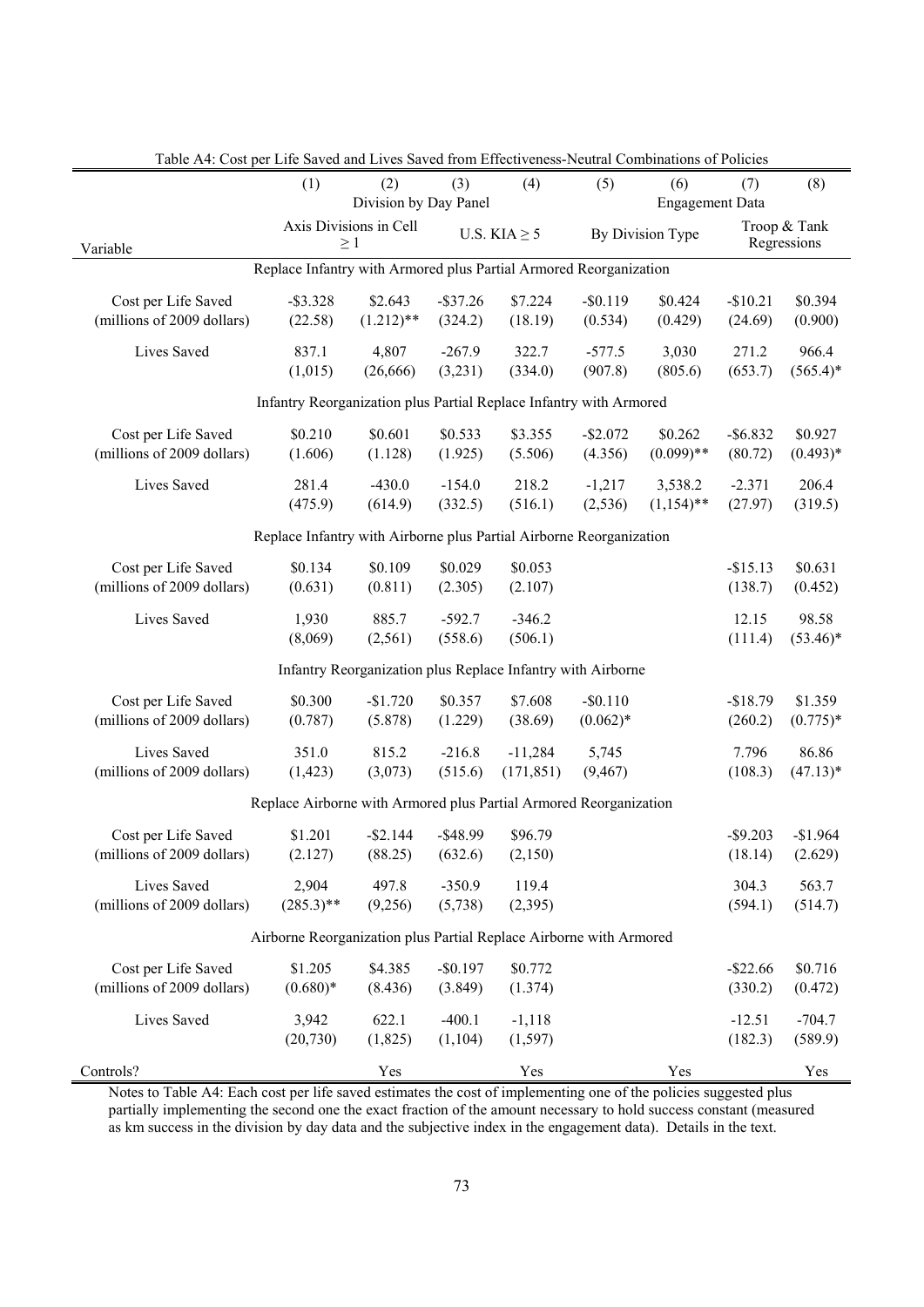Table A4: Cost per Life Saved and Lives Saved from Effectiveness-Neutral Combinations of Policies

| Variable | (1) | (2) | (3) | (4) | (5) | (6) | (7) | (8) |
|---|---|---|---|---|---|---|---|---|
| | Division by Day Panel | | | | Engagement Data | | | |
| | Axis Divisions in Cell ≥ 1 | | U.S. KIA ≥ 5 | | By Division Type | | Troop & Tank Regressions | |
| **Replace Infantry with Armored plus Partial Armored Reorganization** | | | | | | | | |
| Cost per Life Saved | -$3.328 | $2.643 | -$37.26 | $7.224 | -$0.119 | $0.424 | -$10.21 | $0.394 |
| (millions of 2009 dollars) | (22.58) | (1.212)** | (324.2) | (18.19) | (0.534) | (0.429) | (24.69) | (0.900) |
| Lives Saved | 837.1 | 4,807 | -267.9 | 322.7 | -577.5 | 3,030 | 271.2 | 966.4 |
| | (1,015) | (26,666) | (3,231) | (334.0) | (907.8) | (805.6) | (653.7) | (565.4)* |
| **Infantry Reorganization plus Partial Replace Infantry with Armored** | | | | | | | | |
| Cost per Life Saved | $0.210 | $0.601 | $0.533 | $3.355 | -$2.072 | $0.262 | -$6.832 | $0.927 |
| (millions of 2009 dollars) | (1.606) | (1.128) | (1.925) | (5.506) | (4.356) | (0.099)** | (80.72) | (0.493)* |
| Lives Saved | 281.4 | -430.0 | -154.0 | 218.2 | -1,217 | 3,538.2 | -2.371 | 206.4 |
| | (475.9) | (614.9) | (332.5) | (516.1) | (2,536) | (1,154)** | (27.97) | (319.5) |
| **Replace Infantry with Airborne plus Partial Airborne Reorganization** | | | | | | | | |
| Cost per Life Saved | $0.134 | $0.109 | $0.029 | $0.053 | | | -$15.13 | $0.631 |
| (millions of 2009 dollars) | (0.631) | (0.811) | (2.305) | (2.107) | | | (138.7) | (0.452) |
| Lives Saved | 1,930 | 885.7 | -592.7 | -346.2 | | | 12.15 | 98.58 |
| | (8,069) | (2,561) | (558.6) | (506.1) | | | (111.4) | (53.46)* |
| **Infantry Reorganization plus Replace Infantry with Airborne** | | | | | | | | |
| Cost per Life Saved | $0.300 | -$1.720 | $0.357 | $7.608 | -$0.110 | | -$18.79 | $1.359 |
| (millions of 2009 dollars) | (0.787) | (5.878) | (1.229) | (38.69) | (0.062)* | | (260.2) | (0.775)* |
| Lives Saved | 351.0 | 815.2 | -216.8 | -11,284 | 5,745 | | 7.796 | 86.86 |
| (millions of 2009 dollars) | (1,423) | (3,073) | (515.6) | (171,851) | (9,467) | | (108.3) | (47.13)* |
| **Replace Airborne with Armored plus Partial Armored Reorganization** | | | | | | | | |
| Cost per Life Saved | $1.201 | -$2.144 | -$48.99 | $96.79 | | | -$9.203 | -$1.964 |
| (millions of 2009 dollars) | (2.127) | (88.25) | (632.6) | (2,150) | | | (18.14) | (2.629) |
| Lives Saved | 2,904 | 497.8 | -350.9 | 119.4 | | | 304.3 | 563.7 |
| (millions of 2009 dollars) | (285.3)** | (9,256) | (5,738) | (2,395) | | | (594.1) | (514.7) |
| **Airborne Reorganization plus Partial Replace Airborne with Armored** | | | | | | | | |
| Cost per Life Saved | $1.205 | $4.385 | -$0.197 | $0.772 | | | -$22.66 | $0.716 |
| (millions of 2009 dollars) | (0.680)* | (8.436) | (3.849) | (1.374) | | | (330.2) | (0.472) |
| Lives Saved | 3,942 | 622.1 | -400.1 | -1,118 | | | -12.51 | -704.7 |
| | (20,730) | (1,825) | (1,104) | (1,597) | | | (182.3) | (589.9) |
| Controls? | | Yes | | Yes | | Yes | | Yes |

Notes to Table A4: Each cost per life saved estimates the cost of implementing one of the policies suggested plus partially implementing the second one the exact fraction of the amount necessary to hold success constant (measured as km success in the division by day data and the subjective index in the engagement data). Details in the text.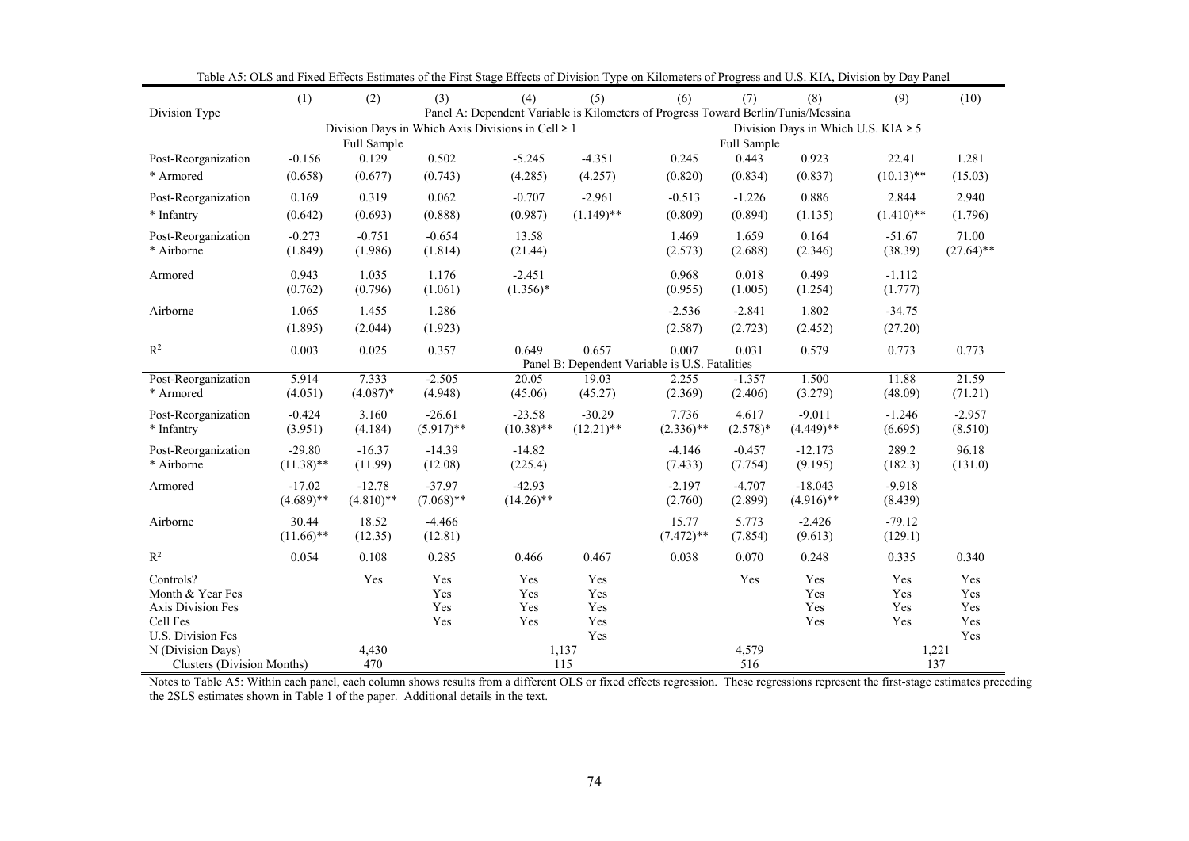Table A5: OLS and Fixed Effects Estimates of the First Stage Effects of Division Type on Kilometers of Progress and U.S. KIA, Division by Day Panel

| | (1) | (2) | (3) | (4) | (5) | (6) | (7) | (8) | (9) | (10) |
|---|---|---|---|---|---|---|---|---|---|---|
| Division Type | Panel A: Dependent Variable is Kilometers of Progress Toward Berlin/Tunis/Messina | | | | | | | | | |
| | Division Days in Which Axis Divisions in Cell ≥ 1 | | | | | Division Days in Which U.S. KIA ≥ 5 | | | | |
| | Full Sample | | | | | Full Sample | | | | |
| Post-Reorganization * Armored | -0.156 (0.658) | 0.129 (0.677) | 0.502 (0.743) | -5.245 (4.285) | -4.351 (4.257) | 0.245 (0.820) | 0.443 (0.834) | 0.923 (0.837) | 22.41 (10.13)** | 1.281 (15.03) |
| Post-Reorganization * Infantry | 0.169 (0.642) | 0.319 (0.693) | 0.062 (0.888) | -0.707 (0.987) | -2.961 (1.149)** | -0.513 (0.809) | -1.226 (0.894) | 0.886 (1.135) | 2.844 (1.410)** | 2.940 (1.796) |
| Post-Reorganization * Airborne | -0.273 (1.849) | -0.751 (1.986) | -0.654 (1.814) | 13.58 (21.44) | | 1.469 (2.573) | 1.659 (2.688) | 0.164 (2.346) | -51.67 (38.39) | 71.00 (27.64)** |
| Armored | 0.943 (0.762) | 1.035 (0.796) | 1.176 (1.061) | -2.451 (1.356)* | | 0.968 (0.955) | 0.018 (1.005) | 0.499 (1.254) | -1.112 (1.777) | |
| Airborne | 1.065 (1.895) | 1.455 (2.044) | 1.286 (1.923) | | | -2.536 (2.587) | -2.841 (2.723) | 1.802 (2.452) | -34.75 (27.20) | |
| $R^2$ | 0.003 | 0.025 | 0.357 | 0.649 | 0.657 | 0.007 | 0.031 | 0.579 | 0.773 | 0.773 |
| | Panel B: Dependent Variable is U.S. Fatalities | | | | | | | | | |
| Post-Reorganization * Armored | 5.914 (4.051) | 7.333 (4.087)* | -2.505 (4.948) | 20.05 (45.06) | 19.03 (45.27) | 2.255 (2.369) | -1.357 (2.406) | 1.500 (3.279) | 11.88 (48.09) | 21.59 (71.21) |
| Post-Reorganization * Infantry | -0.424 (3.951) | 3.160 (4.184) | -26.61 (5.917)** | -23.58 (10.38)** | -30.29 (12.21)** | 7.736 (2.336)** | 4.617 (2.578)* | -9.011 (4.449)** | -1.246 (6.695) | -2.957 (8.510) |
| Post-Reorganization * Airborne | -29.80 (11.38)** | -16.37 (11.99) | -14.39 (12.08) | -14.82 (225.4) | | -4.146 (7.433) | -0.457 (7.754) | -12.173 (9.195) | 289.2 (182.3) | 96.18 (131.0) |
| Armored | -17.02 (4.689)** | -12.78 (4.810)** | -37.97 (7.068)** | -42.93 (14.26)** | | -2.197 (2.760) | -4.707 (2.899) | -18.043 (4.916)** | -9.918 (8.439) | |
| Airborne | 30.44 (11.66)** | 18.52 (12.35) | -4.466 (12.81) | | | 15.77 (7.472)** | 5.773 (7.854) | -2.426 (9.613) | -79.12 (129.1) | |
| $R^2$ | 0.054 | 0.108 | 0.285 | 0.466 | 0.467 | 0.038 | 0.070 | 0.248 | 0.335 | 0.340 |
| Controls? | | Yes | Yes | Yes | Yes | | Yes | Yes | Yes | Yes |
| Month & Year Fes | | | Yes | Yes | Yes | | | Yes | Yes | Yes |
| Axis Division Fes | | | Yes | Yes | Yes | | | Yes | Yes | Yes |
| Cell Fes | | | Yes | Yes | Yes | | | Yes | Yes | Yes |
| U.S. Division Fes | | | | | Yes | | | | | Yes |
| N (Division Days) | | 4,430 | | 1,137 | | | 4,579 | | 1,221 | |
| Clusters (Division Months) | | 470 | | 115 | | | 516 | | 137 | |

Notes to Table A5: Within each panel, each column shows results from a different OLS or fixed effects regression. These regressions represent the first-stage estimates preceding the 2SLS estimates shown in Table 1 of the paper. Additional details in the text.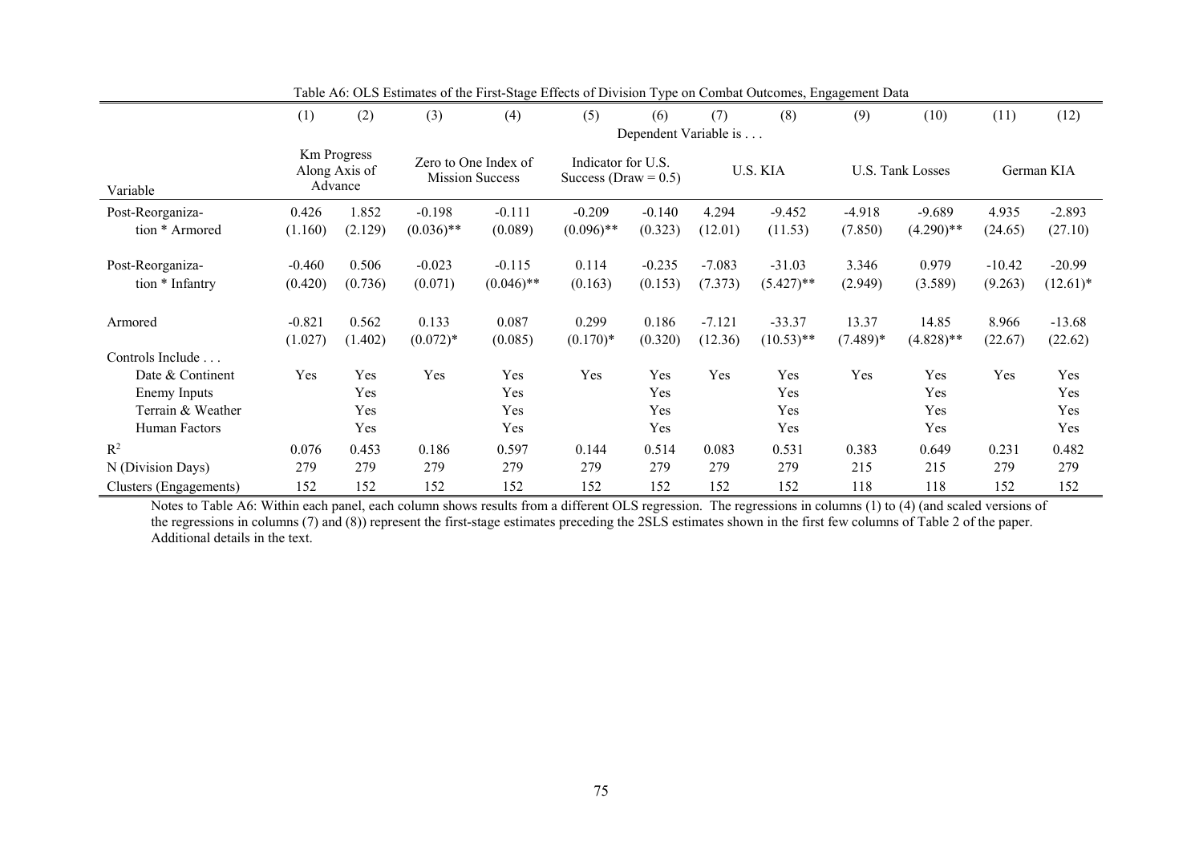Table A6: OLS Estimates of the First-Stage Effects of Division Type on Combat Outcomes, Engagement Data

| | (1) | (2) | (3) | (4) | (5) | (6) | (7) | (8) | (9) | (10) | (11) | (12) |
|---|---|---|---|---|---|---|---|---|---|---|---|---|
| | Dependent Variable is . . . | | | | | | | | | | | |
| Variable | Km Progress Along Axis of Advance | | Zero to One Index of Mission Success | | Indicator for U.S. Success (Draw = 0.5) | | U.S. KIA | | U.S. Tank Losses | | German KIA | |
| Post-Reorganization * Armored | 0.426 | 1.852 | -0.198 | -0.111 | -0.209 | -0.140 | 4.294 | -9.452 | -4.918 | -9.689 | 4.935 | -2.893 |
| | (1.160) | (2.129) | (0.036)** | (0.089) | (0.096)** | (0.323) | (12.01) | (11.53) | (7.850) | (4.290)** | (24.65) | (27.10) |
| Post-Reorganization * Infantry | -0.460 | 0.506 | -0.023 | -0.115 | 0.114 | -0.235 | -7.083 | -31.03 | 3.346 | 0.979 | -10.42 | -20.99 |
| | (0.420) | (0.736) | (0.071) | (0.046)** | (0.163) | (0.153) | (7.373) | (5.427)** | (2.949) | (3.589) | (9.263) | (12.61)* |
| Armored | -0.821 | 0.562 | 0.133 | 0.087 | 0.299 | 0.186 | -7.121 | -33.37 | 13.37 | 14.85 | 8.966 | -13.68 |
| | (1.027) | (1.402) | (0.072)* | (0.085) | (0.170)* | (0.320) | (12.36) | (10.53)** | (7.489)* | (4.828)** | (22.67) | (22.62) |
| Controls Include . . . | | | | | | | | | | | | |
| Date & Continent | Yes | Yes | Yes | Yes | Yes | Yes | Yes | Yes | Yes | Yes | Yes | Yes |
| Enemy Inputs | | Yes | | Yes | | Yes | | Yes | | Yes | | Yes |
| Terrain & Weather | | Yes | | Yes | | Yes | | Yes | | Yes | | Yes |
| Human Factors | | Yes | | Yes | | Yes | | Yes | | Yes | | Yes |
| $R^2$ | 0.076 | 0.453 | 0.186 | 0.597 | 0.144 | 0.514 | 0.083 | 0.531 | 0.383 | 0.649 | 0.231 | 0.482 |
| N (Division Days) | 279 | 279 | 279 | 279 | 279 | 279 | 279 | 279 | 215 | 215 | 279 | 279 |
| Clusters (Engagements) | 152 | 152 | 152 | 152 | 152 | 152 | 152 | 152 | 118 | 118 | 152 | 152 |

Notes to Table A6: Within each panel, each column shows results from a different OLS regression. The regressions in columns (1) to (4) (and scaled versions of the regressions in columns (7) and (8)) represent the first-stage estimates preceding the 2SLS estimates shown in the first few columns of Table 2 of the paper. Additional details in the text.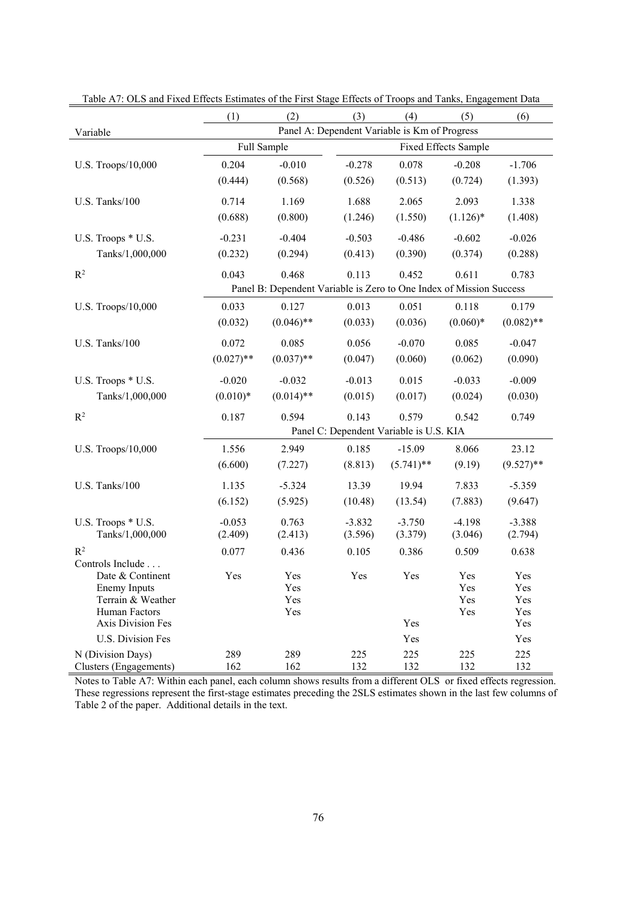Table A7: OLS and Fixed Effects Estimates of the First Stage Effects of Troops and Tanks, Engagement Data

| | (1) | (2) | (3) | (4) | (5) | (6) |
|---|---|---|---|---|---|---|
| Variable | Panel A: Dependent Variable is Km of Progress | | | | | |
| | Full Sample | | Fixed Effects Sample | | | |
| U.S. Troops/10,000 | 0.204 | -0.010 | -0.278 | 0.078 | -0.208 | -1.706 |
| | (0.444) | (0.568) | (0.526) | (0.513) | (0.724) | (1.393) |
| U.S. Tanks/100 | 0.714 | 1.169 | 1.688 | 2.065 | 2.093 | 1.338 |
| | (0.688) | (0.800) | (1.246) | (1.550) | (1.126)* | (1.408) |
| U.S. Troops * U.S. Tanks/1,000,000 | -0.231 | -0.404 | -0.503 | -0.486 | -0.602 | -0.026 |
| | (0.232) | (0.294) | (0.413) | (0.390) | (0.374) | (0.288) |
| $R^2$ | 0.043 | 0.468 | 0.113 | 0.452 | 0.611 | 0.783 |
| | Panel B: Dependent Variable is Zero to One Index of Mission Success | | | | | |
| U.S. Troops/10,000 | 0.033 | 0.127 | 0.013 | 0.051 | 0.118 | 0.179 |
| | (0.032) | (0.046)** | (0.033) | (0.036) | (0.060)* | (0.082)** |
| U.S. Tanks/100 | 0.072 | 0.085 | 0.056 | -0.070 | 0.085 | -0.047 |
| | (0.027)** | (0.037)** | (0.047) | (0.060) | (0.062) | (0.090) |
| U.S. Troops * U.S. Tanks/1,000,000 | -0.020 | -0.032 | -0.013 | 0.015 | -0.033 | -0.009 |
| | (0.010)* | (0.014)** | (0.015) | (0.017) | (0.024) | (0.030) |
| $R^2$ | 0.187 | 0.594 | 0.143 | 0.579 | 0.542 | 0.749 |
| | Panel C: Dependent Variable is U.S. KIA | | | | | |
| U.S. Troops/10,000 | 1.556 | 2.949 | 0.185 | -15.09 | 8.066 | 23.12 |
| | (6.600) | (7.227) | (8.813) | (5.741)** | (9.19) | (9.527)** |
| U.S. Tanks/100 | 1.135 | -5.324 | 13.39 | 19.94 | 7.833 | -5.359 |
| | (6.152) | (5.925) | (10.48) | (13.54) | (7.883) | (9.647) |
| U.S. Troops * U.S. Tanks/1,000,000 | -0.053 | 0.763 | -3.832 | -3.750 | -4.198 | -3.388 |
| | (2.409) | (2.413) | (3.596) | (3.379) | (3.046) | (2.794) |
| $R^2$ | 0.077 | 0.436 | 0.105 | 0.386 | 0.509 | 0.638 |
| Controls Include . . . | | | | | | |
| Date & Continent | Yes | Yes | Yes | Yes | Yes | Yes |
| Enemy Inputs | | Yes | | | Yes | Yes |
| Terrain & Weather | | Yes | | | Yes | Yes |
| Human Factors | | Yes | | | Yes | Yes |
| Axis Division Fes | | | | Yes | | Yes |
| U.S. Division Fes | | | | Yes | | Yes |
| N (Division Days) | 289 | 289 | 225 | 225 | 225 | 225 |
| Clusters (Engagements) | 162 | 162 | 132 | 132 | 132 | 132 |

Notes to Table A7: Within each panel, each column shows results from a different OLS or fixed effects regression. These regressions represent the first-stage estimates preceding the 2SLS estimates shown in the last few columns of Table 2 of the paper. Additional details in the text.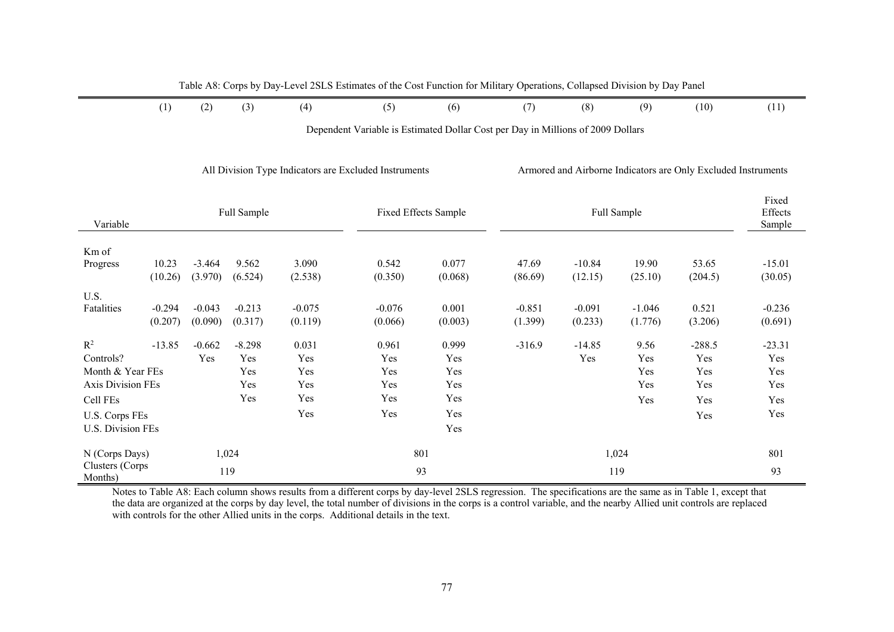Table A8: Corps by Day-Level 2SLS Estimates of the Cost Function for Military Operations, Collapsed Division by Day Panel

| | (1) | (2) | (3) | (4) | (5) | (6) | (7) | (8) | (9) | (10) | (11) |
|---|---|---|---|---|---|---|---|---|---|---|---|
| | Dependent Variable is Estimated Dollar Cost per Day in Millions of 2009 Dollars | | | | | | | | | | |
| | All Division Type Indicators are Excluded Instruments | | | | | | Armored and Airborne Indicators are Only Excluded Instruments | | | | |
| Variable | Full Sample | | | | Fixed Effects Sample | | Full Sample | | | | Fixed Effects Sample |
| Km of Progress | 10.23 | -3.464 | 9.562 | 3.090 | 0.542 | 0.077 | 47.69 | -10.84 | 19.90 | 53.65 | -15.01 |
| | (10.26) | (3.970) | (6.524) | (2.538) | (0.350) | (0.068) | (86.69) | (12.15) | (25.10) | (204.5) | (30.05) |
| U.S. Fatalities | -0.294 | -0.043 | -0.213 | -0.075 | -0.076 | 0.001 | -0.851 | -0.091 | -1.046 | 0.521 | -0.236 |
| | (0.207) | (0.090) | (0.317) | (0.119) | (0.066) | (0.003) | (1.399) | (0.233) | (1.776) | (3.206) | (0.691) |
| $R^2$ | -13.85 | -0.662 | -8.298 | 0.031 | 0.961 | 0.999 | -316.9 | -14.85 | 9.56 | -288.5 | -23.31 |
| Controls? | | Yes | Yes | Yes | Yes | Yes | | Yes | Yes | Yes | Yes |
| Month & Year FEs | | | Yes | Yes | Yes | Yes | | | Yes | Yes | Yes |
| Axis Division FEs | | | Yes | Yes | Yes | Yes | | | Yes | Yes | Yes |
| Cell FEs | | | Yes | Yes | Yes | Yes | | | Yes | Yes | Yes |
| U.S. Corps FEs | | | | Yes | Yes | Yes | | | | Yes | Yes |
| U.S. Division FEs | | | | | | Yes | | | | | |
| N (Corps Days) | 1,024 | | | | 801 | | 1,024 | | | | 801 |
| Clusters (Corps Months) | 119 | | | | 93 | | 119 | | | | 93 |

Notes to Table A8: Each column shows results from a different corps by day-level 2SLS regression. The specifications are the same as in Table 1, except that the data are organized at the corps by day level, the total number of divisions in the corps is a control variable, and the nearby Allied unit controls are replaced with controls for the other Allied units in the corps. Additional details in the text.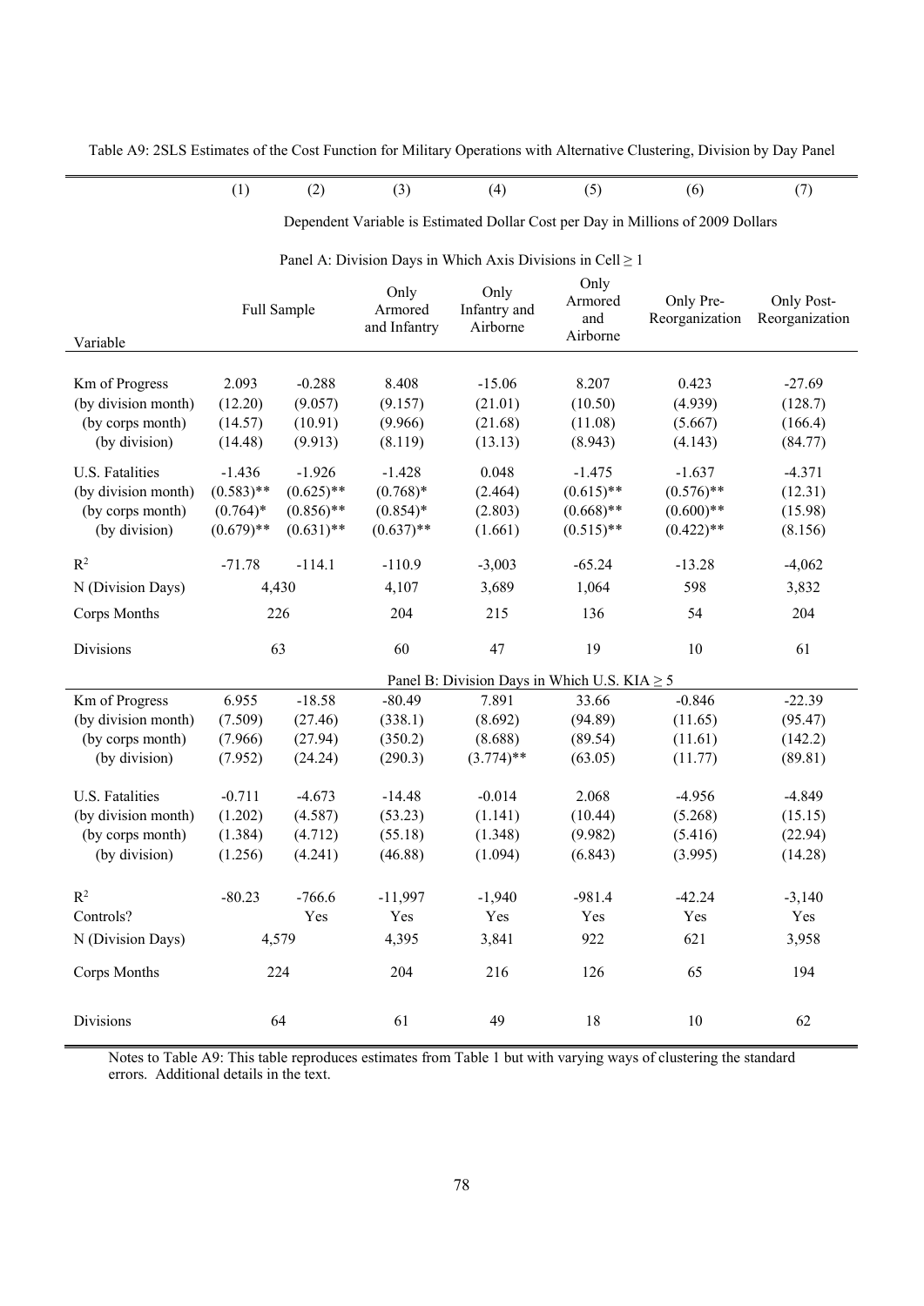Table A9: 2SLS Estimates of the Cost Function for Military Operations with Alternative Clustering, Division by Day Panel

| | (1) | (2) | (3) | (4) | (5) | (6) | (7) |
|---|---|---|---|---|---|---|---|
| | Dependent Variable is Estimated Dollar Cost per Day in Millions of 2009 Dollars | | | | | | |
| | Panel A: Division Days in Which Axis Divisions in Cell $\geq 1$ | | | | | | |
| Variable | Full Sample | | Only Armored and Infantry | Only Infantry and Airborne | Only Armored and Airborne | Only Pre-Reorganization | Only Post-Reorganization |
| Km of Progress | 2.093 | -0.288 | 8.408 | -15.06 | 8.207 | 0.423 | -27.69 |
| (by division month) | (12.20) | (9.057) | (9.157) | (21.01) | (10.50) | (4.939) | (128.7) |
| (by corps month) | (14.57) | (10.91) | (9.966) | (21.68) | (11.08) | (5.667) | (166.4) |
| (by division) | (14.48) | (9.913) | (8.119) | (13.13) | (8.943) | (4.143) | (84.77) |
| U.S. Fatalities | -1.436 | -1.926 | -1.428 | 0.048 | -1.475 | -1.637 | -4.371 |
| (by division month) | (0.583)** | (0.625)** | (0.768)* | (2.464) | (0.615)** | (0.576)** | (12.31) |
| (by corps month) | (0.764)* | (0.856)** | (0.854)* | (2.803) | (0.668)** | (0.600)** | (15.98) |
| (by division) | (0.679)** | (0.631)** | (0.637)** | (1.661) | (0.515)** | (0.422)** | (8.156) |
| $R^2$ | -71.78 | -114.1 | -110.9 | -3,003 | -65.24 | -13.28 | -4,062 |
| N (Division Days) | 4,430 | | 4,107 | 3,689 | 1,064 | 598 | 3,832 |
| Corps Months | 226 | | 204 | 215 | 136 | 54 | 204 |
| Divisions | 63 | | 60 | 47 | 19 | 10 | 61 |
| | Panel B: Division Days in Which U.S. KIA $\geq 5$ | | | | | | |
| Km of Progress | 6.955 | -18.58 | -80.49 | 7.891 | 33.66 | -0.846 | -22.39 |
| (by division month) | (7.509) | (27.46) | (338.1) | (8.692) | (94.89) | (11.65) | (95.47) |
| (by corps month) | (7.966) | (27.94) | (350.2) | (8.688) | (89.54) | (11.61) | (142.2) |
| (by division) | (7.952) | (24.24) | (290.3) | (3.774)** | (63.05) | (11.77) | (89.81) |
| U.S. Fatalities | -0.711 | -4.673 | -14.48 | -0.014 | 2.068 | -4.956 | -4.849 |
| (by division month) | (1.202) | (4.587) | (53.23) | (1.141) | (10.44) | (5.268) | (15.15) |
| (by corps month) | (1.384) | (4.712) | (55.18) | (1.348) | (9.982) | (5.416) | (22.94) |
| (by division) | (1.256) | (4.241) | (46.88) | (1.094) | (6.843) | (3.995) | (14.28) |
| $R^2$ | -80.23 | -766.6 | -11,997 | -1,940 | -981.4 | -42.24 | -3,140 |
| Controls? | | Yes | Yes | Yes | Yes | Yes | Yes |
| N (Division Days) | 4,579 | | 4,395 | 3,841 | 922 | 621 | 3,958 |
| Corps Months | 224 | | 204 | 216 | 126 | 65 | 194 |
| Divisions | 64 | | 61 | 49 | 18 | 10 | 62 |

Notes to Table A9: This table reproduces estimates from Table 1 but with varying ways of clustering the standard errors. Additional details in the text.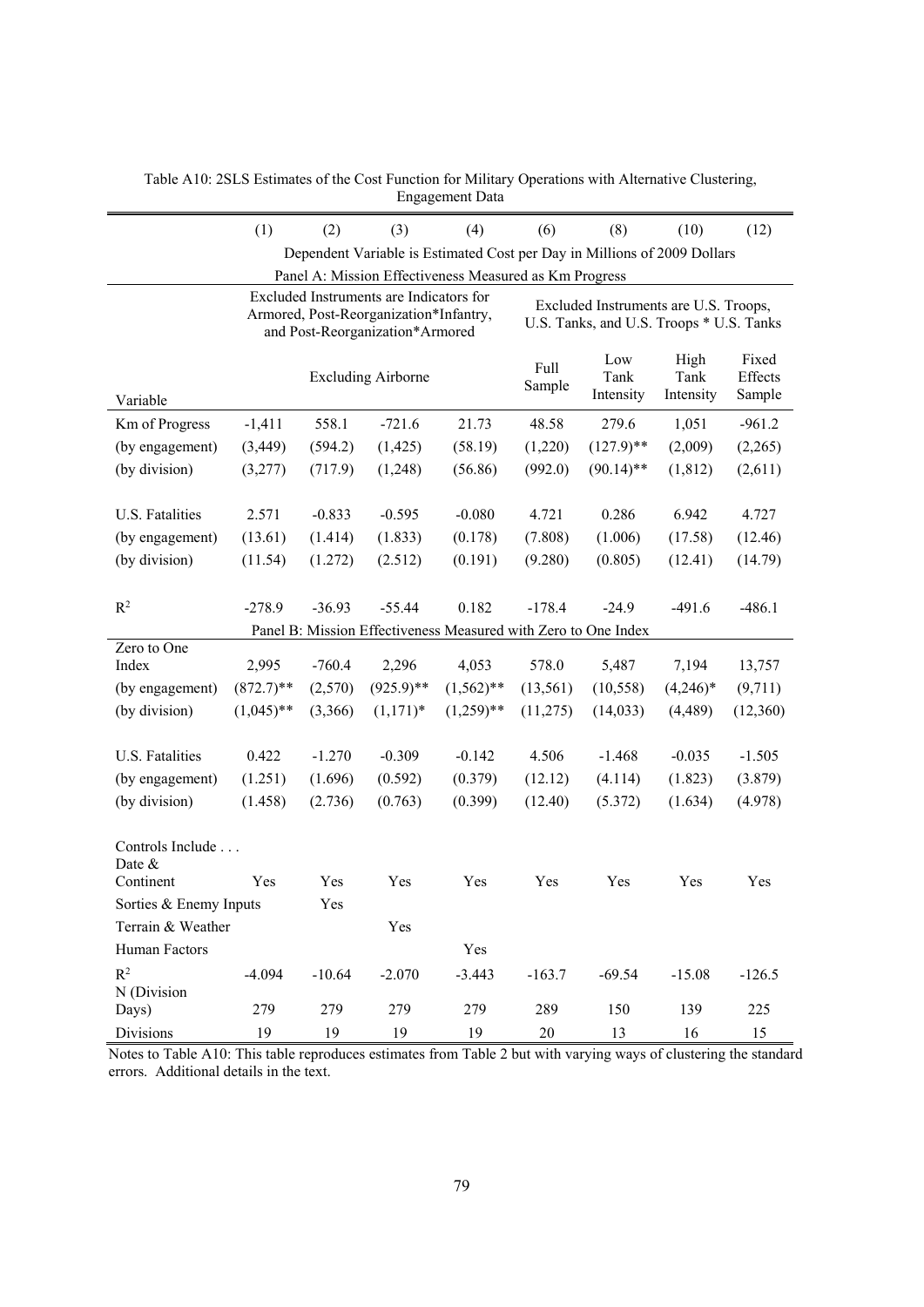Table A10: 2SLS Estimates of the Cost Function for Military Operations with Alternative Clustering, Engagement Data

| | (1) | (2) | (3) | (4) | (6) | (8) | (10) | (12) |
|---|---|---|---|---|---|---|---|---|
| | Dependent Variable is Estimated Cost per Day in Millions of 2009 Dollars | | | | | | | |
| | Panel A: Mission Effectiveness Measured as Km Progress | | | | | | | |
| | Excluded Instruments are Indicators for Armored, Post-Reorganization*Infantry, and Post-Reorganization*Armored | | | | Excluded Instruments are U.S. Troops, U.S. Tanks, and U.S. Troops * U.S. Tanks | | | |
| Variable | Excluding Airborne | | | | Full Sample | Low Tank Intensity | High Tank Intensity | Fixed Effects Sample |
| Km of Progress | -1,411 | 558.1 | -721.6 | 21.73 | 48.58 | 279.6 | 1,051 | -961.2 |
| (by engagement) | (3,449) | (594.2) | (1,425) | (58.19) | (1,220) | (127.9)** | (2,009) | (2,265) |
| (by division) | (3,277) | (717.9) | (1,248) | (56.86) | (992.0) | (90.14)** | (1,812) | (2,611) |
| U.S. Fatalities | 2.571 | -0.833 | -0.595 | -0.080 | 4.721 | 0.286 | 6.942 | 4.727 |
| (by engagement) | (13.61) | (1.414) | (1.833) | (0.178) | (7.808) | (1.006) | (17.58) | (12.46) |
| (by division) | (11.54) | (1.272) | (2.512) | (0.191) | (9.280) | (0.805) | (12.41) | (14.79) |
| $R^2$ | -278.9 | -36.93 | -55.44 | 0.182 | -178.4 | -24.9 | -491.6 | -486.1 |
| | Panel B: Mission Effectiveness Measured with Zero to One Index | | | | | | | |
| Zero to One Index | 2,995 | -760.4 | 2,296 | 4,053 | 578.0 | 5,487 | 7,194 | 13,757 |
| (by engagement) | (872.7)** | (2,570) | (925.9)** | (1,562)** | (13,561) | (10,558) | (4,246)* | (9,711) |
| (by division) | (1,045)** | (3,366) | (1,171)* | (1,259)** | (11,275) | (14,033) | (4,489) | (12,360) |
| U.S. Fatalities | 0.422 | -1.270 | -0.309 | -0.142 | 4.506 | -1.468 | -0.035 | -1.505 |
| (by engagement) | (1.251) | (1.696) | (0.592) | (0.379) | (12.12) | (4.114) | (1.823) | (3.879) |
| (by division) | (1.458) | (2.736) | (0.763) | (0.399) | (12.40) | (5.372) | (1.634) | (4.978) |
| Controls Include . . . | | | | | | | | |
| Date & Continent | Yes | Yes | Yes | Yes | Yes | Yes | Yes | Yes |
| Sorties & Enemy Inputs | | Yes | | | | | | |
| Terrain & Weather | | | Yes | | | | | |
| Human Factors | | | | Yes | | | | |
| $R^2$ | -4.094 | -10.64 | -2.070 | -3.443 | -163.7 | -69.54 | -15.08 | -126.5 |
| N (Division Days) | 279 | 279 | 279 | 279 | 289 | 150 | 139 | 225 |
| Divisions | 19 | 19 | 19 | 19 | 20 | 13 | 16 | 15 |

Notes to Table A10: This table reproduces estimates from Table 2 but with varying ways of clustering the standard errors. Additional details in the text.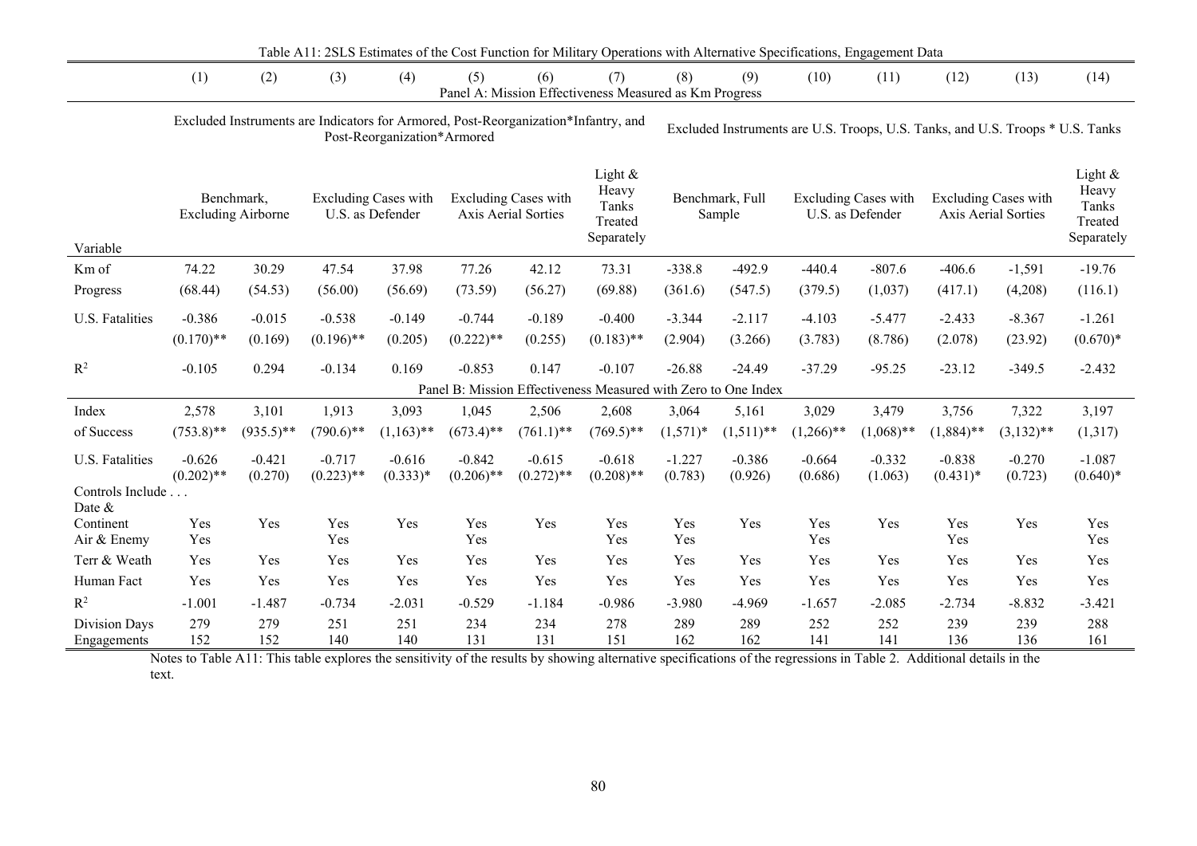Table A11: 2SLS Estimates of the Cost Function for Military Operations with Alternative Specifications, Engagement Data

| | (1) | (2) | (3) | (4) | (5) | (6) | (7) | (8) | (9) | (10) | (11) | (12) | (13) | (14) |
|---|---|---|---|---|---|---|---|---|---|---|---|---|---|---|
| | Panel A: Mission Effectiveness Measured as Km Progress | | | | | | | | | | | | | |
| | Excluded Instruments are Indicators for Armored, Post-Reorganization*Infantry, and Post-Reorganization*Armored | | | | | | | Excluded Instruments are U.S. Troops, U.S. Tanks, and U.S. Troops * U.S. Tanks | | | | | | |
| Variable | Benchmark, Excluding Airborne | | Excluding Cases with U.S. as Defender | | Excluding Cases with Axis Aerial Sorties | | Light & Heavy Tanks Treated Separately | Benchmark, Full Sample | | Excluding Cases with U.S. as Defender | | Excluding Cases with Axis Aerial Sorties | | Light & Heavy Tanks Treated Separately |
| Km of | 74.22 | 30.29 | 47.54 | 37.98 | 77.26 | 42.12 | 73.31 | -338.8 | -492.9 | -440.4 | -807.6 | -406.6 | -1,591 | -19.76 |
| Progress | (68.44) | (54.53) | (56.00) | (56.69) | (73.59) | (56.27) | (69.88) | (361.6) | (547.5) | (379.5) | (1,037) | (417.1) | (4,208) | (116.1) |
| U.S. Fatalities | -0.386 | -0.015 | -0.538 | -0.149 | -0.744 | -0.189 | -0.400 | -3.344 | -2.117 | -4.103 | -5.477 | -2.433 | -8.367 | -1.261 |
| | (0.170)** | (0.169) | (0.196)** | (0.205) | (0.222)** | (0.255) | (0.183)** | (2.904) | (3.266) | (3.783) | (8.786) | (2.078) | (23.92) | (0.670)* |
| $R^2$ | -0.105 | 0.294 | -0.134 | 0.169 | -0.853 | 0.147 | -0.107 | -26.88 | -24.49 | -37.29 | -95.25 | -23.12 | -349.5 | -2.432 |
| | Panel B: Mission Effectiveness Measured with Zero to One Index | | | | | | | | | | | | | |
| Index | 2,578 | 3,101 | 1,913 | 3,093 | 1,045 | 2,506 | 2,608 | 3,064 | 5,161 | 3,029 | 3,479 | 3,756 | 7,322 | 3,197 |
| of Success | (753.8)** | (935.5)** | (790.6)** | (1,163)** | (673.4)** | (761.1)** | (769.5)** | (1,571)* | (1,511)** | (1,266)** | (1,068)** | (1,884)** | (3,132)** | (1,317) |
| U.S. Fatalities | -0.626 | -0.421 | -0.717 | -0.616 | -0.842 | -0.615 | -0.618 | -1.227 | -0.386 | -0.664 | -0.332 | -0.838 | -0.270 | -1.087 |
| | (0.202)** | (0.270) | (0.223)** | (0.333)* | (0.206)** | (0.272)** | (0.208)** | (0.783) | (0.926) | (0.686) | (1.063) | (0.431)* | (0.723) | (0.640)* |
| Controls Include . . . | | | | | | | | | | | | | | |
| Date & Continent | Yes | Yes | Yes | Yes | Yes | Yes | Yes | Yes | Yes | Yes | Yes | Yes | Yes | Yes |
| Air & Enemy | Yes | | Yes | | Yes | | Yes | Yes | | Yes | | Yes | | Yes |
| Terr & Weath | Yes | Yes | Yes | Yes | Yes | Yes | Yes | Yes | Yes | Yes | Yes | Yes | Yes | Yes |
| Human Fact | Yes | Yes | Yes | Yes | Yes | Yes | Yes | Yes | Yes | Yes | Yes | Yes | Yes | Yes |
| $R^2$ | -1.001 | -1.487 | -0.734 | -2.031 | -0.529 | -1.184 | -0.986 | -3.980 | -4.969 | -1.657 | -2.085 | -2.734 | -8.832 | -3.421 |
| Division Days | 279 | 279 | 251 | 251 | 234 | 234 | 278 | 289 | 289 | 252 | 252 | 239 | 239 | 288 |
| Engagements | 152 | 152 | 140 | 140 | 131 | 131 | 151 | 162 | 162 | 141 | 141 | 136 | 136 | 161 |

Notes to Table A11: This table explores the sensitivity of the results by showing alternative specifications of the regressions in Table 2. Additional details in the text.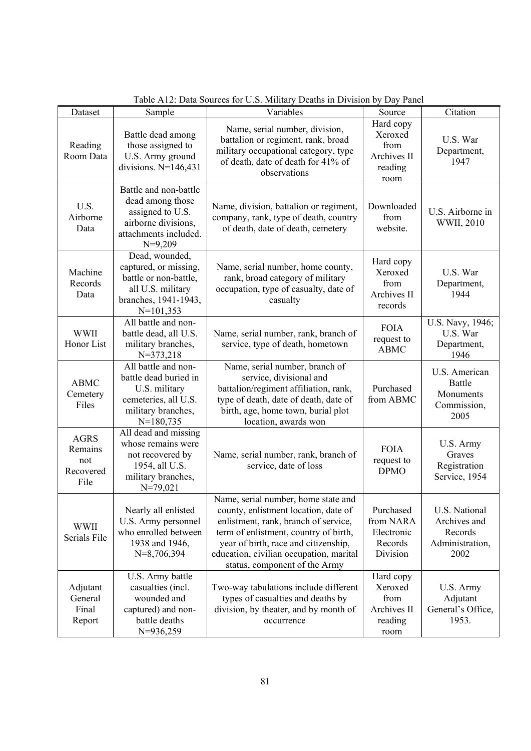Table A12: Data Sources for U.S. Military Deaths in Division by Day Panel

| Dataset | Sample | Variables | Source | Citation |
|---|---|---|---|---|
| Reading Room Data | Battle dead among those assigned to U.S. Army ground divisions. N=146,431 | Name, serial number, division, battalion or regiment, rank, broad military occupational category, type of death, date of death for 41% of observations | Hard copy Xeroxed from Archives II reading room | U.S. War Department, 1947 |
| U.S. Airborne Data | Battle and non-battle dead among those assigned to U.S. airborne divisions, attachments included. N=9,209 | Name, division, battalion or regiment, company, rank, type of death, country of death, date of death, cemetery | Downloaded from website. | U.S. Airborne in WWII, 2010 |
| Machine Records Data | Dead, wounded, captured, or missing, battle or non-battle, all U.S. military branches, 1941-1943, N=101,353 | Name, serial number, home county, rank, broad category of military occupation, type of casualty, date of casualty | Hard copy Xeroxed from Archives II records | U.S. War Department, 1944 |
| WWII Honor List | All battle and non-battle dead, all U.S. military branches, N=373,218 | Name, serial number, rank, branch of service, type of death, hometown | FOIA request to ABMC | U.S. Navy, 1946; U.S. War Department, 1946 |
| ABMC Cemetery Files | All battle and non-battle dead buried in U.S. military cemeteries, all U.S. military branches, N=180,735 | Name, serial number, branch of service, divisional and battalion/regiment affiliation, rank, type of death, date of death, date of birth, age, home town, burial plot location, awards won | Purchased from ABMC | U.S. American Battle Monuments Commission, 2005 |
| AGRS Remains not Recovered File | All dead and missing whose remains were not recovered by 1954, all U.S. military branches, N=79,021 | Name, serial number, rank, branch of service, date of loss | FOIA request to DPMO | U.S. Army Graves Registration Service, 1954 |
| WWII Serials File | Nearly all enlisted U.S. Army personnel who enrolled between 1938 and 1946, N=8,706,394 | Name, serial number, home state and county, enlistment location, date of enlistment, rank, branch of service, term of enlistment, country of birth, year of birth, race and citizenship, education, civilian occupation, marital status, component of the Army | Purchased from NARA Electronic Records Division | U.S. National Archives and Records Administration, 2002 |
| Adjutant General Final Report | U.S. Army battle casualties (incl. wounded and captured) and non-battle deaths N=936,259 | Two-way tabulations include different types of casualties and deaths by division, by theater, and by month of occurrence | Hard copy Xeroxed from Archives II reading room | U.S. Army Adjutant General's Office, 1953. |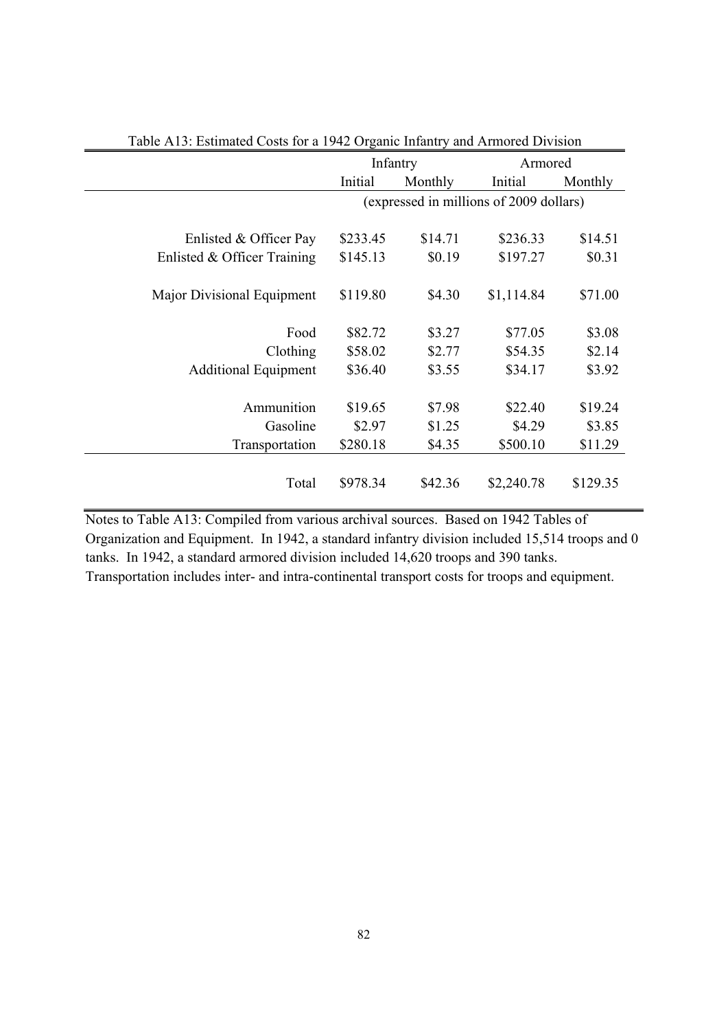Table A13: Estimated Costs for a 1942 Organic Infantry and Armored Division

| | Infantry | | Armored | |
|---|---|---|---|---|
| | Initial | Monthly | Initial | Monthly |
| | (expressed in millions of 2009 dollars) | | | |
| Enlisted & Officer Pay | $233.45 | $14.71 | $236.33 | $14.51 |
| Enlisted & Officer Training | $145.13 | $0.19 | $197.27 | $0.31 |
| Major Divisional Equipment | $119.80 | $4.30 | $1,114.84 | $71.00 |
| Food | $82.72 | $3.27 | $77.05 | $3.08 |
| Clothing | $58.02 | $2.77 | $54.35 | $2.14 |
| Additional Equipment | $36.40 | $3.55 | $34.17 | $3.92 |
| Ammunition | $19.65 | $7.98 | $22.40 | $19.24 |
| Gasoline | $2.97 | $1.25 | $4.29 | $3.85 |
| Transportation | $280.18 | $4.35 | $500.10 | $11.29 |
| Total | $978.34 | $42.36 | $2,240.78 | $129.35 |

Notes to Table A13: Compiled from various archival sources. Based on 1942 Tables of Organization and Equipment. In 1942, a standard infantry division included 15,514 troops and 0 tanks. In 1942, a standard armored division included 14,620 troops and 390 tanks. Transportation includes inter- and intra-continental transport costs for troops and equipment.